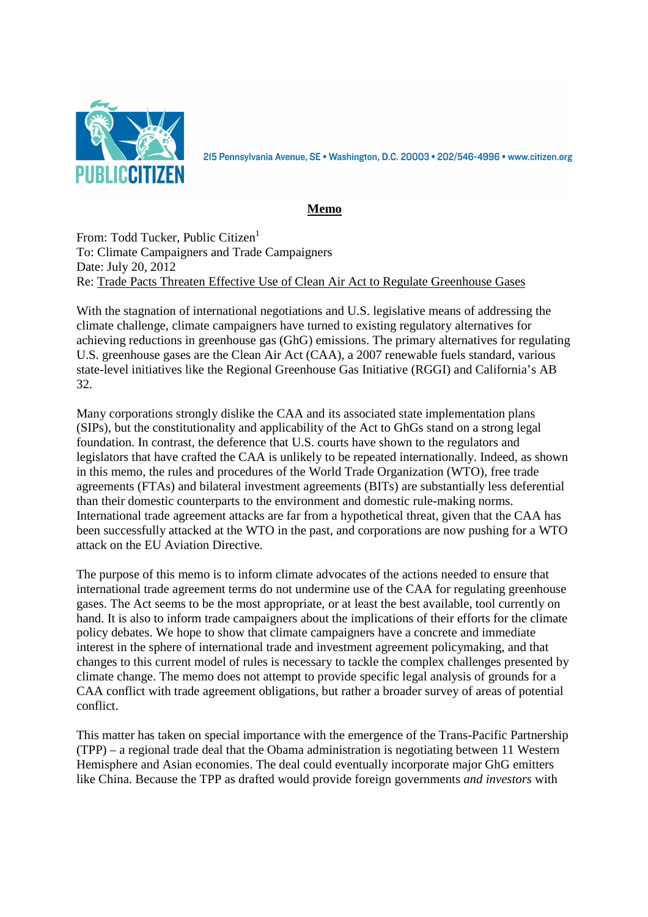215 Pennsylvania Avenue, SE • Washington, D.C. 20003 • 202/546-4996 • www.citizen.org

**Memo**

From: Todd Tucker, Public Citizen[1]
To: Climate Campaigners and Trade Campaigners
Date: July 20, 2012
Re: Trade Pacts Threaten Effective Use of Clean Air Act to Regulate Greenhouse Gases

With the stagnation of international negotiations and U.S. legislative means of addressing the climate challenge, climate campaigners have turned to existing regulatory alternatives for achieving reductions in greenhouse gas (GhG) emissions. The primary alternatives for regulating U.S. greenhouse gases are the Clean Air Act (CAA), a 2007 renewable fuels standard, various state-level initiatives like the Regional Greenhouse Gas Initiative (RGGI) and California's AB 32.

Many corporations strongly dislike the CAA and its associated state implementation plans (SIPs), but the constitutionality and applicability of the Act to GhGs stand on a strong legal foundation. In contrast, the deference that U.S. courts have shown to the regulators and legislators that have crafted the CAA is unlikely to be repeated internationally. Indeed, as shown in this memo, the rules and procedures of the World Trade Organization (WTO), free trade agreements (FTAs) and bilateral investment agreements (BITs) are substantially less deferential than their domestic counterparts to the environment and domestic rule-making norms. International trade agreement attacks are far from a hypothetical threat, given that the CAA has been successfully attacked at the WTO in the past, and corporations are now pushing for a WTO attack on the EU Aviation Directive.

The purpose of this memo is to inform climate advocates of the actions needed to ensure that international trade agreement terms do not undermine use of the CAA for regulating greenhouse gases. The Act seems to be the most appropriate, or at least the best available, tool currently on hand. It is also to inform trade campaigners about the implications of their efforts for the climate policy debates. We hope to show that climate campaigners have a concrete and immediate interest in the sphere of international trade and investment agreement policymaking, and that changes to this current model of rules is necessary to tackle the complex challenges presented by climate change. The memo does not attempt to provide specific legal analysis of grounds for a CAA conflict with trade agreement obligations, but rather a broader survey of areas of potential conflict.

This matter has taken on special importance with the emergence of the Trans-Pacific Partnership (TPP) – a regional trade deal that the Obama administration is negotiating between 11 Western Hemisphere and Asian economies. The deal could eventually incorporate major GhG emitters like China. Because the TPP as drafted would provide foreign governments *and investors* with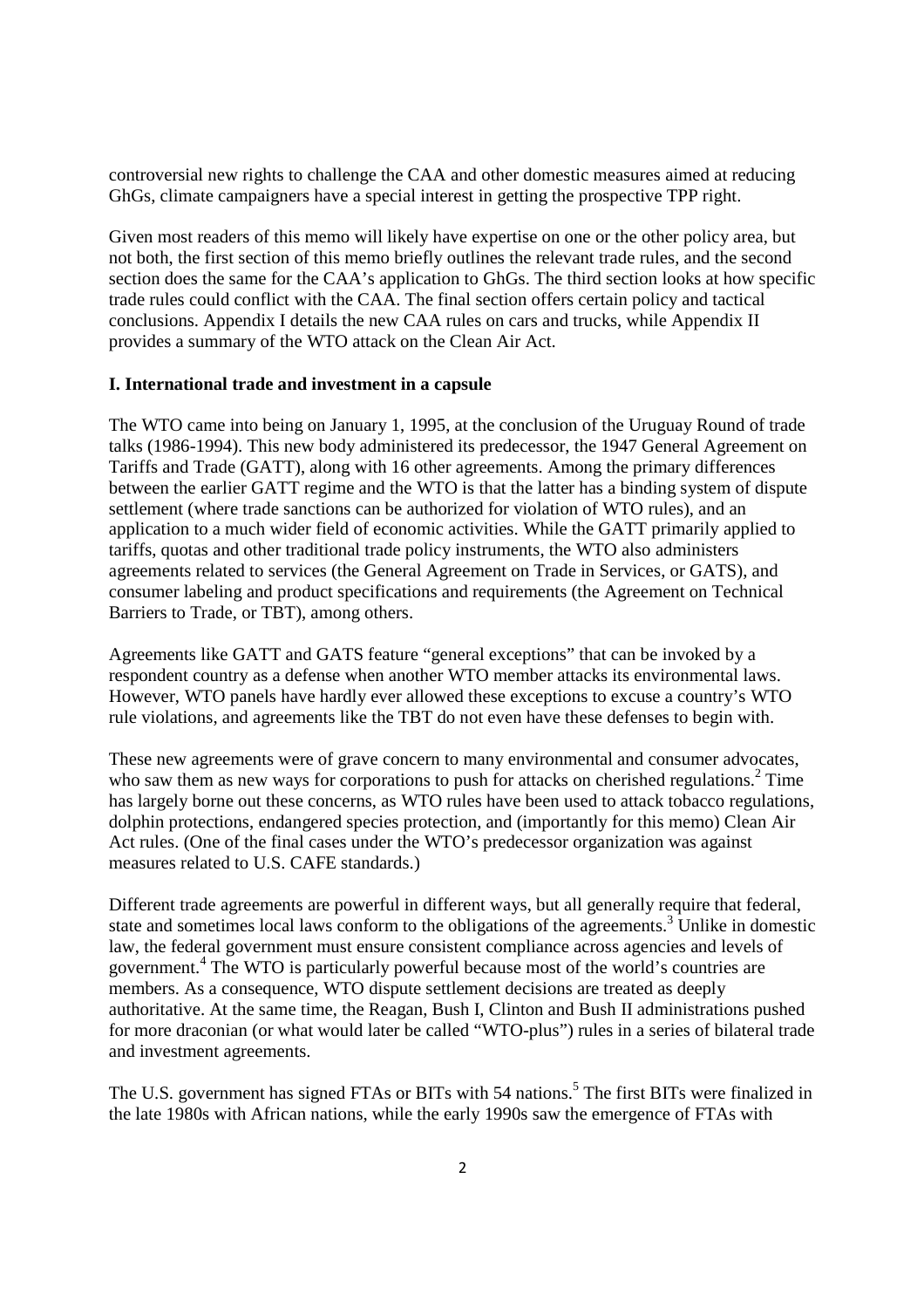controversial new rights to challenge the CAA and other domestic measures aimed at reducing GhGs, climate campaigners have a special interest in getting the prospective TPP right.

Given most readers of this memo will likely have expertise on one or the other policy area, but not both, the first section of this memo briefly outlines the relevant trade rules, and the second section does the same for the CAA's application to GhGs. The third section looks at how specific trade rules could conflict with the CAA. The final section offers certain policy and tactical conclusions. Appendix I details the new CAA rules on cars and trucks, while Appendix II provides a summary of the WTO attack on the Clean Air Act.

## I. International trade and investment in a capsule

The WTO came into being on January 1, 1995, at the conclusion of the Uruguay Round of trade talks (1986-1994). This new body administered its predecessor, the 1947 General Agreement on Tariffs and Trade (GATT), along with 16 other agreements. Among the primary differences between the earlier GATT regime and the WTO is that the latter has a binding system of dispute settlement (where trade sanctions can be authorized for violation of WTO rules), and an application to a much wider field of economic activities. While the GATT primarily applied to tariffs, quotas and other traditional trade policy instruments, the WTO also administers agreements related to services (the General Agreement on Trade in Services, or GATS), and consumer labeling and product specifications and requirements (the Agreement on Technical Barriers to Trade, or TBT), among others.

Agreements like GATT and GATS feature "general exceptions" that can be invoked by a respondent country as a defense when another WTO member attacks its environmental laws. However, WTO panels have hardly ever allowed these exceptions to excuse a country's WTO rule violations, and agreements like the TBT do not even have these defenses to begin with.

These new agreements were of grave concern to many environmental and consumer advocates, who saw them as new ways for corporations to push for attacks on cherished regulations.[2] Time has largely borne out these concerns, as WTO rules have been used to attack tobacco regulations, dolphin protections, endangered species protection, and (importantly for this memo) Clean Air Act rules. (One of the final cases under the WTO's predecessor organization was against measures related to U.S. CAFE standards.)

Different trade agreements are powerful in different ways, but all generally require that federal, state and sometimes local laws conform to the obligations of the agreements.[3] Unlike in domestic law, the federal government must ensure consistent compliance across agencies and levels of government.[4] The WTO is particularly powerful because most of the world's countries are members. As a consequence, WTO dispute settlement decisions are treated as deeply authoritative. At the same time, the Reagan, Bush I, Clinton and Bush II administrations pushed for more draconian (or what would later be called "WTO-plus") rules in a series of bilateral trade and investment agreements.

The U.S. government has signed FTAs or BITs with 54 nations.[5] The first BITs were finalized in the late 1980s with African nations, while the early 1990s saw the emergence of FTAs with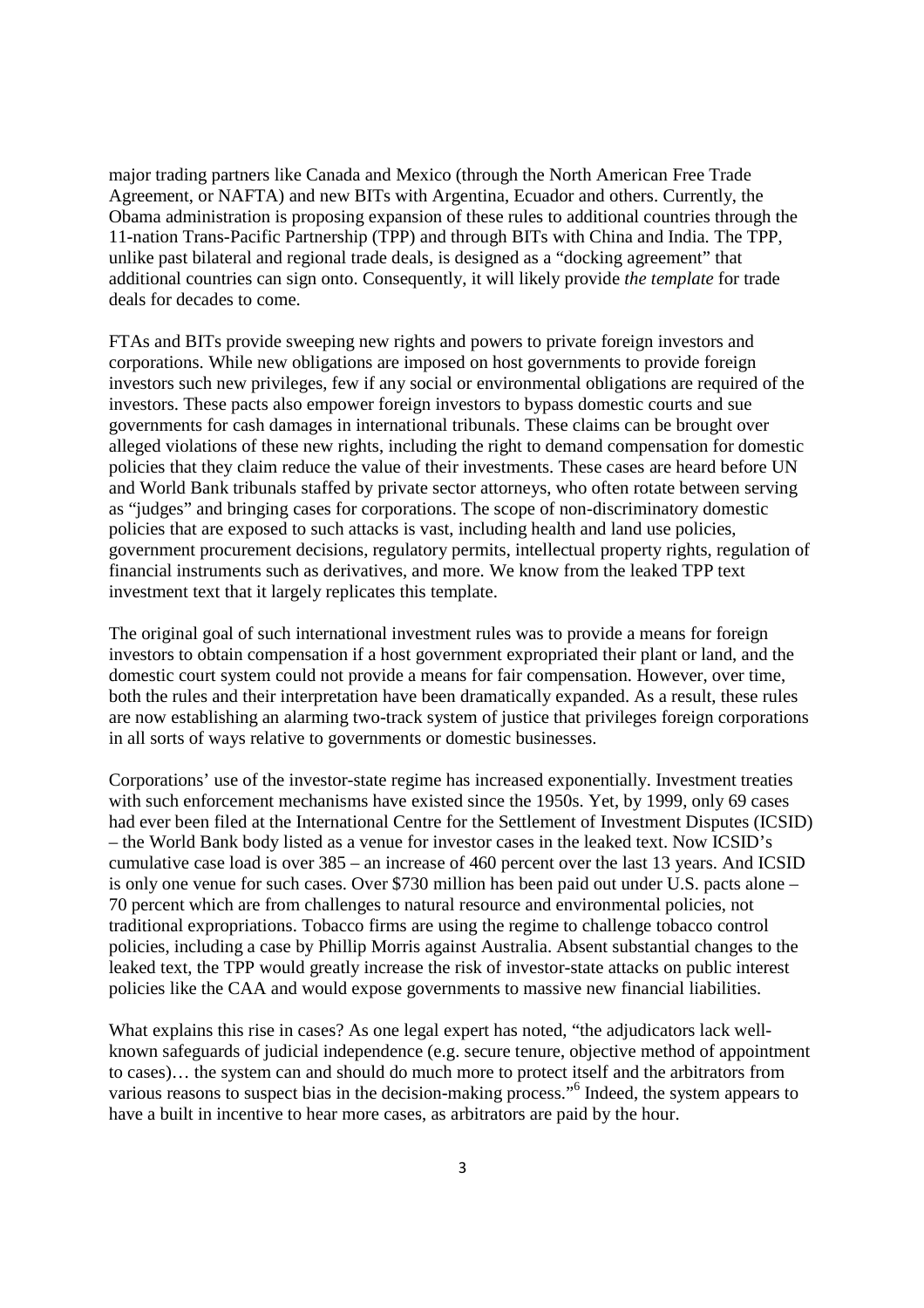major trading partners like Canada and Mexico (through the North American Free Trade Agreement, or NAFTA) and new BITs with Argentina, Ecuador and others. Currently, the Obama administration is proposing expansion of these rules to additional countries through the 11-nation Trans-Pacific Partnership (TPP) and through BITs with China and India. The TPP, unlike past bilateral and regional trade deals, is designed as a "docking agreement" that additional countries can sign onto. Consequently, it will likely provide *the template* for trade deals for decades to come.

FTAs and BITs provide sweeping new rights and powers to private foreign investors and corporations. While new obligations are imposed on host governments to provide foreign investors such new privileges, few if any social or environmental obligations are required of the investors. These pacts also empower foreign investors to bypass domestic courts and sue governments for cash damages in international tribunals. These claims can be brought over alleged violations of these new rights, including the right to demand compensation for domestic policies that they claim reduce the value of their investments. These cases are heard before UN and World Bank tribunals staffed by private sector attorneys, who often rotate between serving as "judges" and bringing cases for corporations. The scope of non-discriminatory domestic policies that are exposed to such attacks is vast, including health and land use policies, government procurement decisions, regulatory permits, intellectual property rights, regulation of financial instruments such as derivatives, and more. We know from the leaked TPP text investment text that it largely replicates this template.

The original goal of such international investment rules was to provide a means for foreign investors to obtain compensation if a host government expropriated their plant or land, and the domestic court system could not provide a means for fair compensation. However, over time, both the rules and their interpretation have been dramatically expanded. As a result, these rules are now establishing an alarming two-track system of justice that privileges foreign corporations in all sorts of ways relative to governments or domestic businesses.

Corporations' use of the investor-state regime has increased exponentially. Investment treaties with such enforcement mechanisms have existed since the 1950s. Yet, by 1999, only 69 cases had ever been filed at the International Centre for the Settlement of Investment Disputes (ICSID) – the World Bank body listed as a venue for investor cases in the leaked text. Now ICSID's cumulative case load is over 385 – an increase of 460 percent over the last 13 years. And ICSID is only one venue for such cases. Over $730 million has been paid out under U.S. pacts alone – 70 percent which are from challenges to natural resource and environmental policies, not traditional expropriations. Tobacco firms are using the regime to challenge tobacco control policies, including a case by Phillip Morris against Australia. Absent substantial changes to the leaked text, the TPP would greatly increase the risk of investor-state attacks on public interest policies like the CAA and would expose governments to massive new financial liabilities.

What explains this rise in cases? As one legal expert has noted, "the adjudicators lack well-known safeguards of judicial independence (e.g. secure tenure, objective method of appointment to cases)… the system can and should do much more to protect itself and the arbitrators from various reasons to suspect bias in the decision-making process."[6] Indeed, the system appears to have a built in incentive to hear more cases, as arbitrators are paid by the hour.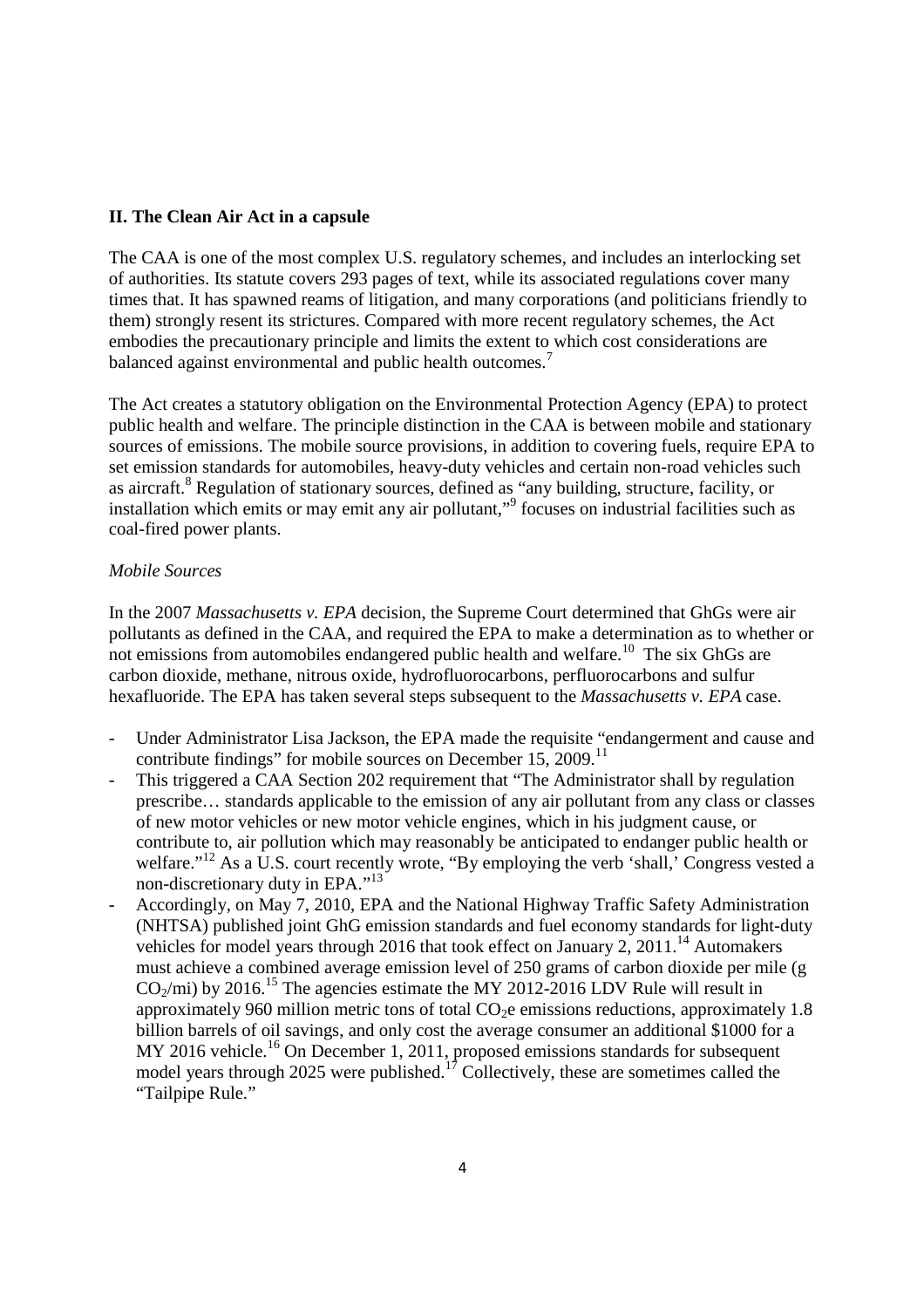## II. The Clean Air Act in a capsule

The CAA is one of the most complex U.S. regulatory schemes, and includes an interlocking set of authorities. Its statute covers 293 pages of text, while its associated regulations cover many times that. It has spawned reams of litigation, and many corporations (and politicians friendly to them) strongly resent its strictures. Compared with more recent regulatory schemes, the Act embodies the precautionary principle and limits the extent to which cost considerations are balanced against environmental and public health outcomes.[7]

The Act creates a statutory obligation on the Environmental Protection Agency (EPA) to protect public health and welfare. The principle distinction in the CAA is between mobile and stationary sources of emissions. The mobile source provisions, in addition to covering fuels, require EPA to set emission standards for automobiles, heavy-duty vehicles and certain non-road vehicles such as aircraft.[8] Regulation of stationary sources, defined as "any building, structure, facility, or installation which emits or may emit any air pollutant,"[9] focuses on industrial facilities such as coal-fired power plants.

*Mobile Sources*

In the 2007 *Massachusetts v. EPA* decision, the Supreme Court determined that GhGs were air pollutants as defined in the CAA, and required the EPA to make a determination as to whether or not emissions from automobiles endangered public health and welfare.[10] The six GhGs are carbon dioxide, methane, nitrous oxide, hydrofluorocarbons, perfluorocarbons and sulfur hexafluoride. The EPA has taken several steps subsequent to the *Massachusetts v. EPA* case.

- Under Administrator Lisa Jackson, the EPA made the requisite "endangerment and cause and contribute findings" for mobile sources on December 15, 2009.[11]
- This triggered a CAA Section 202 requirement that "The Administrator shall by regulation prescribe… standards applicable to the emission of any air pollutant from any class or classes of new motor vehicles or new motor vehicle engines, which in his judgment cause, or contribute to, air pollution which may reasonably be anticipated to endanger public health or welfare."[12] As a U.S. court recently wrote, "By employing the verb 'shall,' Congress vested a non-discretionary duty in EPA."[13]
- Accordingly, on May 7, 2010, EPA and the National Highway Traffic Safety Administration (NHTSA) published joint GhG emission standards and fuel economy standards for light-duty vehicles for model years through 2016 that took effect on January 2, 2011.[14] Automakers must achieve a combined average emission level of 250 grams of carbon dioxide per mile (g $CO_2$/mi) by 2016.[15] The agencies estimate the MY 2012-2016 LDV Rule will result in approximately 960 million metric tons of total $CO_2$e emissions reductions, approximately 1.8 billion barrels of oil savings, and only cost the average consumer an additional $1000 for a MY 2016 vehicle.[16] On December 1, 2011, proposed emissions standards for subsequent model years through 2025 were published.[17] Collectively, these are sometimes called the "Tailpipe Rule."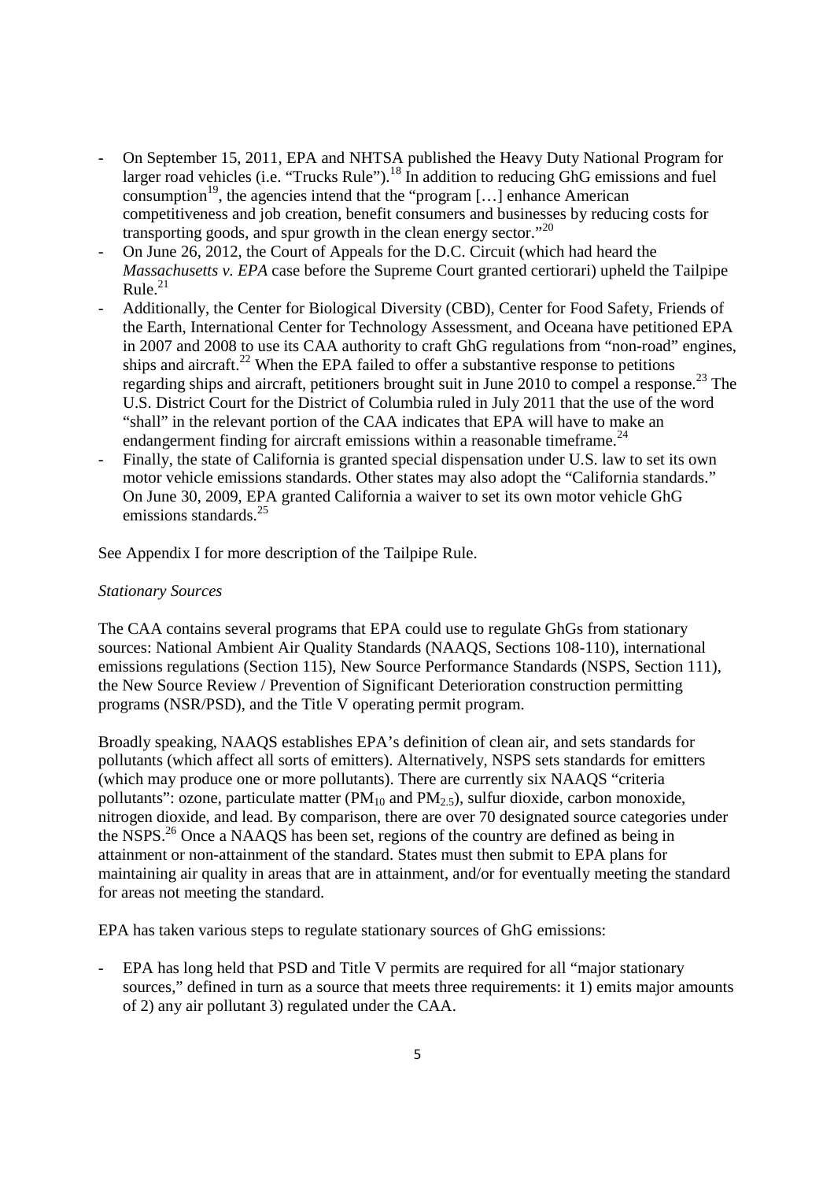- On September 15, 2011, EPA and NHTSA published the Heavy Duty National Program for larger road vehicles (i.e. "Trucks Rule").[18] In addition to reducing GhG emissions and fuel consumption[19], the agencies intend that the "program […] enhance American competitiveness and job creation, benefit consumers and businesses by reducing costs for transporting goods, and spur growth in the clean energy sector."[20]
- On June 26, 2012, the Court of Appeals for the D.C. Circuit (which had heard the *Massachusetts v. EPA* case before the Supreme Court granted certiorari) upheld the Tailpipe Rule.[21]
- Additionally, the Center for Biological Diversity (CBD), Center for Food Safety, Friends of the Earth, International Center for Technology Assessment, and Oceana have petitioned EPA in 2007 and 2008 to use its CAA authority to craft GhG regulations from "non-road" engines, ships and aircraft.[22] When the EPA failed to offer a substantive response to petitions regarding ships and aircraft, petitioners brought suit in June 2010 to compel a response.[23] The U.S. District Court for the District of Columbia ruled in July 2011 that the use of the word "shall" in the relevant portion of the CAA indicates that EPA will have to make an endangerment finding for aircraft emissions within a reasonable timeframe.[24]
- Finally, the state of California is granted special dispensation under U.S. law to set its own motor vehicle emissions standards. Other states may also adopt the "California standards." On June 30, 2009, EPA granted California a waiver to set its own motor vehicle GhG emissions standards.[25]

See Appendix I for more description of the Tailpipe Rule.

*Stationary Sources*

The CAA contains several programs that EPA could use to regulate GhGs from stationary sources: National Ambient Air Quality Standards (NAAQS, Sections 108-110), international emissions regulations (Section 115), New Source Performance Standards (NSPS, Section 111), the New Source Review / Prevention of Significant Deterioration construction permitting programs (NSR/PSD), and the Title V operating permit program.

Broadly speaking, NAAQS establishes EPA's definition of clean air, and sets standards for pollutants (which affect all sorts of emitters). Alternatively, NSPS sets standards for emitters (which may produce one or more pollutants). There are currently six NAAQS "criteria pollutants": ozone, particulate matter ($PM_{10}$ and $PM_{2.5}$), sulfur dioxide, carbon monoxide, nitrogen dioxide, and lead. By comparison, there are over 70 designated source categories under the NSPS.[26] Once a NAAQS has been set, regions of the country are defined as being in attainment or non-attainment of the standard. States must then submit to EPA plans for maintaining air quality in areas that are in attainment, and/or for eventually meeting the standard for areas not meeting the standard.

EPA has taken various steps to regulate stationary sources of GhG emissions:

- EPA has long held that PSD and Title V permits are required for all "major stationary sources," defined in turn as a source that meets three requirements: it 1) emits major amounts of 2) any air pollutant 3) regulated under the CAA.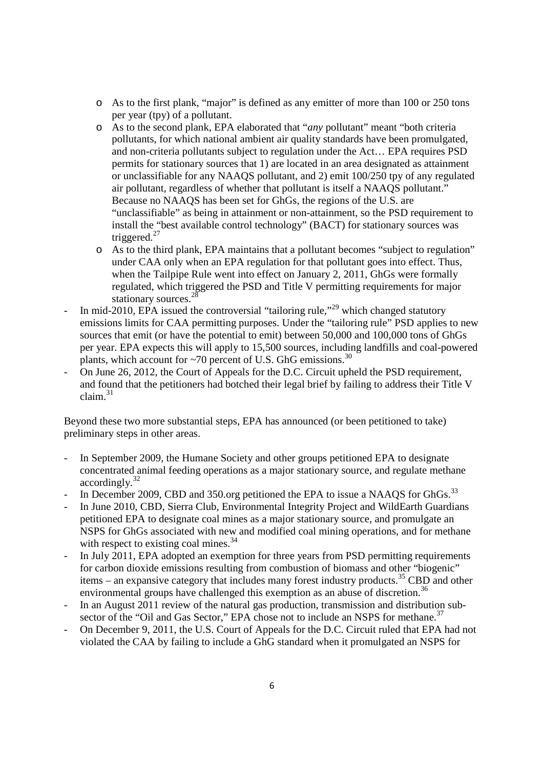- As to the first plank, "major" is defined as any emitter of more than 100 or 250 tons per year (tpy) of a pollutant.
  - As to the second plank, EPA elaborated that "*any* pollutant" meant "both criteria pollutants, for which national ambient air quality standards have been promulgated, and non-criteria pollutants subject to regulation under the Act… EPA requires PSD permits for stationary sources that 1) are located in an area designated as attainment or unclassifiable for any NAAQS pollutant, and 2) emit 100/250 tpy of any regulated air pollutant, regardless of whether that pollutant is itself a NAAQS pollutant." Because no NAAQS has been set for GhGs, the regions of the U.S. are "unclassifiable" as being in attainment or non-attainment, so the PSD requirement to install the "best available control technology" (BACT) for stationary sources was triggered.[27]
  - As to the third plank, EPA maintains that a pollutant becomes "subject to regulation" under CAA only when an EPA regulation for that pollutant goes into effect. Thus, when the Tailpipe Rule went into effect on January 2, 2011, GhGs were formally regulated, which triggered the PSD and Title V permitting requirements for major stationary sources.[28]
- In mid-2010, EPA issued the controversial "tailoring rule,"[29] which changed statutory emissions limits for CAA permitting purposes. Under the "tailoring rule" PSD applies to new sources that emit (or have the potential to emit) between 50,000 and 100,000 tons of GhGs per year. EPA expects this will apply to 15,500 sources, including landfills and coal-powered plants, which account for ~70 percent of U.S. GhG emissions.[30]
- On June 26, 2012, the Court of Appeals for the D.C. Circuit upheld the PSD requirement, and found that the petitioners had botched their legal brief by failing to address their Title V claim.[31]

Beyond these two more substantial steps, EPA has announced (or been petitioned to take) preliminary steps in other areas.

- In September 2009, the Humane Society and other groups petitioned EPA to designate concentrated animal feeding operations as a major stationary source, and regulate methane accordingly.[32]
- In December 2009, CBD and 350.org petitioned the EPA to issue a NAAQS for GhGs.[33]
- In June 2010, CBD, Sierra Club, Environmental Integrity Project and WildEarth Guardians petitioned EPA to designate coal mines as a major stationary source, and promulgate an NSPS for GhGs associated with new and modified coal mining operations, and for methane with respect to existing coal mines.[34]
- In July 2011, EPA adopted an exemption for three years from PSD permitting requirements for carbon dioxide emissions resulting from combustion of biomass and other "biogenic" items – an expansive category that includes many forest industry products.[35] CBD and other environmental groups have challenged this exemption as an abuse of discretion.[36]
- In an August 2011 review of the natural gas production, transmission and distribution sub-sector of the "Oil and Gas Sector," EPA chose not to include an NSPS for methane.[37]
- On December 9, 2011, the U.S. Court of Appeals for the D.C. Circuit ruled that EPA had not violated the CAA by failing to include a GhG standard when it promulgated an NSPS for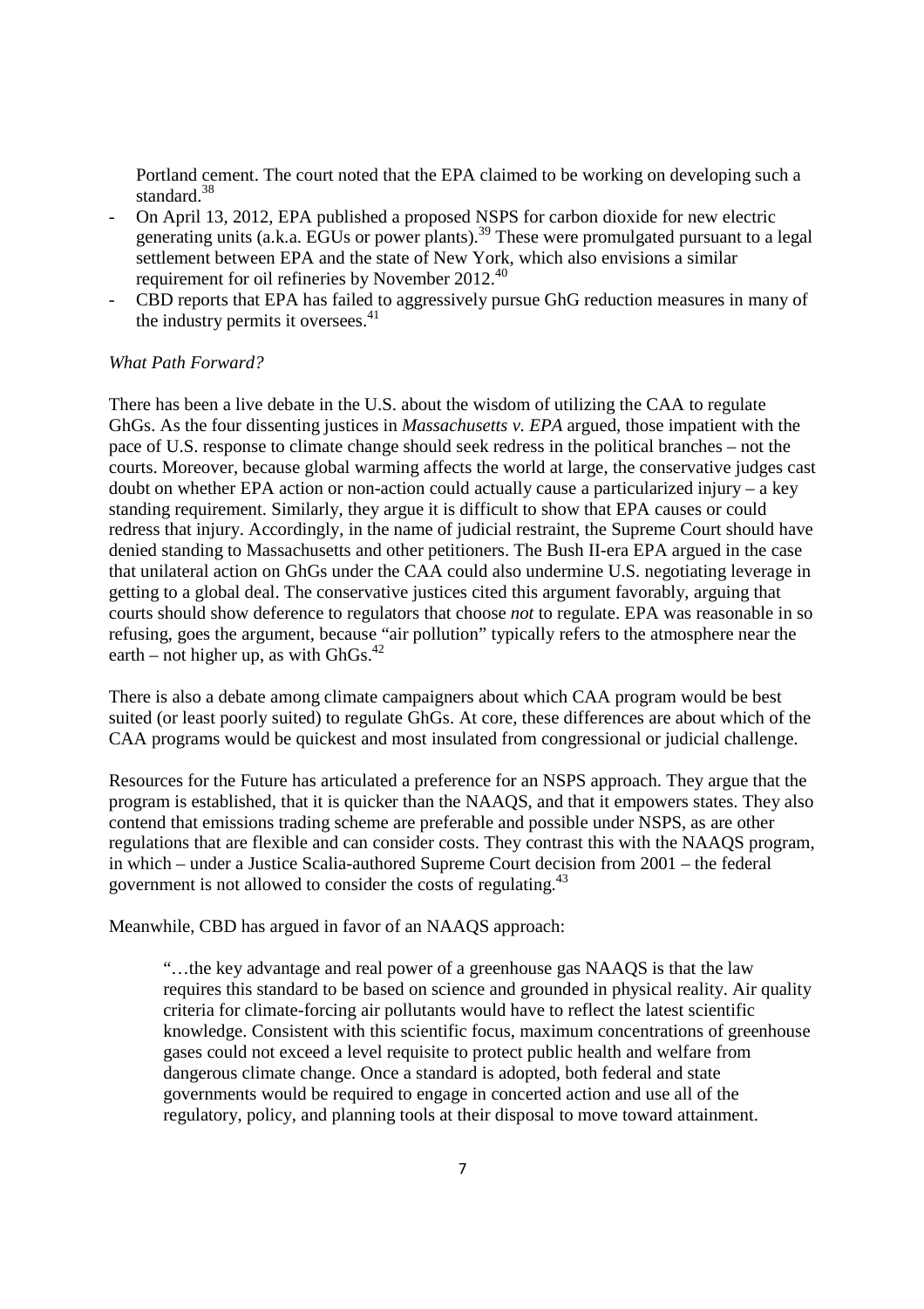Portland cement. The court noted that the EPA claimed to be working on developing such a standard.[38]

- On April 13, 2012, EPA published a proposed NSPS for carbon dioxide for new electric generating units (a.k.a. EGUs or power plants).[39] These were promulgated pursuant to a legal settlement between EPA and the state of New York, which also envisions a similar requirement for oil refineries by November 2012.[40]
- CBD reports that EPA has failed to aggressively pursue GhG reduction measures in many of the industry permits it oversees.[41]

*What Path Forward?*

There has been a live debate in the U.S. about the wisdom of utilizing the CAA to regulate GhGs. As the four dissenting justices in *Massachusetts v. EPA* argued, those impatient with the pace of U.S. response to climate change should seek redress in the political branches – not the courts. Moreover, because global warming affects the world at large, the conservative judges cast doubt on whether EPA action or non-action could actually cause a particularized injury – a key standing requirement. Similarly, they argue it is difficult to show that EPA causes or could redress that injury. Accordingly, in the name of judicial restraint, the Supreme Court should have denied standing to Massachusetts and other petitioners. The Bush II-era EPA argued in the case that unilateral action on GhGs under the CAA could also undermine U.S. negotiating leverage in getting to a global deal. The conservative justices cited this argument favorably, arguing that courts should show deference to regulators that choose *not* to regulate. EPA was reasonable in so refusing, goes the argument, because "air pollution" typically refers to the atmosphere near the earth – not higher up, as with GhGs.[42]

There is also a debate among climate campaigners about which CAA program would be best suited (or least poorly suited) to regulate GhGs. At core, these differences are about which of the CAA programs would be quickest and most insulated from congressional or judicial challenge.

Resources for the Future has articulated a preference for an NSPS approach. They argue that the program is established, that it is quicker than the NAAQS, and that it empowers states. They also contend that emissions trading scheme are preferable and possible under NSPS, as are other regulations that are flexible and can consider costs. They contrast this with the NAAQS program, in which – under a Justice Scalia-authored Supreme Court decision from 2001 – the federal government is not allowed to consider the costs of regulating.[43]

Meanwhile, CBD has argued in favor of an NAAQS approach:

> "…the key advantage and real power of a greenhouse gas NAAQS is that the law requires this standard to be based on science and grounded in physical reality. Air quality criteria for climate-forcing air pollutants would have to reflect the latest scientific knowledge. Consistent with this scientific focus, maximum concentrations of greenhouse gases could not exceed a level requisite to protect public health and welfare from dangerous climate change. Once a standard is adopted, both federal and state governments would be required to engage in concerted action and use all of the regulatory, policy, and planning tools at their disposal to move toward attainment.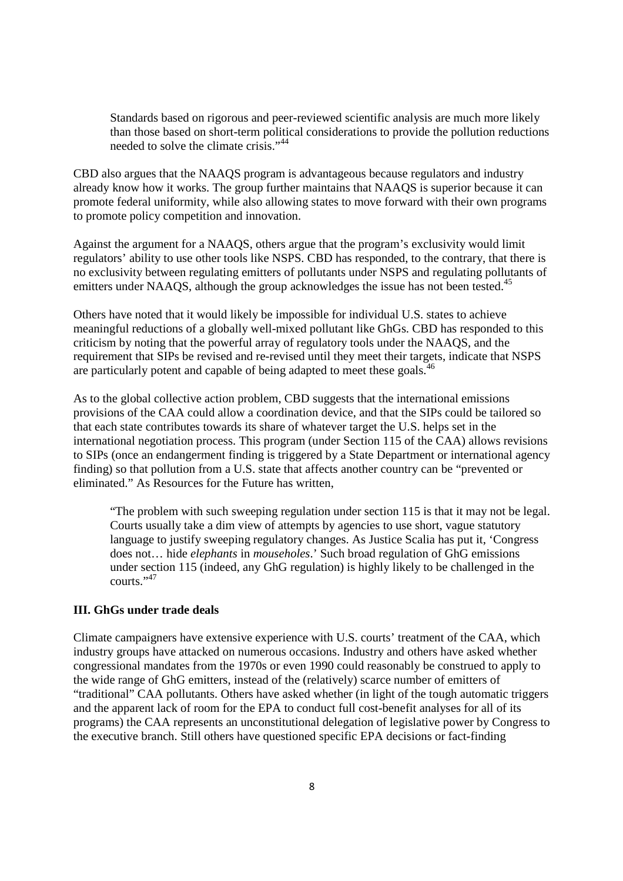Standards based on rigorous and peer-reviewed scientific analysis are much more likely than those based on short-term political considerations to provide the pollution reductions needed to solve the climate crisis."[44]

CBD also argues that the NAAQS program is advantageous because regulators and industry already know how it works. The group further maintains that NAAQS is superior because it can promote federal uniformity, while also allowing states to move forward with their own programs to promote policy competition and innovation.

Against the argument for a NAAQS, others argue that the program's exclusivity would limit regulators' ability to use other tools like NSPS. CBD has responded, to the contrary, that there is no exclusivity between regulating emitters of pollutants under NSPS and regulating pollutants of emitters under NAAQS, although the group acknowledges the issue has not been tested.[45]

Others have noted that it would likely be impossible for individual U.S. states to achieve meaningful reductions of a globally well-mixed pollutant like GhGs. CBD has responded to this criticism by noting that the powerful array of regulatory tools under the NAAQS, and the requirement that SIPs be revised and re-revised until they meet their targets, indicate that NSPS are particularly potent and capable of being adapted to meet these goals.[46]

As to the global collective action problem, CBD suggests that the international emissions provisions of the CAA could allow a coordination device, and that the SIPs could be tailored so that each state contributes towards its share of whatever target the U.S. helps set in the international negotiation process. This program (under Section 115 of the CAA) allows revisions to SIPs (once an endangerment finding is triggered by a State Department or international agency finding) so that pollution from a U.S. state that affects another country can be "prevented or eliminated." As Resources for the Future has written,

> "The problem with such sweeping regulation under section 115 is that it may not be legal. Courts usually take a dim view of attempts by agencies to use short, vague statutory language to justify sweeping regulatory changes. As Justice Scalia has put it, 'Congress does not… hide *elephants* in *mouseholes*.' Such broad regulation of GhG emissions under section 115 (indeed, any GhG regulation) is highly likely to be challenged in the courts."[47]

### III. GhGs under trade deals

Climate campaigners have extensive experience with U.S. courts' treatment of the CAA, which industry groups have attacked on numerous occasions. Industry and others have asked whether congressional mandates from the 1970s or even 1990 could reasonably be construed to apply to the wide range of GhG emitters, instead of the (relatively) scarce number of emitters of "traditional" CAA pollutants. Others have asked whether (in light of the tough automatic triggers and the apparent lack of room for the EPA to conduct full cost-benefit analyses for all of its programs) the CAA represents an unconstitutional delegation of legislative power by Congress to the executive branch. Still others have questioned specific EPA decisions or fact-finding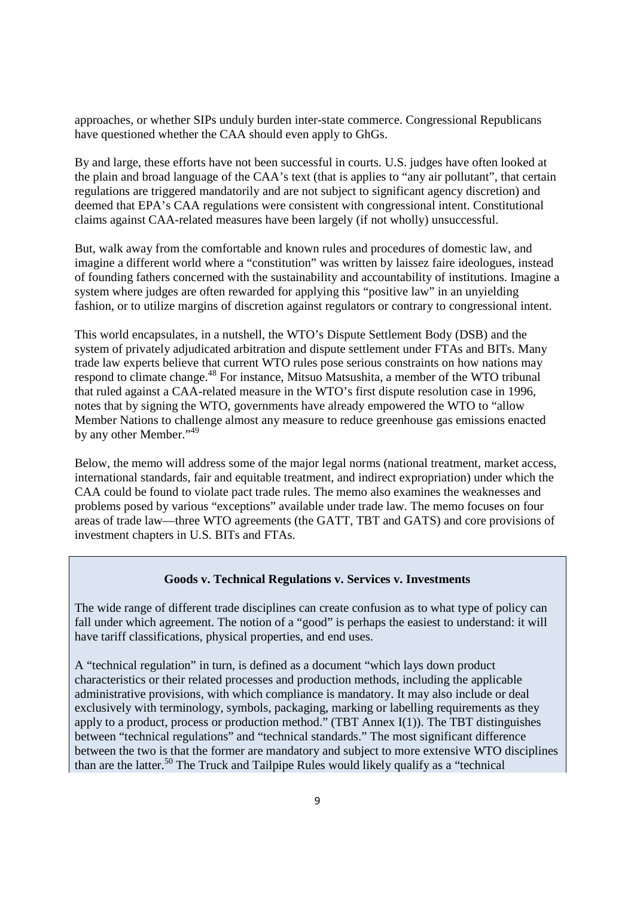approaches, or whether SIPs unduly burden inter-state commerce. Congressional Republicans have questioned whether the CAA should even apply to GhGs.

By and large, these efforts have not been successful in courts. U.S. judges have often looked at the plain and broad language of the CAA's text (that is applies to "any air pollutant", that certain regulations are triggered mandatorily and are not subject to significant agency discretion) and deemed that EPA's CAA regulations were consistent with congressional intent. Constitutional claims against CAA-related measures have been largely (if not wholly) unsuccessful.

But, walk away from the comfortable and known rules and procedures of domestic law, and imagine a different world where a "constitution" was written by laissez faire ideologues, instead of founding fathers concerned with the sustainability and accountability of institutions. Imagine a system where judges are often rewarded for applying this "positive law" in an unyielding fashion, or to utilize margins of discretion against regulators or contrary to congressional intent.

This world encapsulates, in a nutshell, the WTO's Dispute Settlement Body (DSB) and the system of privately adjudicated arbitration and dispute settlement under FTAs and BITs. Many trade law experts believe that current WTO rules pose serious constraints on how nations may respond to climate change.[48] For instance, Mitsuo Matsushita, a member of the WTO tribunal that ruled against a CAA-related measure in the WTO's first dispute resolution case in 1996, notes that by signing the WTO, governments have already empowered the WTO to "allow Member Nations to challenge almost any measure to reduce greenhouse gas emissions enacted by any other Member."[49]

Below, the memo will address some of the major legal norms (national treatment, market access, international standards, fair and equitable treatment, and indirect expropriation) under which the CAA could be found to violate pact trade rules. The memo also examines the weaknesses and problems posed by various "exceptions" available under trade law. The memo focuses on four areas of trade law—three WTO agreements (the GATT, TBT and GATS) and core provisions of investment chapters in U.S. BITs and FTAs.

**Goods v. Technical Regulations v. Services v. Investments**

The wide range of different trade disciplines can create confusion as to what type of policy can fall under which agreement. The notion of a "good" is perhaps the easiest to understand: it will have tariff classifications, physical properties, and end uses.

A "technical regulation" in turn, is defined as a document "which lays down product characteristics or their related processes and production methods, including the applicable administrative provisions, with which compliance is mandatory. It may also include or deal exclusively with terminology, symbols, packaging, marking or labelling requirements as they apply to a product, process or production method." (TBT Annex I(1)). The TBT distinguishes between "technical regulations" and "technical standards." The most significant difference between the two is that the former are mandatory and subject to more extensive WTO disciplines than are the latter.[50] The Truck and Tailpipe Rules would likely qualify as a "technical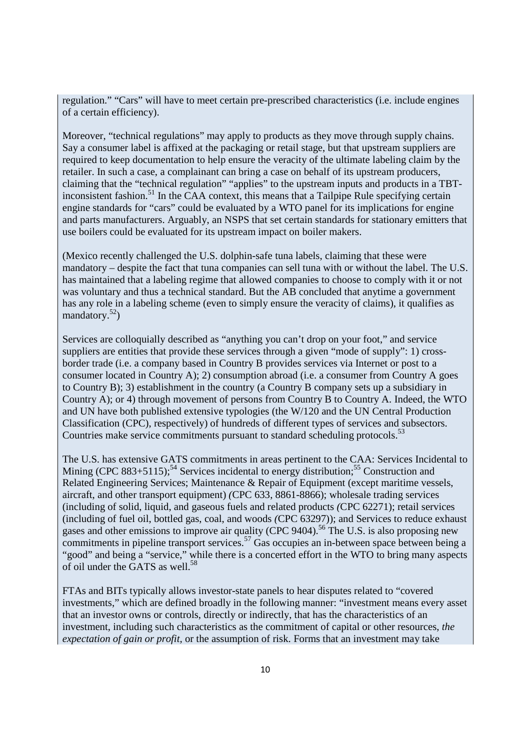regulation." "Cars" will have to meet certain pre-prescribed characteristics (i.e. include engines of a certain efficiency).

Moreover, "technical regulations" may apply to products as they move through supply chains. Say a consumer label is affixed at the packaging or retail stage, but that upstream suppliers are required to keep documentation to help ensure the veracity of the ultimate labeling claim by the retailer. In such a case, a complainant can bring a case on behalf of its upstream producers, claiming that the "technical regulation" "applies" to the upstream inputs and products in a TBT-inconsistent fashion.[51] In the CAA context, this means that a Tailpipe Rule specifying certain engine standards for "cars" could be evaluated by a WTO panel for its implications for engine and parts manufacturers. Arguably, an NSPS that set certain standards for stationary emitters that use boilers could be evaluated for its upstream impact on boiler makers.

(Mexico recently challenged the U.S. dolphin-safe tuna labels, claiming that these were mandatory – despite the fact that tuna companies can sell tuna with or without the label. The U.S. has maintained that a labeling regime that allowed companies to choose to comply with it or not was voluntary and thus a technical standard. But the AB concluded that anytime a government has any role in a labeling scheme (even to simply ensure the veracity of claims), it qualifies as mandatory.[52])

Services are colloquially described as "anything you can't drop on your foot," and service suppliers are entities that provide these services through a given "mode of supply": 1) cross-border trade (i.e. a company based in Country B provides services via Internet or post to a consumer located in Country A); 2) consumption abroad (i.e. a consumer from Country A goes to Country B); 3) establishment in the country (a Country B company sets up a subsidiary in Country A); or 4) through movement of persons from Country B to Country A. Indeed, the WTO and UN have both published extensive typologies (the W/120 and the UN Central Production Classification (CPC), respectively) of hundreds of different types of services and subsectors. Countries make service commitments pursuant to standard scheduling protocols.[53]

The U.S. has extensive GATS commitments in areas pertinent to the CAA: Services Incidental to Mining (CPC 883+5115);[54] Services incidental to energy distribution;[55] Construction and Related Engineering Services; Maintenance & Repair of Equipment (except maritime vessels, aircraft, and other transport equipment) *(*CPC 633, 8861-8866); wholesale trading services (including of solid, liquid, and gaseous fuels and related products *(*CPC 62271); retail services (including of fuel oil, bottled gas, coal, and woods *(*CPC 63297)); and Services to reduce exhaust gases and other emissions to improve air quality (CPC 9404).[56] The U.S. is also proposing new commitments in pipeline transport services.[57] Gas occupies an in-between space between being a "good" and being a "service," while there is a concerted effort in the WTO to bring many aspects of oil under the GATS as well.[58]

FTAs and BITs typically allows investor-state panels to hear disputes related to "covered investments," which are defined broadly in the following manner: "investment means every asset that an investor owns or controls, directly or indirectly, that has the characteristics of an investment, including such characteristics as the commitment of capital or other resources, *the expectation of gain or profit*, or the assumption of risk. Forms that an investment may take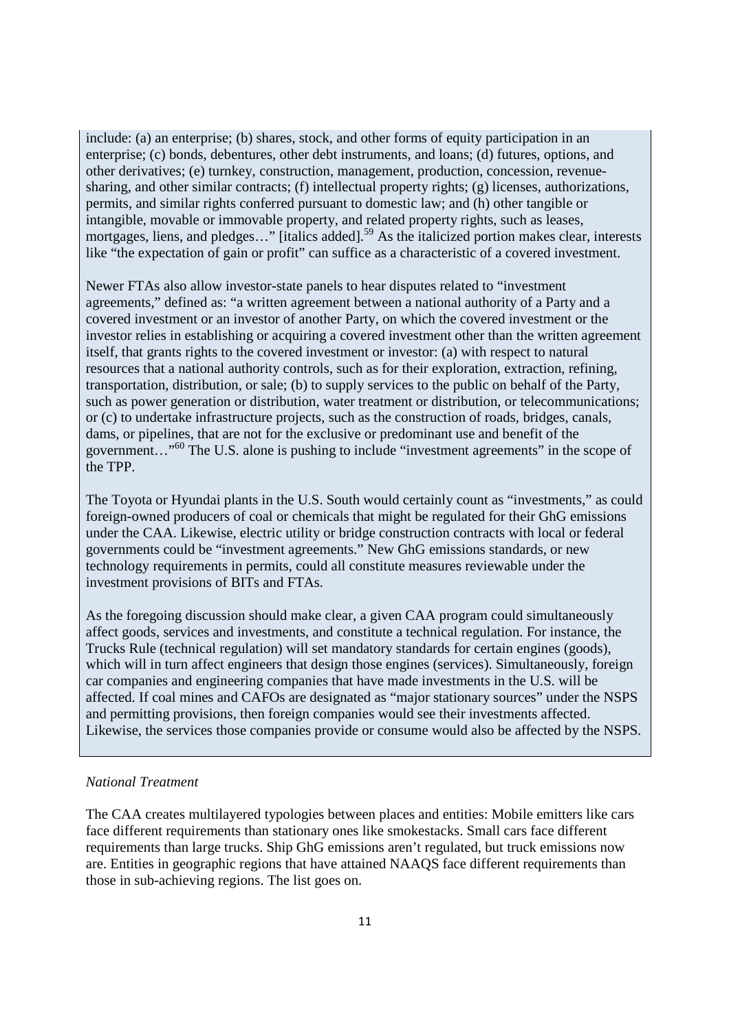include: (a) an enterprise; (b) shares, stock, and other forms of equity participation in an enterprise; (c) bonds, debentures, other debt instruments, and loans; (d) futures, options, and other derivatives; (e) turnkey, construction, management, production, concession, revenue-sharing, and other similar contracts; (f) intellectual property rights; (g) licenses, authorizations, permits, and similar rights conferred pursuant to domestic law; and (h) other tangible or intangible, movable or immovable property, and related property rights, such as leases, mortgages, liens, and pledges…" [italics added].[59] As the italicized portion makes clear, interests like "the expectation of gain or profit" can suffice as a characteristic of a covered investment.

Newer FTAs also allow investor-state panels to hear disputes related to "investment agreements," defined as: "a written agreement between a national authority of a Party and a covered investment or an investor of another Party, on which the covered investment or the investor relies in establishing or acquiring a covered investment other than the written agreement itself, that grants rights to the covered investment or investor: (a) with respect to natural resources that a national authority controls, such as for their exploration, extraction, refining, transportation, distribution, or sale; (b) to supply services to the public on behalf of the Party, such as power generation or distribution, water treatment or distribution, or telecommunications; or (c) to undertake infrastructure projects, such as the construction of roads, bridges, canals, dams, or pipelines, that are not for the exclusive or predominant use and benefit of the government…"[60] The U.S. alone is pushing to include "investment agreements" in the scope of the TPP.

The Toyota or Hyundai plants in the U.S. South would certainly count as "investments," as could foreign-owned producers of coal or chemicals that might be regulated for their GhG emissions under the CAA. Likewise, electric utility or bridge construction contracts with local or federal governments could be "investment agreements." New GhG emissions standards, or new technology requirements in permits, could all constitute measures reviewable under the investment provisions of BITs and FTAs.

As the foregoing discussion should make clear, a given CAA program could simultaneously affect goods, services and investments, and constitute a technical regulation. For instance, the Trucks Rule (technical regulation) will set mandatory standards for certain engines (goods), which will in turn affect engineers that design those engines (services). Simultaneously, foreign car companies and engineering companies that have made investments in the U.S. will be affected. If coal mines and CAFOs are designated as "major stationary sources" under the NSPS and permitting provisions, then foreign companies would see their investments affected. Likewise, the services those companies provide or consume would also be affected by the NSPS.

*National Treatment*

The CAA creates multilayered typologies between places and entities: Mobile emitters like cars face different requirements than stationary ones like smokestacks. Small cars face different requirements than large trucks. Ship GhG emissions aren't regulated, but truck emissions now are. Entities in geographic regions that have attained NAAQS face different requirements than those in sub-achieving regions. The list goes on.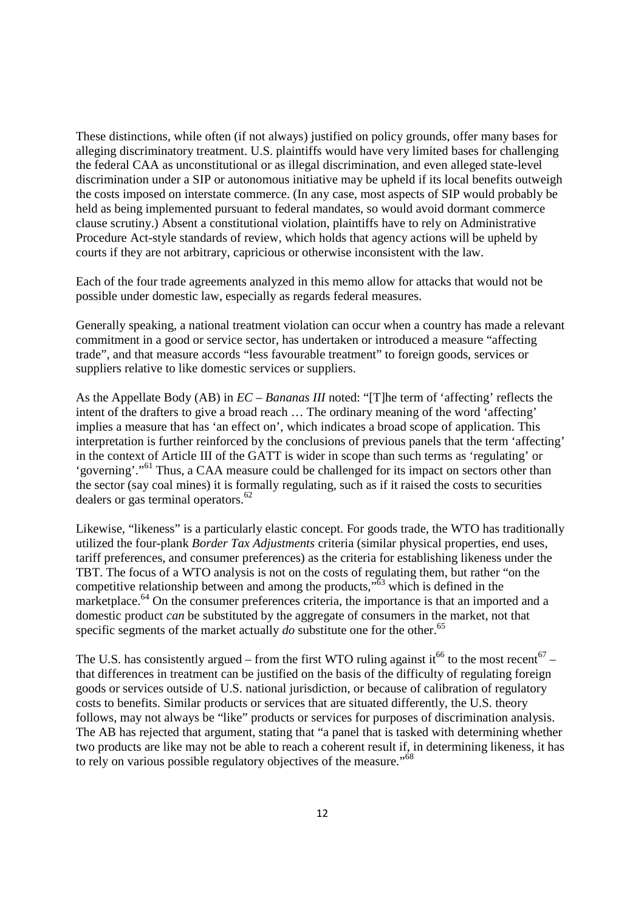These distinctions, while often (if not always) justified on policy grounds, offer many bases for alleging discriminatory treatment. U.S. plaintiffs would have very limited bases for challenging the federal CAA as unconstitutional or as illegal discrimination, and even alleged state-level discrimination under a SIP or autonomous initiative may be upheld if its local benefits outweigh the costs imposed on interstate commerce. (In any case, most aspects of SIP would probably be held as being implemented pursuant to federal mandates, so would avoid dormant commerce clause scrutiny.) Absent a constitutional violation, plaintiffs have to rely on Administrative Procedure Act-style standards of review, which holds that agency actions will be upheld by courts if they are not arbitrary, capricious or otherwise inconsistent with the law.

Each of the four trade agreements analyzed in this memo allow for attacks that would not be possible under domestic law, especially as regards federal measures.

Generally speaking, a national treatment violation can occur when a country has made a relevant commitment in a good or service sector, has undertaken or introduced a measure "affecting trade", and that measure accords "less favourable treatment" to foreign goods, services or suppliers relative to like domestic services or suppliers.

As the Appellate Body (AB) in *EC – Bananas III* noted: "[T]he term of 'affecting' reflects the intent of the drafters to give a broad reach … The ordinary meaning of the word 'affecting' implies a measure that has 'an effect on', which indicates a broad scope of application. This interpretation is further reinforced by the conclusions of previous panels that the term 'affecting' in the context of Article III of the GATT is wider in scope than such terms as 'regulating' or 'governing'."[61] Thus, a CAA measure could be challenged for its impact on sectors other than the sector (say coal mines) it is formally regulating, such as if it raised the costs to securities dealers or gas terminal operators.[62]

Likewise, "likeness" is a particularly elastic concept. For goods trade, the WTO has traditionally utilized the four-plank *Border Tax Adjustments* criteria (similar physical properties, end uses, tariff preferences, and consumer preferences) as the criteria for establishing likeness under the TBT. The focus of a WTO analysis is not on the costs of regulating them, but rather "on the competitive relationship between and among the products,"[63] which is defined in the marketplace.[64] On the consumer preferences criteria, the importance is that an imported and a domestic product *can* be substituted by the aggregate of consumers in the market, not that specific segments of the market actually *do* substitute one for the other.[65]

The U.S. has consistently argued – from the first WTO ruling against it[66] to the most recent[67] – that differences in treatment can be justified on the basis of the difficulty of regulating foreign goods or services outside of U.S. national jurisdiction, or because of calibration of regulatory costs to benefits. Similar products or services that are situated differently, the U.S. theory follows, may not always be "like" products or services for purposes of discrimination analysis. The AB has rejected that argument, stating that "a panel that is tasked with determining whether two products are like may not be able to reach a coherent result if, in determining likeness, it has to rely on various possible regulatory objectives of the measure."[68]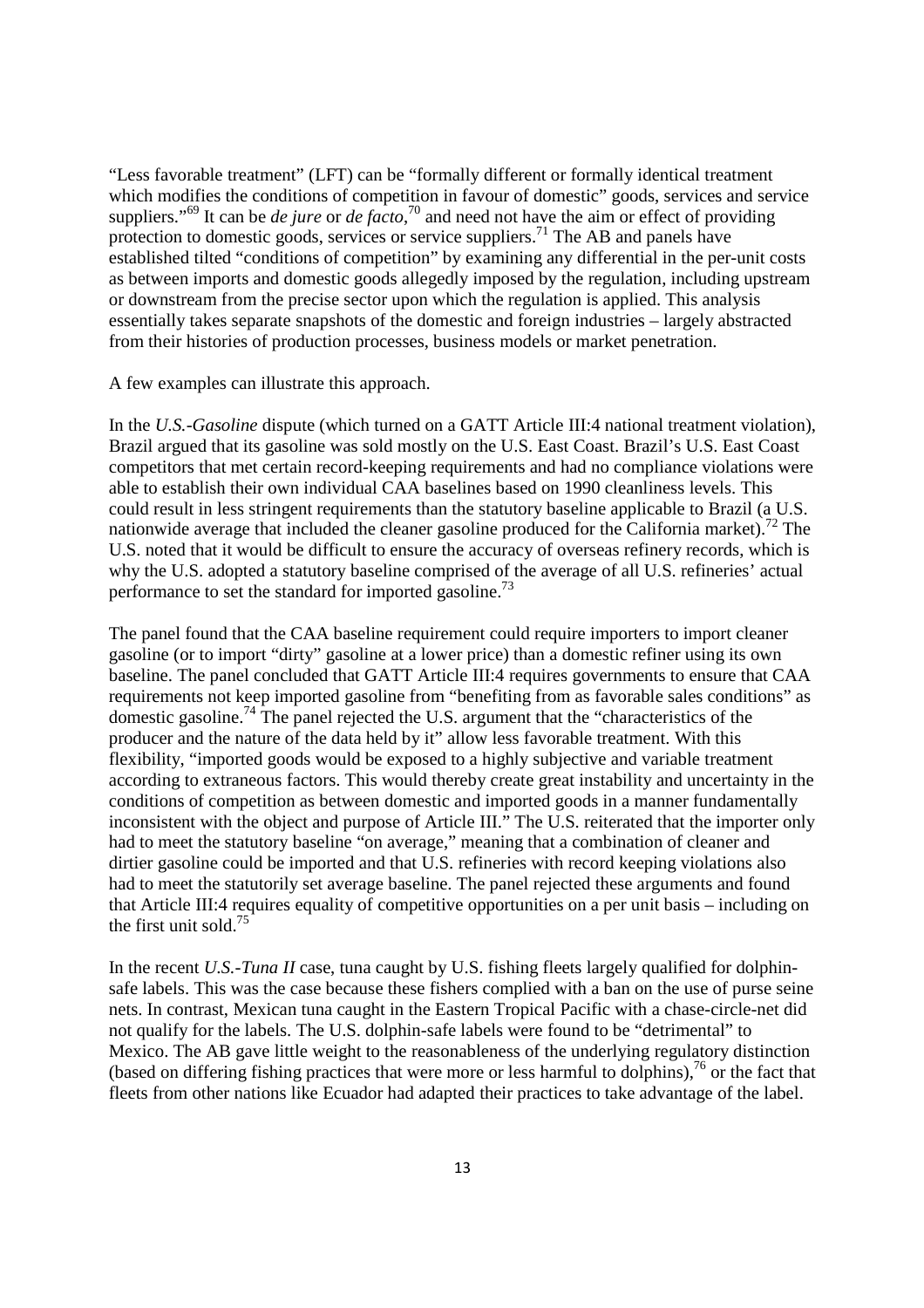"Less favorable treatment" (LFT) can be "formally different or formally identical treatment which modifies the conditions of competition in favour of domestic" goods, services and service suppliers."[69] It can be *de jure* or *de facto*,[70] and need not have the aim or effect of providing protection to domestic goods, services or service suppliers.[71] The AB and panels have established tilted "conditions of competition" by examining any differential in the per-unit costs as between imports and domestic goods allegedly imposed by the regulation, including upstream or downstream from the precise sector upon which the regulation is applied. This analysis essentially takes separate snapshots of the domestic and foreign industries – largely abstracted from their histories of production processes, business models or market penetration.

A few examples can illustrate this approach.

In the *U.S.-Gasoline* dispute (which turned on a GATT Article III:4 national treatment violation), Brazil argued that its gasoline was sold mostly on the U.S. East Coast. Brazil's U.S. East Coast competitors that met certain record-keeping requirements and had no compliance violations were able to establish their own individual CAA baselines based on 1990 cleanliness levels. This could result in less stringent requirements than the statutory baseline applicable to Brazil (a U.S. nationwide average that included the cleaner gasoline produced for the California market).[72] The U.S. noted that it would be difficult to ensure the accuracy of overseas refinery records, which is why the U.S. adopted a statutory baseline comprised of the average of all U.S. refineries' actual performance to set the standard for imported gasoline.[73]

The panel found that the CAA baseline requirement could require importers to import cleaner gasoline (or to import "dirty" gasoline at a lower price) than a domestic refiner using its own baseline. The panel concluded that GATT Article III:4 requires governments to ensure that CAA requirements not keep imported gasoline from "benefiting from as favorable sales conditions" as domestic gasoline.[74] The panel rejected the U.S. argument that the "characteristics of the producer and the nature of the data held by it" allow less favorable treatment. With this flexibility, "imported goods would be exposed to a highly subjective and variable treatment according to extraneous factors. This would thereby create great instability and uncertainty in the conditions of competition as between domestic and imported goods in a manner fundamentally inconsistent with the object and purpose of Article III." The U.S. reiterated that the importer only had to meet the statutory baseline "on average," meaning that a combination of cleaner and dirtier gasoline could be imported and that U.S. refineries with record keeping violations also had to meet the statutorily set average baseline. The panel rejected these arguments and found that Article III:4 requires equality of competitive opportunities on a per unit basis – including on the first unit sold.[75]

In the recent *U.S.-Tuna II* case, tuna caught by U.S. fishing fleets largely qualified for dolphin-safe labels. This was the case because these fishers complied with a ban on the use of purse seine nets. In contrast, Mexican tuna caught in the Eastern Tropical Pacific with a chase-circle-net did not qualify for the labels. The U.S. dolphin-safe labels were found to be "detrimental" to Mexico. The AB gave little weight to the reasonableness of the underlying regulatory distinction (based on differing fishing practices that were more or less harmful to dolphins),[76] or the fact that fleets from other nations like Ecuador had adapted their practices to take advantage of the label.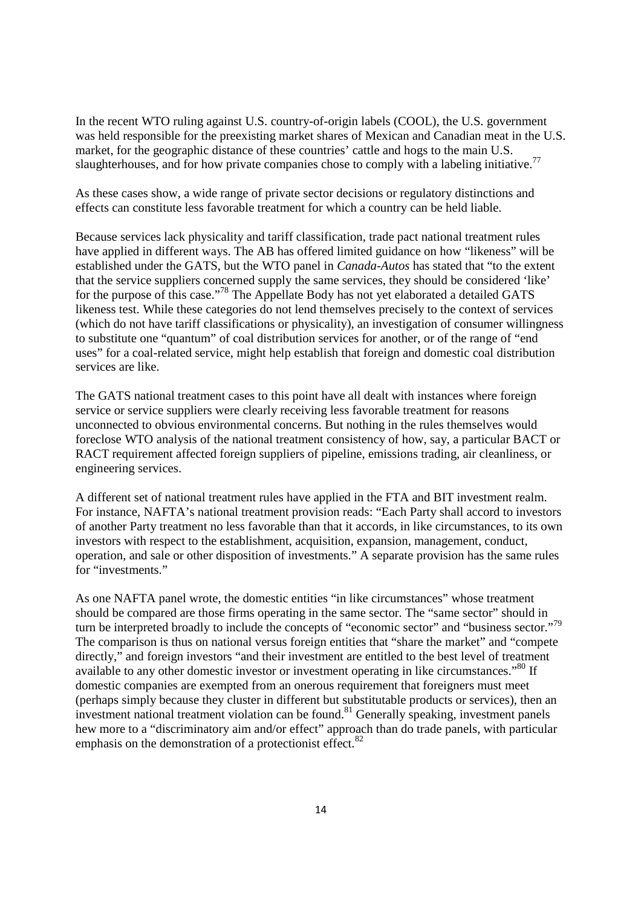In the recent WTO ruling against U.S. country-of-origin labels (COOL), the U.S. government was held responsible for the preexisting market shares of Mexican and Canadian meat in the U.S. market, for the geographic distance of these countries' cattle and hogs to the main U.S. slaughterhouses, and for how private companies chose to comply with a labeling initiative.[77]

As these cases show, a wide range of private sector decisions or regulatory distinctions and effects can constitute less favorable treatment for which a country can be held liable.

Because services lack physicality and tariff classification, trade pact national treatment rules have applied in different ways. The AB has offered limited guidance on how "likeness" will be established under the GATS, but the WTO panel in *Canada-Autos* has stated that "to the extent that the service suppliers concerned supply the same services, they should be considered 'like' for the purpose of this case."[78] The Appellate Body has not yet elaborated a detailed GATS likeness test. While these categories do not lend themselves precisely to the context of services (which do not have tariff classifications or physicality), an investigation of consumer willingness to substitute one "quantum" of coal distribution services for another, or of the range of "end uses" for a coal-related service, might help establish that foreign and domestic coal distribution services are like.

The GATS national treatment cases to this point have all dealt with instances where foreign service or service suppliers were clearly receiving less favorable treatment for reasons unconnected to obvious environmental concerns. But nothing in the rules themselves would foreclose WTO analysis of the national treatment consistency of how, say, a particular BACT or RACT requirement affected foreign suppliers of pipeline, emissions trading, air cleanliness, or engineering services.

A different set of national treatment rules have applied in the FTA and BIT investment realm. For instance, NAFTA's national treatment provision reads: "Each Party shall accord to investors of another Party treatment no less favorable than that it accords, in like circumstances, to its own investors with respect to the establishment, acquisition, expansion, management, conduct, operation, and sale or other disposition of investments." A separate provision has the same rules for "investments."

As one NAFTA panel wrote, the domestic entities "in like circumstances" whose treatment should be compared are those firms operating in the same sector. The "same sector" should in turn be interpreted broadly to include the concepts of "economic sector" and "business sector."[79] The comparison is thus on national versus foreign entities that "share the market" and "compete directly," and foreign investors "and their investment are entitled to the best level of treatment available to any other domestic investor or investment operating in like circumstances."[80] If domestic companies are exempted from an onerous requirement that foreigners must meet (perhaps simply because they cluster in different but substitutable products or services), then an investment national treatment violation can be found.[81] Generally speaking, investment panels hew more to a "discriminatory aim and/or effect" approach than do trade panels, with particular emphasis on the demonstration of a protectionist effect.[82]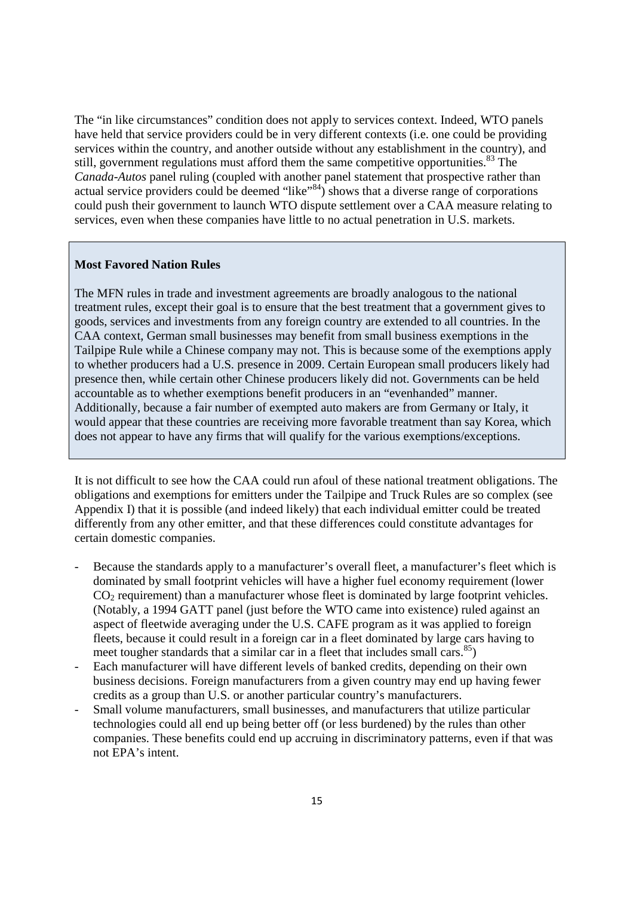The "in like circumstances" condition does not apply to services context. Indeed, WTO panels have held that service providers could be in very different contexts (i.e. one could be providing services within the country, and another outside without any establishment in the country), and still, government regulations must afford them the same competitive opportunities.[83] The *Canada-Autos* panel ruling (coupled with another panel statement that prospective rather than actual service providers could be deemed "like"[84]) shows that a diverse range of corporations could push their government to launch WTO dispute settlement over a CAA measure relating to services, even when these companies have little to no actual penetration in U.S. markets.

> **Most Favored Nation Rules**
>
> The MFN rules in trade and investment agreements are broadly analogous to the national treatment rules, except their goal is to ensure that the best treatment that a government gives to goods, services and investments from any foreign country are extended to all countries. In the CAA context, German small businesses may benefit from small business exemptions in the Tailpipe Rule while a Chinese company may not. This is because some of the exemptions apply to whether producers had a U.S. presence in 2009. Certain European small producers likely had presence then, while certain other Chinese producers likely did not. Governments can be held accountable as to whether exemptions benefit producers in an "evenhanded" manner. Additionally, because a fair number of exempted auto makers are from Germany or Italy, it would appear that these countries are receiving more favorable treatment than say Korea, which does not appear to have any firms that will qualify for the various exemptions/exceptions.

It is not difficult to see how the CAA could run afoul of these national treatment obligations. The obligations and exemptions for emitters under the Tailpipe and Truck Rules are so complex (see Appendix I) that it is possible (and indeed likely) that each individual emitter could be treated differently from any other emitter, and that these differences could constitute advantages for certain domestic companies.

- Because the standards apply to a manufacturer's overall fleet, a manufacturer's fleet which is dominated by small footprint vehicles will have a higher fuel economy requirement (lower $CO_2$ requirement) than a manufacturer whose fleet is dominated by large footprint vehicles. (Notably, a 1994 GATT panel (just before the WTO came into existence) ruled against an aspect of fleetwide averaging under the U.S. CAFE program as it was applied to foreign fleets, because it could result in a foreign car in a fleet dominated by large cars having to meet tougher standards that a similar car in a fleet that includes small cars.[85])
- Each manufacturer will have different levels of banked credits, depending on their own business decisions. Foreign manufacturers from a given country may end up having fewer credits as a group than U.S. or another particular country's manufacturers.
- Small volume manufacturers, small businesses, and manufacturers that utilize particular technologies could all end up being better off (or less burdened) by the rules than other companies. These benefits could end up accruing in discriminatory patterns, even if that was not EPA's intent.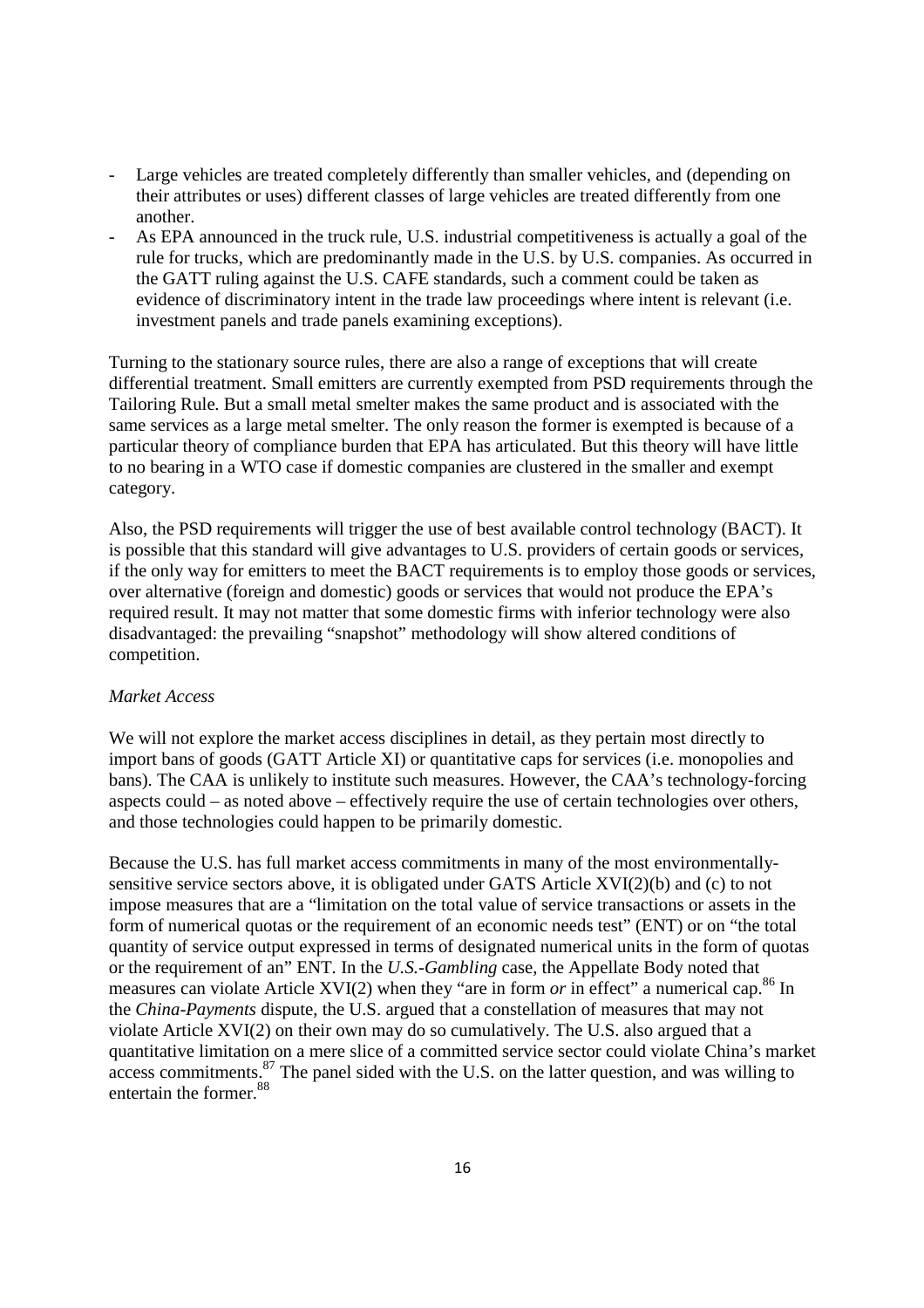- Large vehicles are treated completely differently than smaller vehicles, and (depending on their attributes or uses) different classes of large vehicles are treated differently from one another.
- As EPA announced in the truck rule, U.S. industrial competitiveness is actually a goal of the rule for trucks, which are predominantly made in the U.S. by U.S. companies. As occurred in the GATT ruling against the U.S. CAFE standards, such a comment could be taken as evidence of discriminatory intent in the trade law proceedings where intent is relevant (i.e. investment panels and trade panels examining exceptions).

Turning to the stationary source rules, there are also a range of exceptions that will create differential treatment. Small emitters are currently exempted from PSD requirements through the Tailoring Rule. But a small metal smelter makes the same product and is associated with the same services as a large metal smelter. The only reason the former is exempted is because of a particular theory of compliance burden that EPA has articulated. But this theory will have little to no bearing in a WTO case if domestic companies are clustered in the smaller and exempt category.

Also, the PSD requirements will trigger the use of best available control technology (BACT). It is possible that this standard will give advantages to U.S. providers of certain goods or services, if the only way for emitters to meet the BACT requirements is to employ those goods or services, over alternative (foreign and domestic) goods or services that would not produce the EPA's required result. It may not matter that some domestic firms with inferior technology were also disadvantaged: the prevailing "snapshot" methodology will show altered conditions of competition.

*Market Access*

We will not explore the market access disciplines in detail, as they pertain most directly to import bans of goods (GATT Article XI) or quantitative caps for services (i.e. monopolies and bans). The CAA is unlikely to institute such measures. However, the CAA's technology-forcing aspects could – as noted above – effectively require the use of certain technologies over others, and those technologies could happen to be primarily domestic.

Because the U.S. has full market access commitments in many of the most environmentally-sensitive service sectors above, it is obligated under GATS Article XVI(2)(b) and (c) to not impose measures that are a "limitation on the total value of service transactions or assets in the form of numerical quotas or the requirement of an economic needs test" (ENT) or on "the total quantity of service output expressed in terms of designated numerical units in the form of quotas or the requirement of an" ENT. In the *U.S.-Gambling* case, the Appellate Body noted that measures can violate Article XVI(2) when they "are in form *or* in effect" a numerical cap.[86] In the *China-Payments* dispute, the U.S. argued that a constellation of measures that may not violate Article XVI(2) on their own may do so cumulatively. The U.S. also argued that a quantitative limitation on a mere slice of a committed service sector could violate China's market access commitments.[87] The panel sided with the U.S. on the latter question, and was willing to entertain the former.[88]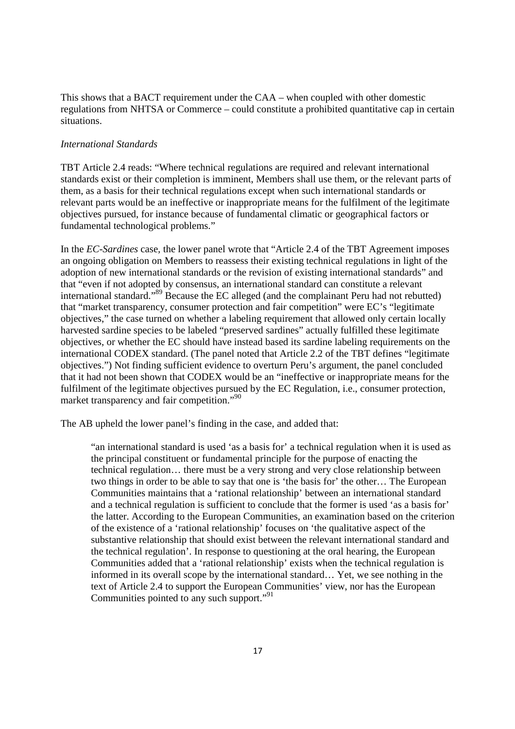This shows that a BACT requirement under the CAA – when coupled with other domestic regulations from NHTSA or Commerce – could constitute a prohibited quantitative cap in certain situations.

*International Standards*

TBT Article 2.4 reads: "Where technical regulations are required and relevant international standards exist or their completion is imminent, Members shall use them, or the relevant parts of them, as a basis for their technical regulations except when such international standards or relevant parts would be an ineffective or inappropriate means for the fulfilment of the legitimate objectives pursued, for instance because of fundamental climatic or geographical factors or fundamental technological problems."

In the *EC-Sardines* case, the lower panel wrote that "Article 2.4 of the TBT Agreement imposes an ongoing obligation on Members to reassess their existing technical regulations in light of the adoption of new international standards or the revision of existing international standards" and that "even if not adopted by consensus, an international standard can constitute a relevant international standard."[89] Because the EC alleged (and the complainant Peru had not rebutted) that "market transparency, consumer protection and fair competition" were EC's "legitimate objectives," the case turned on whether a labeling requirement that allowed only certain locally harvested sardine species to be labeled "preserved sardines" actually fulfilled these legitimate objectives, or whether the EC should have instead based its sardine labeling requirements on the international CODEX standard. (The panel noted that Article 2.2 of the TBT defines "legitimate objectives.") Not finding sufficient evidence to overturn Peru's argument, the panel concluded that it had not been shown that CODEX would be an "ineffective or inappropriate means for the fulfilment of the legitimate objectives pursued by the EC Regulation, i.e., consumer protection, market transparency and fair competition."[90]

The AB upheld the lower panel's finding in the case, and added that:

> "an international standard is used 'as a basis for' a technical regulation when it is used as the principal constituent or fundamental principle for the purpose of enacting the technical regulation… there must be a very strong and very close relationship between two things in order to be able to say that one is 'the basis for' the other… The European Communities maintains that a 'rational relationship' between an international standard and a technical regulation is sufficient to conclude that the former is used 'as a basis for' the latter. According to the European Communities, an examination based on the criterion of the existence of a 'rational relationship' focuses on 'the qualitative aspect of the substantive relationship that should exist between the relevant international standard and the technical regulation'. In response to questioning at the oral hearing, the European Communities added that a 'rational relationship' exists when the technical regulation is informed in its overall scope by the international standard… Yet, we see nothing in the text of Article 2.4 to support the European Communities' view, nor has the European Communities pointed to any such support."[91]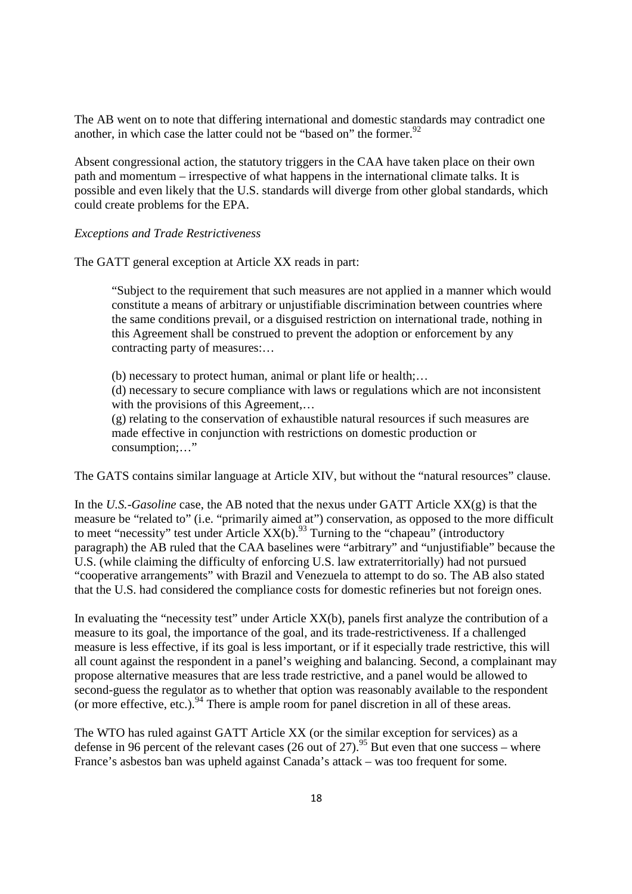The AB went on to note that differing international and domestic standards may contradict one another, in which case the latter could not be "based on" the former.[92]

Absent congressional action, the statutory triggers in the CAA have taken place on their own path and momentum – irrespective of what happens in the international climate talks. It is possible and even likely that the U.S. standards will diverge from other global standards, which could create problems for the EPA.

*Exceptions and Trade Restrictiveness*

The GATT general exception at Article XX reads in part:

> "Subject to the requirement that such measures are not applied in a manner which would constitute a means of arbitrary or unjustifiable discrimination between countries where the same conditions prevail, or a disguised restriction on international trade, nothing in this Agreement shall be construed to prevent the adoption or enforcement by any contracting party of measures:…
>
> (b) necessary to protect human, animal or plant life or health;…
> (d) necessary to secure compliance with laws or regulations which are not inconsistent with the provisions of this Agreement,…
> (g) relating to the conservation of exhaustible natural resources if such measures are made effective in conjunction with restrictions on domestic production or consumption;…"

The GATS contains similar language at Article XIV, but without the "natural resources" clause.

In the *U.S.-Gasoline* case, the AB noted that the nexus under GATT Article XX(g) is that the measure be "related to" (i.e. "primarily aimed at") conservation, as opposed to the more difficult to meet "necessity" test under Article XX(b).[93] Turning to the "chapeau" (introductory paragraph) the AB ruled that the CAA baselines were "arbitrary" and "unjustifiable" because the U.S. (while claiming the difficulty of enforcing U.S. law extraterritorially) had not pursued "cooperative arrangements" with Brazil and Venezuela to attempt to do so. The AB also stated that the U.S. had considered the compliance costs for domestic refineries but not foreign ones.

In evaluating the "necessity test" under Article XX(b), panels first analyze the contribution of a measure to its goal, the importance of the goal, and its trade-restrictiveness. If a challenged measure is less effective, if its goal is less important, or if it especially trade restrictive, this will all count against the respondent in a panel's weighing and balancing. Second, a complainant may propose alternative measures that are less trade restrictive, and a panel would be allowed to second-guess the regulator as to whether that option was reasonably available to the respondent (or more effective, etc.).[94] There is ample room for panel discretion in all of these areas.

The WTO has ruled against GATT Article XX (or the similar exception for services) as a defense in 96 percent of the relevant cases (26 out of 27).[95] But even that one success – where France's asbestos ban was upheld against Canada's attack – was too frequent for some.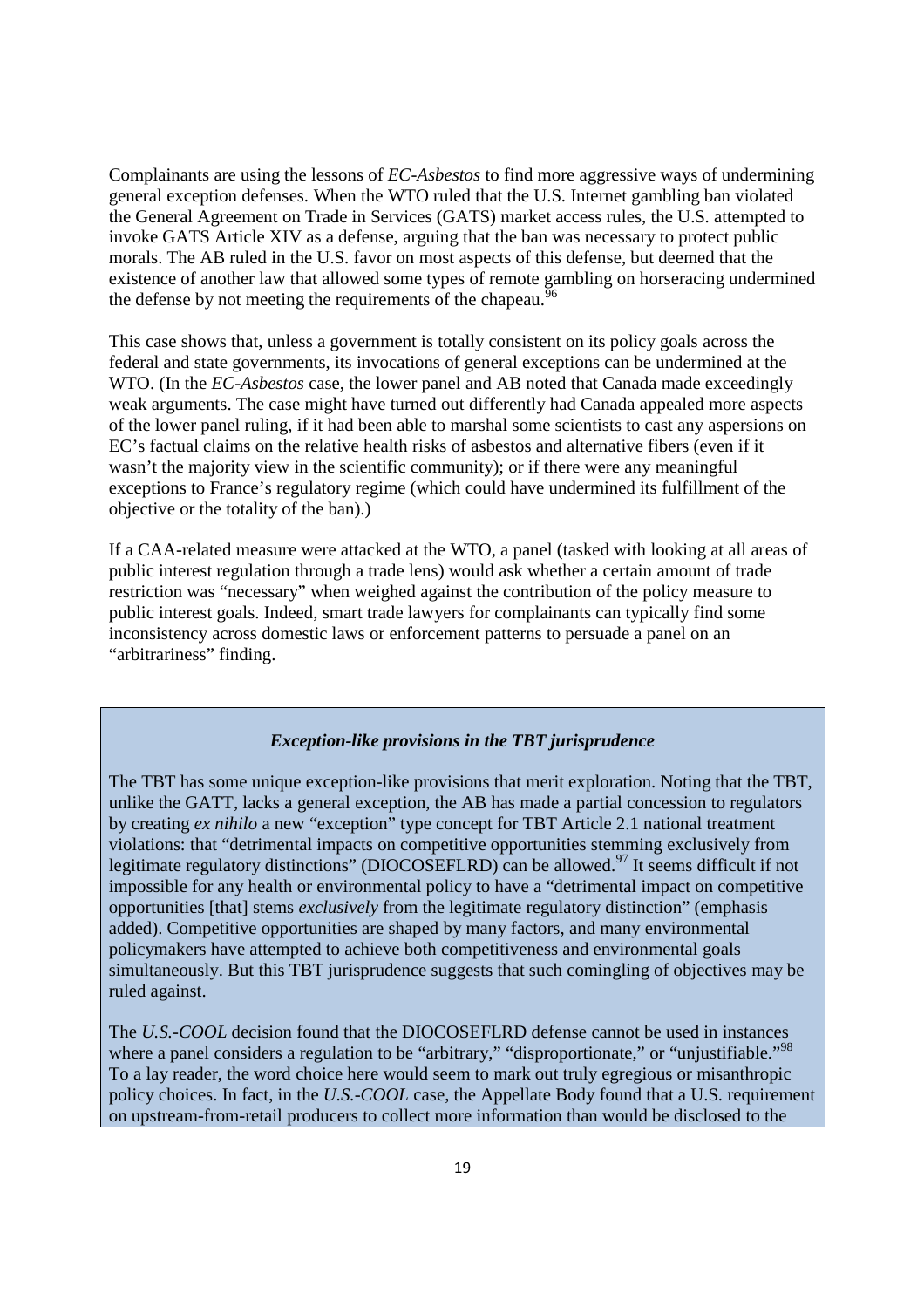Complainants are using the lessons of *EC-Asbestos* to find more aggressive ways of undermining general exception defenses. When the WTO ruled that the U.S. Internet gambling ban violated the General Agreement on Trade in Services (GATS) market access rules, the U.S. attempted to invoke GATS Article XIV as a defense, arguing that the ban was necessary to protect public morals. The AB ruled in the U.S. favor on most aspects of this defense, but deemed that the existence of another law that allowed some types of remote gambling on horseracing undermined the defense by not meeting the requirements of the chapeau.[96]

This case shows that, unless a government is totally consistent on its policy goals across the federal and state governments, its invocations of general exceptions can be undermined at the WTO. (In the *EC-Asbestos* case, the lower panel and AB noted that Canada made exceedingly weak arguments. The case might have turned out differently had Canada appealed more aspects of the lower panel ruling, if it had been able to marshal some scientists to cast any aspersions on EC's factual claims on the relative health risks of asbestos and alternative fibers (even if it wasn't the majority view in the scientific community); or if there were any meaningful exceptions to France's regulatory regime (which could have undermined its fulfillment of the objective or the totality of the ban).)

If a CAA-related measure were attacked at the WTO, a panel (tasked with looking at all areas of public interest regulation through a trade lens) would ask whether a certain amount of trade restriction was "necessary" when weighed against the contribution of the policy measure to public interest goals. Indeed, smart trade lawyers for complainants can typically find some inconsistency across domestic laws or enforcement patterns to persuade a panel on an "arbitrariness" finding.

### *Exception-like provisions in the TBT jurisprudence*

The TBT has some unique exception-like provisions that merit exploration. Noting that the TBT, unlike the GATT, lacks a general exception, the AB has made a partial concession to regulators by creating *ex nihilo* a new "exception" type concept for TBT Article 2.1 national treatment violations: that "detrimental impacts on competitive opportunities stemming exclusively from legitimate regulatory distinctions" (DIOCOSEFLRD) can be allowed.[97] It seems difficult if not impossible for any health or environmental policy to have a "detrimental impact on competitive opportunities [that] stems *exclusively* from the legitimate regulatory distinction" (emphasis added). Competitive opportunities are shaped by many factors, and many environmental policymakers have attempted to achieve both competitiveness and environmental goals simultaneously. But this TBT jurisprudence suggests that such comingling of objectives may be ruled against.

The *U.S.-COOL* decision found that the DIOCOSEFLRD defense cannot be used in instances where a panel considers a regulation to be "arbitrary," "disproportionate," or "unjustifiable."[98] To a lay reader, the word choice here would seem to mark out truly egregious or misanthropic policy choices. In fact, in the *U.S.-COOL* case, the Appellate Body found that a U.S. requirement on upstream-from-retail producers to collect more information than would be disclosed to the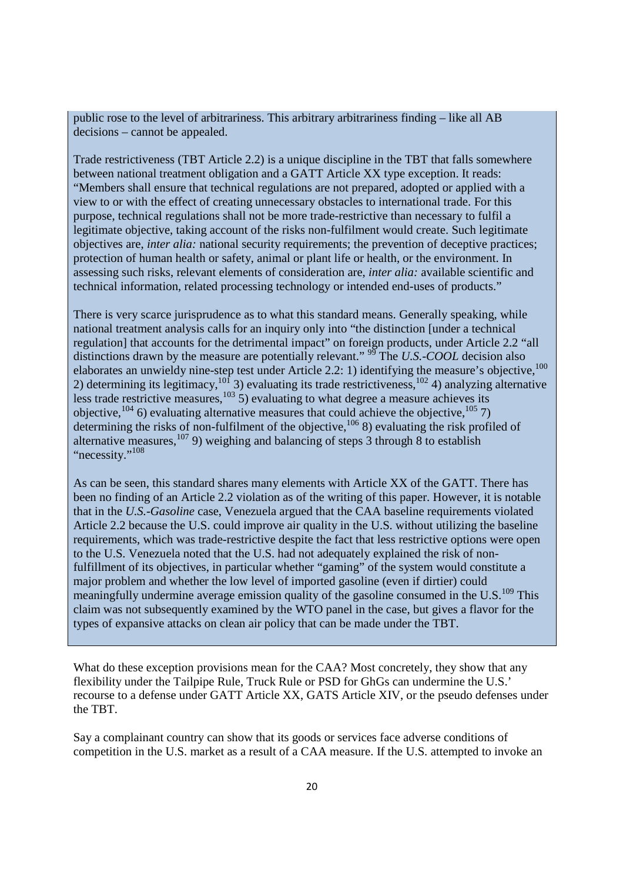public rose to the level of arbitrariness. This arbitrary arbitrariness finding – like all AB decisions – cannot be appealed.

Trade restrictiveness (TBT Article 2.2) is a unique discipline in the TBT that falls somewhere between national treatment obligation and a GATT Article XX type exception. It reads: "Members shall ensure that technical regulations are not prepared, adopted or applied with a view to or with the effect of creating unnecessary obstacles to international trade. For this purpose, technical regulations shall not be more trade-restrictive than necessary to fulfil a legitimate objective, taking account of the risks non-fulfilment would create. Such legitimate objectives are, *inter alia:* national security requirements; the prevention of deceptive practices; protection of human health or safety, animal or plant life or health, or the environment. In assessing such risks, relevant elements of consideration are, *inter alia:* available scientific and technical information, related processing technology or intended end-uses of products."

There is very scarce jurisprudence as to what this standard means. Generally speaking, while national treatment analysis calls for an inquiry only into "the distinction [under a technical regulation] that accounts for the detrimental impact" on foreign products, under Article 2.2 "all distinctions drawn by the measure are potentially relevant." [99] The *U.S.-COOL* decision also elaborates an unwieldy nine-step test under Article 2.2: 1) identifying the measure's objective,[100] 2) determining its legitimacy,[101] 3) evaluating its trade restrictiveness,[102] 4) analyzing alternative less trade restrictive measures,[103] 5) evaluating to what degree a measure achieves its objective,[104] 6) evaluating alternative measures that could achieve the objective,[105] 7) determining the risks of non-fulfilment of the objective,[106] 8) evaluating the risk profiled of alternative measures,[107] 9) weighing and balancing of steps 3 through 8 to establish "necessity."[108]

As can be seen, this standard shares many elements with Article XX of the GATT. There has been no finding of an Article 2.2 violation as of the writing of this paper. However, it is notable that in the *U.S.-Gasoline* case, Venezuela argued that the CAA baseline requirements violated Article 2.2 because the U.S. could improve air quality in the U.S. without utilizing the baseline requirements, which was trade-restrictive despite the fact that less restrictive options were open to the U.S. Venezuela noted that the U.S. had not adequately explained the risk of non-fulfillment of its objectives, in particular whether "gaming" of the system would constitute a major problem and whether the low level of imported gasoline (even if dirtier) could meaningfully undermine average emission quality of the gasoline consumed in the U.S.[109] This claim was not subsequently examined by the WTO panel in the case, but gives a flavor for the types of expansive attacks on clean air policy that can be made under the TBT.

What do these exception provisions mean for the CAA? Most concretely, they show that any flexibility under the Tailpipe Rule, Truck Rule or PSD for GhGs can undermine the U.S.' recourse to a defense under GATT Article XX, GATS Article XIV, or the pseudo defenses under the TBT.

Say a complainant country can show that its goods or services face adverse conditions of competition in the U.S. market as a result of a CAA measure. If the U.S. attempted to invoke an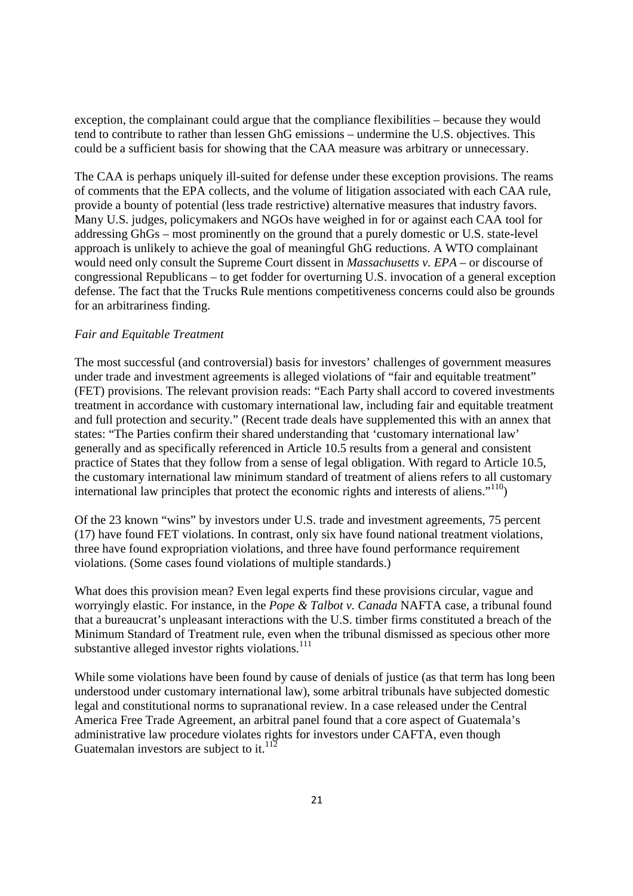exception, the complainant could argue that the compliance flexibilities – because they would tend to contribute to rather than lessen GhG emissions – undermine the U.S. objectives. This could be a sufficient basis for showing that the CAA measure was arbitrary or unnecessary.

The CAA is perhaps uniquely ill-suited for defense under these exception provisions. The reams of comments that the EPA collects, and the volume of litigation associated with each CAA rule, provide a bounty of potential (less trade restrictive) alternative measures that industry favors. Many U.S. judges, policymakers and NGOs have weighed in for or against each CAA tool for addressing GhGs – most prominently on the ground that a purely domestic or U.S. state-level approach is unlikely to achieve the goal of meaningful GhG reductions. A WTO complainant would need only consult the Supreme Court dissent in *Massachusetts v. EPA* – or discourse of congressional Republicans – to get fodder for overturning U.S. invocation of a general exception defense. The fact that the Trucks Rule mentions competitiveness concerns could also be grounds for an arbitrariness finding.

*Fair and Equitable Treatment*

The most successful (and controversial) basis for investors' challenges of government measures under trade and investment agreements is alleged violations of "fair and equitable treatment" (FET) provisions. The relevant provision reads: "Each Party shall accord to covered investments treatment in accordance with customary international law, including fair and equitable treatment and full protection and security." (Recent trade deals have supplemented this with an annex that states: "The Parties confirm their shared understanding that 'customary international law' generally and as specifically referenced in Article 10.5 results from a general and consistent practice of States that they follow from a sense of legal obligation. With regard to Article 10.5, the customary international law minimum standard of treatment of aliens refers to all customary international law principles that protect the economic rights and interests of aliens."[110])

Of the 23 known "wins" by investors under U.S. trade and investment agreements, 75 percent (17) have found FET violations. In contrast, only six have found national treatment violations, three have found expropriation violations, and three have found performance requirement violations. (Some cases found violations of multiple standards.)

What does this provision mean? Even legal experts find these provisions circular, vague and worryingly elastic. For instance, in the *Pope & Talbot v. Canada* NAFTA case, a tribunal found that a bureaucrat's unpleasant interactions with the U.S. timber firms constituted a breach of the Minimum Standard of Treatment rule, even when the tribunal dismissed as specious other more substantive alleged investor rights violations.[111]

While some violations have been found by cause of denials of justice (as that term has long been understood under customary international law), some arbitral tribunals have subjected domestic legal and constitutional norms to supranational review. In a case released under the Central America Free Trade Agreement, an arbitral panel found that a core aspect of Guatemala's administrative law procedure violates rights for investors under CAFTA, even though Guatemalan investors are subject to it.[112]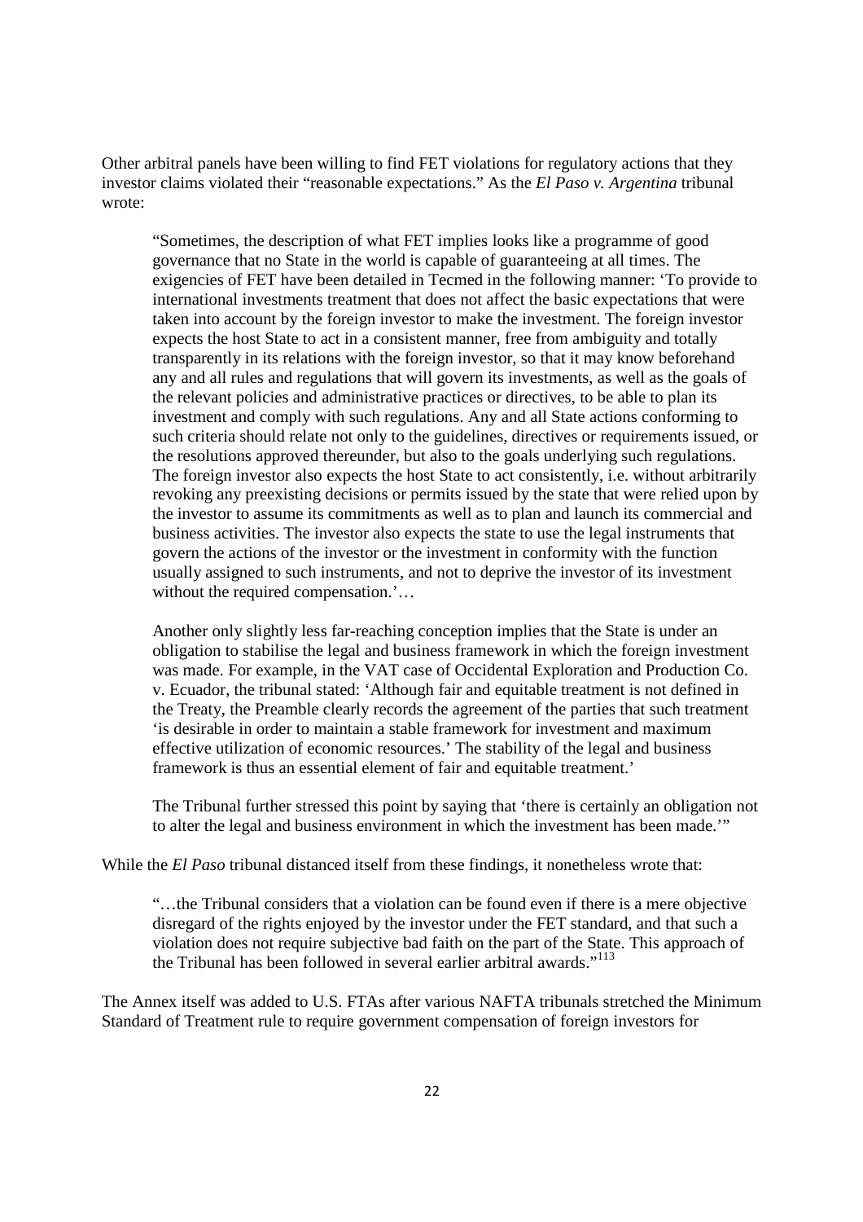Other arbitral panels have been willing to find FET violations for regulatory actions that they investor claims violated their "reasonable expectations." As the *El Paso v. Argentina* tribunal wrote:

> "Sometimes, the description of what FET implies looks like a programme of good governance that no State in the world is capable of guaranteeing at all times. The exigencies of FET have been detailed in Tecmed in the following manner: 'To provide to international investments treatment that does not affect the basic expectations that were taken into account by the foreign investor to make the investment. The foreign investor expects the host State to act in a consistent manner, free from ambiguity and totally transparently in its relations with the foreign investor, so that it may know beforehand any and all rules and regulations that will govern its investments, as well as the goals of the relevant policies and administrative practices or directives, to be able to plan its investment and comply with such regulations. Any and all State actions conforming to such criteria should relate not only to the guidelines, directives or requirements issued, or the resolutions approved thereunder, but also to the goals underlying such regulations. The foreign investor also expects the host State to act consistently, i.e. without arbitrarily revoking any preexisting decisions or permits issued by the state that were relied upon by the investor to assume its commitments as well as to plan and launch its commercial and business activities. The investor also expects the state to use the legal instruments that govern the actions of the investor or the investment in conformity with the function usually assigned to such instruments, and not to deprive the investor of its investment without the required compensation.'…
>
> Another only slightly less far-reaching conception implies that the State is under an obligation to stabilise the legal and business framework in which the foreign investment was made. For example, in the VAT case of Occidental Exploration and Production Co. v. Ecuador, the tribunal stated: 'Although fair and equitable treatment is not defined in the Treaty, the Preamble clearly records the agreement of the parties that such treatment 'is desirable in order to maintain a stable framework for investment and maximum effective utilization of economic resources.' The stability of the legal and business framework is thus an essential element of fair and equitable treatment.'
>
> The Tribunal further stressed this point by saying that 'there is certainly an obligation not to alter the legal and business environment in which the investment has been made.'"

While the *El Paso* tribunal distanced itself from these findings, it nonetheless wrote that:

> "…the Tribunal considers that a violation can be found even if there is a mere objective disregard of the rights enjoyed by the investor under the FET standard, and that such a violation does not require subjective bad faith on the part of the State. This approach of the Tribunal has been followed in several earlier arbitral awards."[113]

The Annex itself was added to U.S. FTAs after various NAFTA tribunals stretched the Minimum Standard of Treatment rule to require government compensation of foreign investors for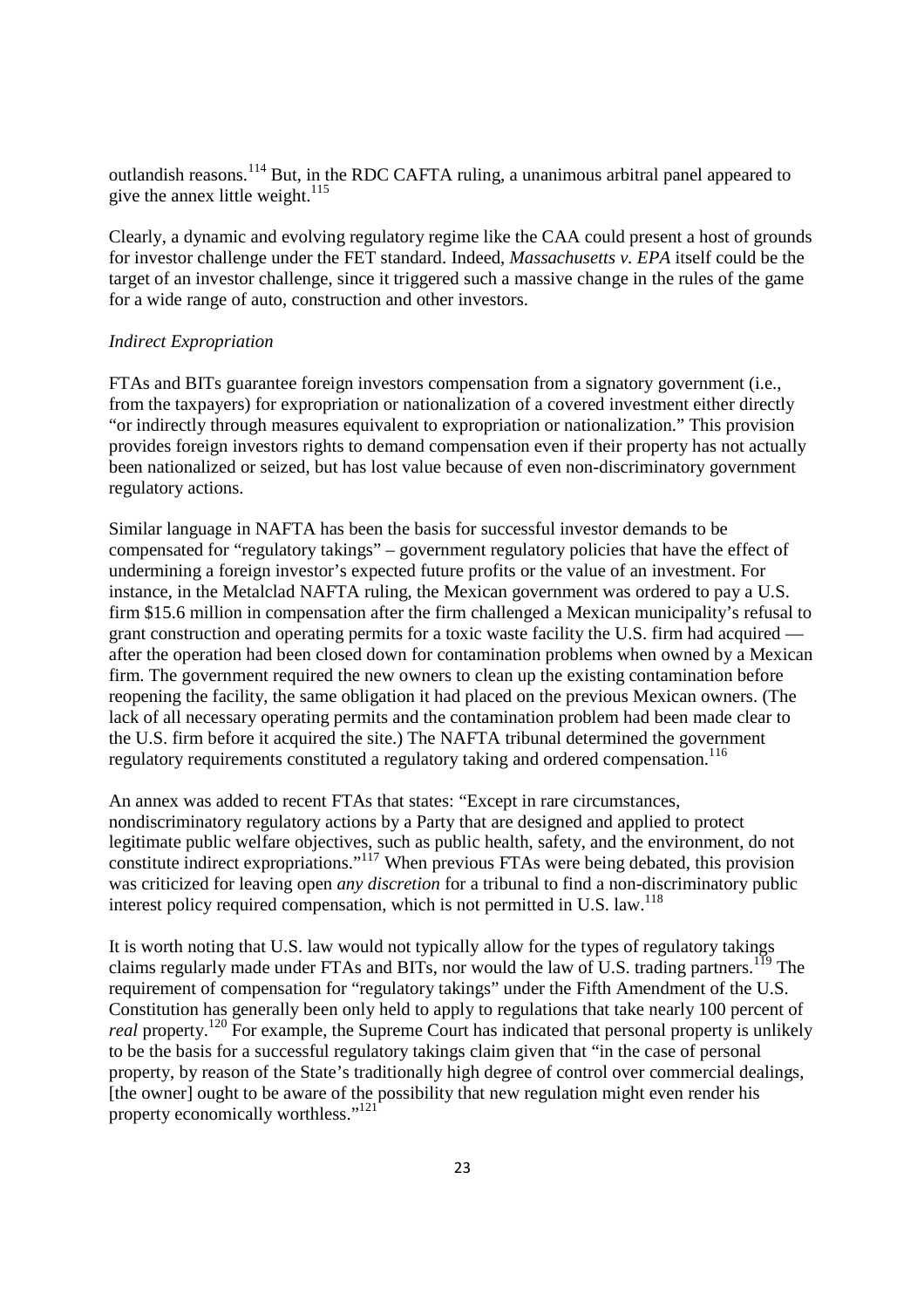outlandish reasons.[114] But, in the RDC CAFTA ruling, a unanimous arbitral panel appeared to give the annex little weight.[115]

Clearly, a dynamic and evolving regulatory regime like the CAA could present a host of grounds for investor challenge under the FET standard. Indeed, *Massachusetts v. EPA* itself could be the target of an investor challenge, since it triggered such a massive change in the rules of the game for a wide range of auto, construction and other investors.

*Indirect Expropriation*

FTAs and BITs guarantee foreign investors compensation from a signatory government (i.e., from the taxpayers) for expropriation or nationalization of a covered investment either directly "or indirectly through measures equivalent to expropriation or nationalization." This provision provides foreign investors rights to demand compensation even if their property has not actually been nationalized or seized, but has lost value because of even non-discriminatory government regulatory actions.

Similar language in NAFTA has been the basis for successful investor demands to be compensated for "regulatory takings" – government regulatory policies that have the effect of undermining a foreign investor's expected future profits or the value of an investment. For instance, in the Metalclad NAFTA ruling, the Mexican government was ordered to pay a U.S. firm \$15.6 million in compensation after the firm challenged a Mexican municipality's refusal to grant construction and operating permits for a toxic waste facility the U.S. firm had acquired — after the operation had been closed down for contamination problems when owned by a Mexican firm. The government required the new owners to clean up the existing contamination before reopening the facility, the same obligation it had placed on the previous Mexican owners. (The lack of all necessary operating permits and the contamination problem had been made clear to the U.S. firm before it acquired the site.) The NAFTA tribunal determined the government regulatory requirements constituted a regulatory taking and ordered compensation.[116]

An annex was added to recent FTAs that states: "Except in rare circumstances, nondiscriminatory regulatory actions by a Party that are designed and applied to protect legitimate public welfare objectives, such as public health, safety, and the environment, do not constitute indirect expropriations."[117] When previous FTAs were being debated, this provision was criticized for leaving open *any discretion* for a tribunal to find a non-discriminatory public interest policy required compensation, which is not permitted in U.S. law.[118]

It is worth noting that U.S. law would not typically allow for the types of regulatory takings claims regularly made under FTAs and BITs, nor would the law of U.S. trading partners.[119] The requirement of compensation for "regulatory takings" under the Fifth Amendment of the U.S. Constitution has generally been only held to apply to regulations that take nearly 100 percent of *real* property.[120] For example, the Supreme Court has indicated that personal property is unlikely to be the basis for a successful regulatory takings claim given that "in the case of personal property, by reason of the State's traditionally high degree of control over commercial dealings, [the owner] ought to be aware of the possibility that new regulation might even render his property economically worthless."[121]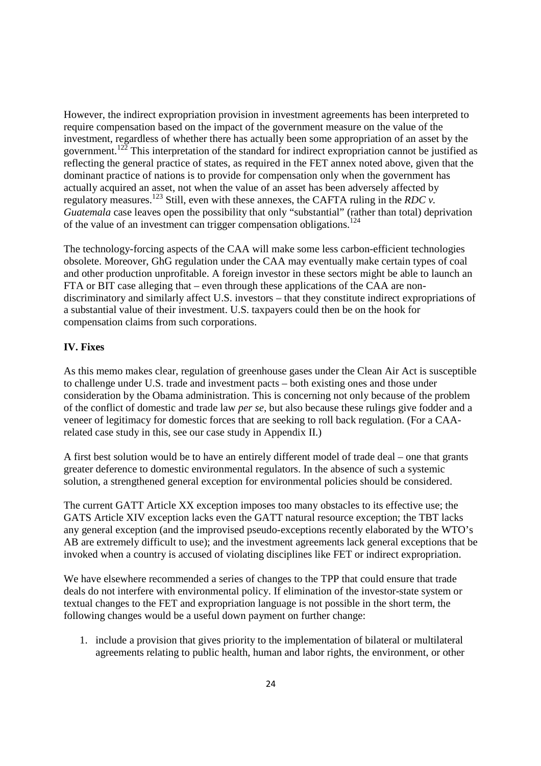However, the indirect expropriation provision in investment agreements has been interpreted to require compensation based on the impact of the government measure on the value of the investment, regardless of whether there has actually been some appropriation of an asset by the government.[122] This interpretation of the standard for indirect expropriation cannot be justified as reflecting the general practice of states, as required in the FET annex noted above, given that the dominant practice of nations is to provide for compensation only when the government has actually acquired an asset, not when the value of an asset has been adversely affected by regulatory measures.[123] Still, even with these annexes, the CAFTA ruling in the *RDC v. Guatemala* case leaves open the possibility that only "substantial" (rather than total) deprivation of the value of an investment can trigger compensation obligations.[124]

The technology-forcing aspects of the CAA will make some less carbon-efficient technologies obsolete. Moreover, GhG regulation under the CAA may eventually make certain types of coal and other production unprofitable. A foreign investor in these sectors might be able to launch an FTA or BIT case alleging that – even through these applications of the CAA are non-discriminatory and similarly affect U.S. investors – that they constitute indirect expropriations of a substantial value of their investment. U.S. taxpayers could then be on the hook for compensation claims from such corporations.

## IV. Fixes

As this memo makes clear, regulation of greenhouse gases under the Clean Air Act is susceptible to challenge under U.S. trade and investment pacts – both existing ones and those under consideration by the Obama administration. This is concerning not only because of the problem of the conflict of domestic and trade law *per se*, but also because these rulings give fodder and a veneer of legitimacy for domestic forces that are seeking to roll back regulation. (For a CAA-related case study in this, see our case study in Appendix II.)

A first best solution would be to have an entirely different model of trade deal – one that grants greater deference to domestic environmental regulators. In the absence of such a systemic solution, a strengthened general exception for environmental policies should be considered.

The current GATT Article XX exception imposes too many obstacles to its effective use; the GATS Article XIV exception lacks even the GATT natural resource exception; the TBT lacks any general exception (and the improvised pseudo-exceptions recently elaborated by the WTO's AB are extremely difficult to use); and the investment agreements lack general exceptions that be invoked when a country is accused of violating disciplines like FET or indirect expropriation.

We have elsewhere recommended a series of changes to the TPP that could ensure that trade deals do not interfere with environmental policy. If elimination of the investor-state system or textual changes to the FET and expropriation language is not possible in the short term, the following changes would be a useful down payment on further change:

1. include a provision that gives priority to the implementation of bilateral or multilateral agreements relating to public health, human and labor rights, the environment, or other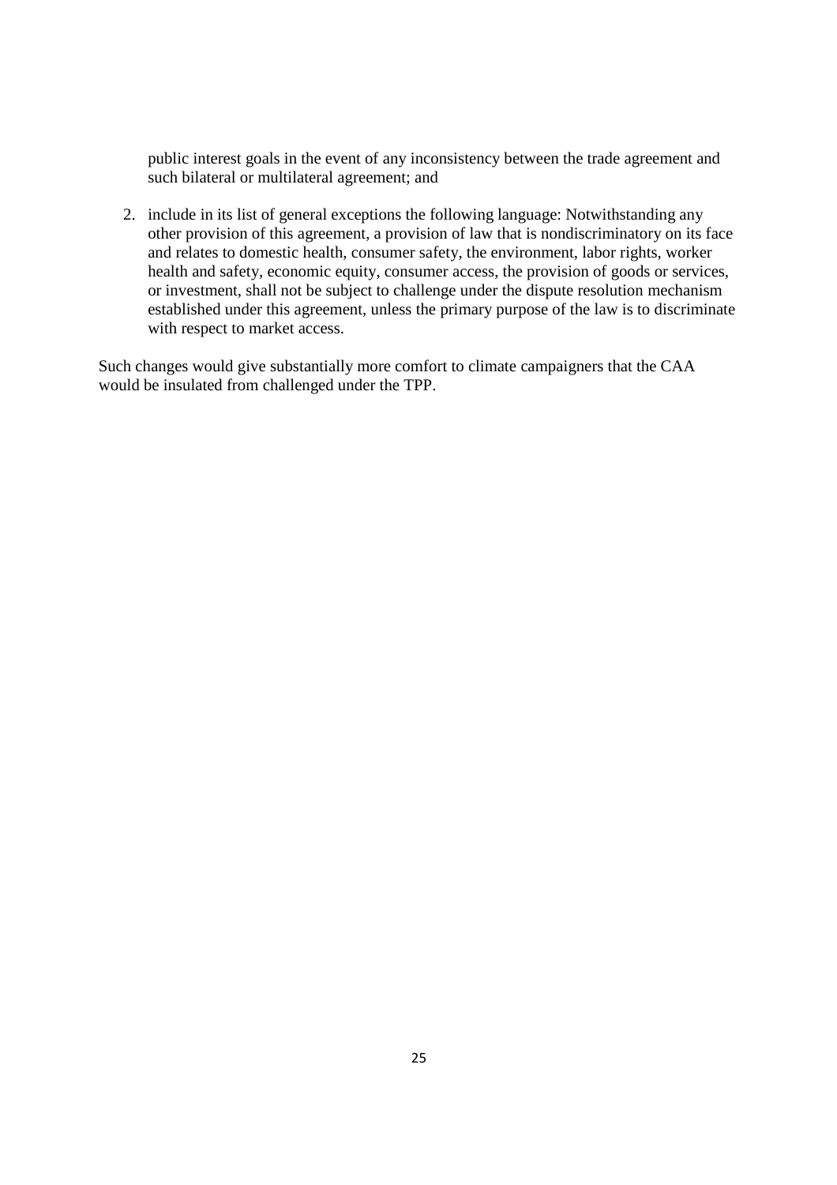public interest goals in the event of any inconsistency between the trade agreement and such bilateral or multilateral agreement; and

2. include in its list of general exceptions the following language: Notwithstanding any other provision of this agreement, a provision of law that is nondiscriminatory on its face and relates to domestic health, consumer safety, the environment, labor rights, worker health and safety, economic equity, consumer access, the provision of goods or services, or investment, shall not be subject to challenge under the dispute resolution mechanism established under this agreement, unless the primary purpose of the law is to discriminate with respect to market access.

Such changes would give substantially more comfort to climate campaigners that the CAA would be insulated from challenged under the TPP.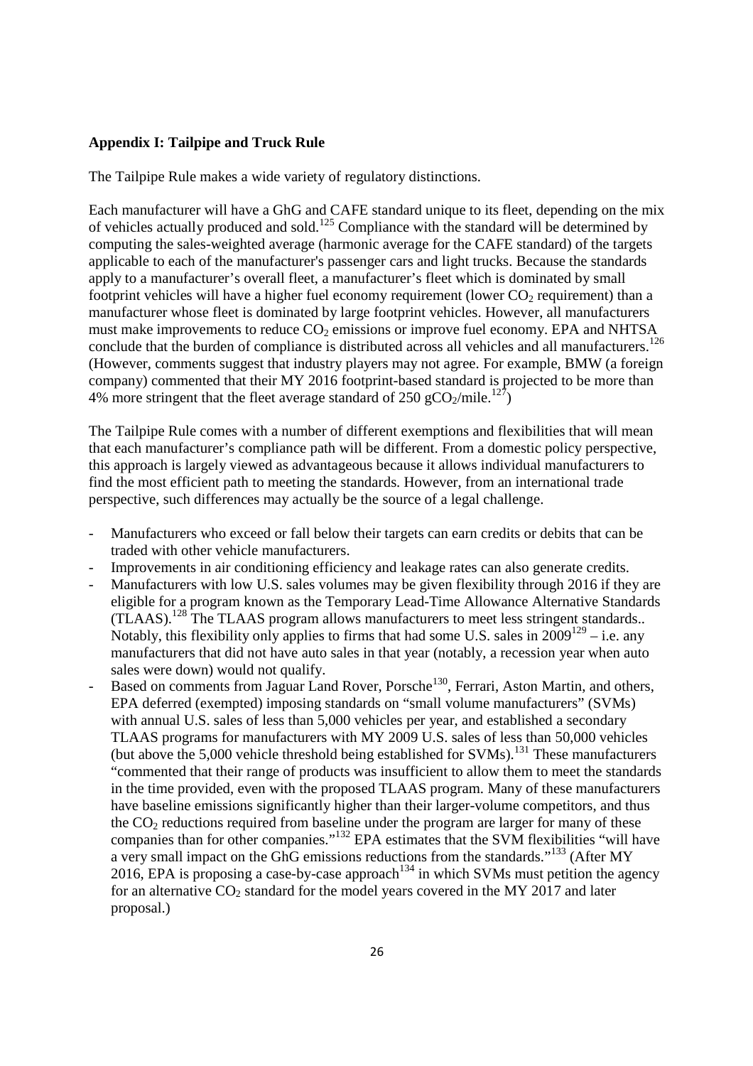**Appendix I: Tailpipe and Truck Rule**

The Tailpipe Rule makes a wide variety of regulatory distinctions.

Each manufacturer will have a GhG and CAFE standard unique to its fleet, depending on the mix of vehicles actually produced and sold.[125] Compliance with the standard will be determined by computing the sales-weighted average (harmonic average for the CAFE standard) of the targets applicable to each of the manufacturer's passenger cars and light trucks. Because the standards apply to a manufacturer's overall fleet, a manufacturer's fleet which is dominated by small footprint vehicles will have a higher fuel economy requirement (lower $CO_2$ requirement) than a manufacturer whose fleet is dominated by large footprint vehicles. However, all manufacturers must make improvements to reduce $CO_2$ emissions or improve fuel economy. EPA and NHTSA conclude that the burden of compliance is distributed across all vehicles and all manufacturers.[126] (However, comments suggest that industry players may not agree. For example, BMW (a foreign company) commented that their MY 2016 footprint-based standard is projected to be more than 4% more stringent that the fleet average standard of 250 $gCO_2$/mile.[127])

The Tailpipe Rule comes with a number of different exemptions and flexibilities that will mean that each manufacturer's compliance path will be different. From a domestic policy perspective, this approach is largely viewed as advantageous because it allows individual manufacturers to find the most efficient path to meeting the standards. However, from an international trade perspective, such differences may actually be the source of a legal challenge.

- Manufacturers who exceed or fall below their targets can earn credits or debits that can be traded with other vehicle manufacturers.
- Improvements in air conditioning efficiency and leakage rates can also generate credits.
- Manufacturers with low U.S. sales volumes may be given flexibility through 2016 if they are eligible for a program known as the Temporary Lead-Time Allowance Alternative Standards (TLAAS).[128] The TLAAS program allows manufacturers to meet less stringent standards.. Notably, this flexibility only applies to firms that had some U.S. sales in 2009[129] – i.e. any manufacturers that did not have auto sales in that year (notably, a recession year when auto sales were down) would not qualify.
- Based on comments from Jaguar Land Rover, Porsche[130], Ferrari, Aston Martin, and others, EPA deferred (exempted) imposing standards on "small volume manufacturers" (SVMs) with annual U.S. sales of less than 5,000 vehicles per year, and established a secondary TLAAS programs for manufacturers with MY 2009 U.S. sales of less than 50,000 vehicles (but above the 5,000 vehicle threshold being established for SVMs).[131] These manufacturers "commented that their range of products was insufficient to allow them to meet the standards in the time provided, even with the proposed TLAAS program. Many of these manufacturers have baseline emissions significantly higher than their larger-volume competitors, and thus the $CO_2$ reductions required from baseline under the program are larger for many of these companies than for other companies."[132] EPA estimates that the SVM flexibilities "will have a very small impact on the GhG emissions reductions from the standards."[133] (After MY 2016, EPA is proposing a case-by-case approach[134] in which SVMs must petition the agency for an alternative $CO_2$ standard for the model years covered in the MY 2017 and later proposal.)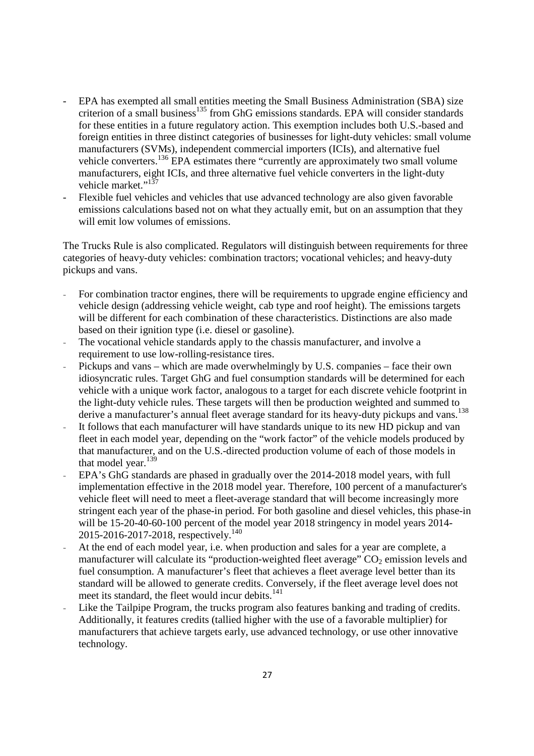- EPA has exempted all small entities meeting the Small Business Administration (SBA) size criterion of a small business[135] from GhG emissions standards. EPA will consider standards for these entities in a future regulatory action. This exemption includes both U.S.-based and foreign entities in three distinct categories of businesses for light-duty vehicles: small volume manufacturers (SVMs), independent commercial importers (ICIs), and alternative fuel vehicle converters.[136] EPA estimates there "currently are approximately two small volume manufacturers, eight ICIs, and three alternative fuel vehicle converters in the light-duty vehicle market."[137]
- Flexible fuel vehicles and vehicles that use advanced technology are also given favorable emissions calculations based not on what they actually emit, but on an assumption that they will emit low volumes of emissions.

The Trucks Rule is also complicated. Regulators will distinguish between requirements for three categories of heavy-duty vehicles: combination tractors; vocational vehicles; and heavy-duty pickups and vans.

- For combination tractor engines, there will be requirements to upgrade engine efficiency and vehicle design (addressing vehicle weight, cab type and roof height). The emissions targets will be different for each combination of these characteristics. Distinctions are also made based on their ignition type (i.e. diesel or gasoline).
- The vocational vehicle standards apply to the chassis manufacturer, and involve a requirement to use low-rolling-resistance tires.
- Pickups and vans – which are made overwhelmingly by U.S. companies – face their own idiosyncratic rules. Target GhG and fuel consumption standards will be determined for each vehicle with a unique work factor, analogous to a target for each discrete vehicle footprint in the light-duty vehicle rules. These targets will then be production weighted and summed to derive a manufacturer's annual fleet average standard for its heavy-duty pickups and vans.[138]
- It follows that each manufacturer will have standards unique to its new HD pickup and van fleet in each model year, depending on the "work factor" of the vehicle models produced by that manufacturer, and on the U.S.-directed production volume of each of those models in that model year.[139]
- EPA's GhG standards are phased in gradually over the 2014-2018 model years, with full implementation effective in the 2018 model year. Therefore, 100 percent of a manufacturer's vehicle fleet will need to meet a fleet-average standard that will become increasingly more stringent each year of the phase-in period. For both gasoline and diesel vehicles, this phase-in will be 15-20-40-60-100 percent of the model year 2018 stringency in model years 2014-2015-2016-2017-2018, respectively.[140]
- At the end of each model year, i.e. when production and sales for a year are complete, a manufacturer will calculate its "production-weighted fleet average" $CO_2$ emission levels and fuel consumption. A manufacturer's fleet that achieves a fleet average level better than its standard will be allowed to generate credits. Conversely, if the fleet average level does not meet its standard, the fleet would incur debits.[141]
- Like the Tailpipe Program, the trucks program also features banking and trading of credits. Additionally, it features credits (tallied higher with the use of a favorable multiplier) for manufacturers that achieve targets early, use advanced technology, or use other innovative technology.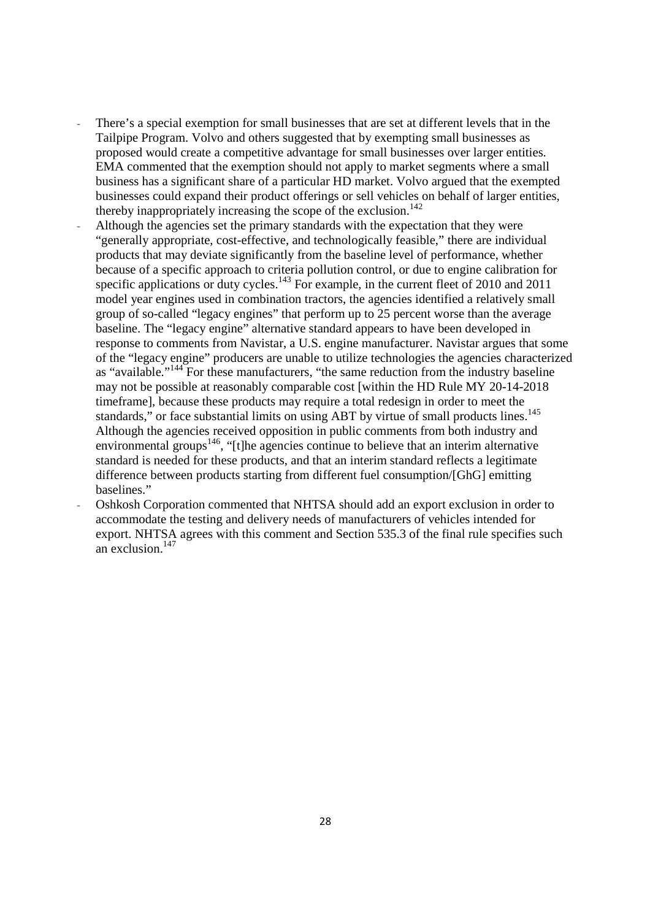- There's a special exemption for small businesses that are set at different levels that in the Tailpipe Program. Volvo and others suggested that by exempting small businesses as proposed would create a competitive advantage for small businesses over larger entities. EMA commented that the exemption should not apply to market segments where a small business has a significant share of a particular HD market. Volvo argued that the exempted businesses could expand their product offerings or sell vehicles on behalf of larger entities, thereby inappropriately increasing the scope of the exclusion.[142]
- Although the agencies set the primary standards with the expectation that they were "generally appropriate, cost-effective, and technologically feasible," there are individual products that may deviate significantly from the baseline level of performance, whether because of a specific approach to criteria pollution control, or due to engine calibration for specific applications or duty cycles.[143] For example, in the current fleet of 2010 and 2011 model year engines used in combination tractors, the agencies identified a relatively small group of so-called "legacy engines" that perform up to 25 percent worse than the average baseline. The "legacy engine" alternative standard appears to have been developed in response to comments from Navistar, a U.S. engine manufacturer. Navistar argues that some of the "legacy engine" producers are unable to utilize technologies the agencies characterized as "available."[144] For these manufacturers, "the same reduction from the industry baseline may not be possible at reasonably comparable cost [within the HD Rule MY 20-14-2018 timeframe], because these products may require a total redesign in order to meet the standards," or face substantial limits on using ABT by virtue of small products lines.[145] Although the agencies received opposition in public comments from both industry and environmental groups[146], "[t]he agencies continue to believe that an interim alternative standard is needed for these products, and that an interim standard reflects a legitimate difference between products starting from different fuel consumption/[GhG] emitting baselines."
- Oshkosh Corporation commented that NHTSA should add an export exclusion in order to accommodate the testing and delivery needs of manufacturers of vehicles intended for export. NHTSA agrees with this comment and Section 535.3 of the final rule specifies such an exclusion.[147]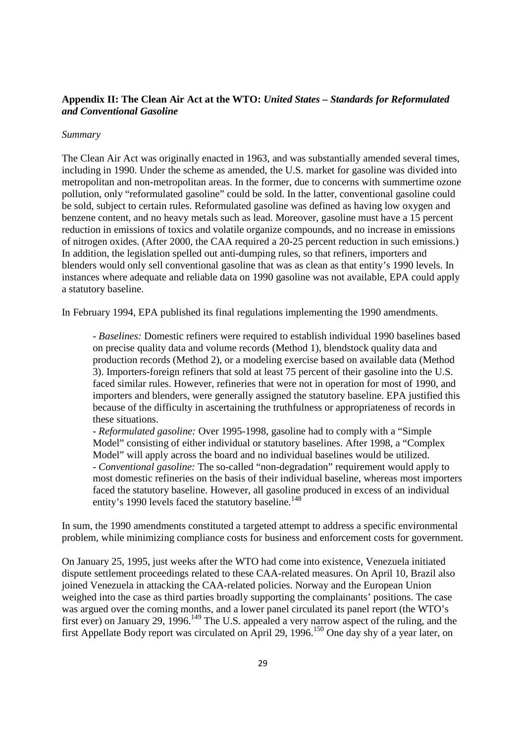**Appendix II: The Clean Air Act at the WTO:** ***United States – Standards for Reformulated and Conventional Gasoline***

*Summary*

The Clean Air Act was originally enacted in 1963, and was substantially amended several times, including in 1990. Under the scheme as amended, the U.S. market for gasoline was divided into metropolitan and non-metropolitan areas. In the former, due to concerns with summertime ozone pollution, only "reformulated gasoline" could be sold. In the latter, conventional gasoline could be sold, subject to certain rules. Reformulated gasoline was defined as having low oxygen and benzene content, and no heavy metals such as lead. Moreover, gasoline must have a 15 percent reduction in emissions of toxics and volatile organize compounds, and no increase in emissions of nitrogen oxides. (After 2000, the CAA required a 20-25 percent reduction in such emissions.) In addition, the legislation spelled out anti-dumping rules, so that refiners, importers and blenders would only sell conventional gasoline that was as clean as that entity's 1990 levels. In instances where adequate and reliable data on 1990 gasoline was not available, EPA could apply a statutory baseline.

In February 1994, EPA published its final regulations implementing the 1990 amendments.

> - *Baselines:* Domestic refiners were required to establish individual 1990 baselines based on precise quality data and volume records (Method 1), blendstock quality data and production records (Method 2), or a modeling exercise based on available data (Method 3). Importers-foreign refiners that sold at least 75 percent of their gasoline into the U.S. faced similar rules. However, refineries that were not in operation for most of 1990, and importers and blenders, were generally assigned the statutory baseline. EPA justified this because of the difficulty in ascertaining the truthfulness or appropriateness of records in these situations.
> - *Reformulated gasoline:* Over 1995-1998, gasoline had to comply with a "Simple Model" consisting of either individual or statutory baselines. After 1998, a "Complex Model" will apply across the board and no individual baselines would be utilized.
> - *Conventional gasoline:* The so-called "non-degradation" requirement would apply to most domestic refineries on the basis of their individual baseline, whereas most importers faced the statutory baseline. However, all gasoline produced in excess of an individual entity's 1990 levels faced the statutory baseline.[148]

In sum, the 1990 amendments constituted a targeted attempt to address a specific environmental problem, while minimizing compliance costs for business and enforcement costs for government.

On January 25, 1995, just weeks after the WTO had come into existence, Venezuela initiated dispute settlement proceedings related to these CAA-related measures. On April 10, Brazil also joined Venezuela in attacking the CAA-related policies. Norway and the European Union weighed into the case as third parties broadly supporting the complainants' positions. The case was argued over the coming months, and a lower panel circulated its panel report (the WTO's first ever) on January 29, 1996.[149] The U.S. appealed a very narrow aspect of the ruling, and the first Appellate Body report was circulated on April 29, 1996.[150] One day shy of a year later, on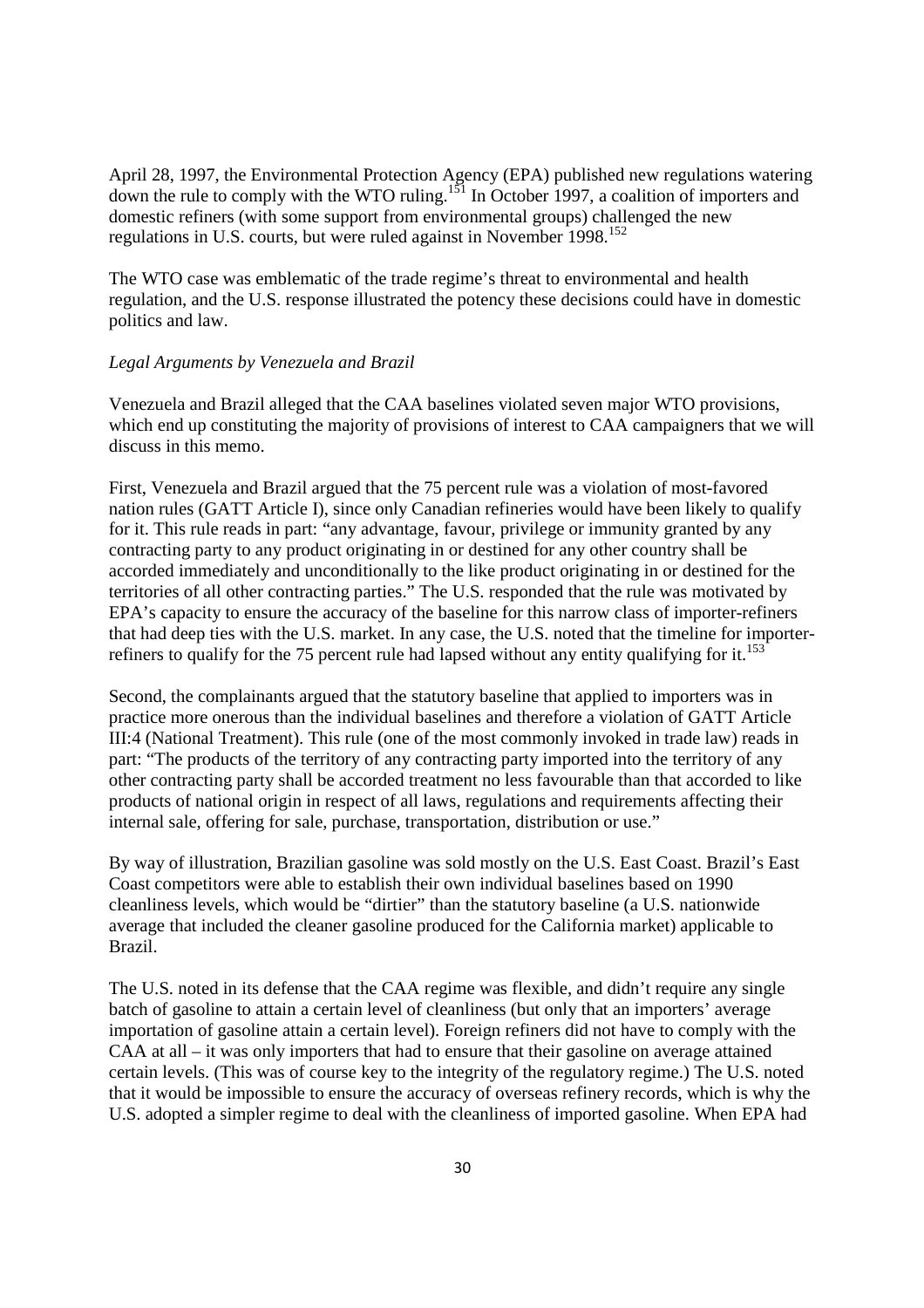April 28, 1997, the Environmental Protection Agency (EPA) published new regulations watering down the rule to comply with the WTO ruling.[151] In October 1997, a coalition of importers and domestic refiners (with some support from environmental groups) challenged the new regulations in U.S. courts, but were ruled against in November 1998.[152]

The WTO case was emblematic of the trade regime's threat to environmental and health regulation, and the U.S. response illustrated the potency these decisions could have in domestic politics and law.

*Legal Arguments by Venezuela and Brazil*

Venezuela and Brazil alleged that the CAA baselines violated seven major WTO provisions, which end up constituting the majority of provisions of interest to CAA campaigners that we will discuss in this memo.

First, Venezuela and Brazil argued that the 75 percent rule was a violation of most-favored nation rules (GATT Article I), since only Canadian refineries would have been likely to qualify for it. This rule reads in part: "any advantage, favour, privilege or immunity granted by any contracting party to any product originating in or destined for any other country shall be accorded immediately and unconditionally to the like product originating in or destined for the territories of all other contracting parties." The U.S. responded that the rule was motivated by EPA's capacity to ensure the accuracy of the baseline for this narrow class of importer-refiners that had deep ties with the U.S. market. In any case, the U.S. noted that the timeline for importer-refiners to qualify for the 75 percent rule had lapsed without any entity qualifying for it.[153]

Second, the complainants argued that the statutory baseline that applied to importers was in practice more onerous than the individual baselines and therefore a violation of GATT Article III:4 (National Treatment). This rule (one of the most commonly invoked in trade law) reads in part: "The products of the territory of any contracting party imported into the territory of any other contracting party shall be accorded treatment no less favourable than that accorded to like products of national origin in respect of all laws, regulations and requirements affecting their internal sale, offering for sale, purchase, transportation, distribution or use."

By way of illustration, Brazilian gasoline was sold mostly on the U.S. East Coast. Brazil's East Coast competitors were able to establish their own individual baselines based on 1990 cleanliness levels, which would be "dirtier" than the statutory baseline (a U.S. nationwide average that included the cleaner gasoline produced for the California market) applicable to Brazil.

The U.S. noted in its defense that the CAA regime was flexible, and didn't require any single batch of gasoline to attain a certain level of cleanliness (but only that an importers' average importation of gasoline attain a certain level). Foreign refiners did not have to comply with the CAA at all – it was only importers that had to ensure that their gasoline on average attained certain levels. (This was of course key to the integrity of the regulatory regime.) The U.S. noted that it would be impossible to ensure the accuracy of overseas refinery records, which is why the U.S. adopted a simpler regime to deal with the cleanliness of imported gasoline. When EPA had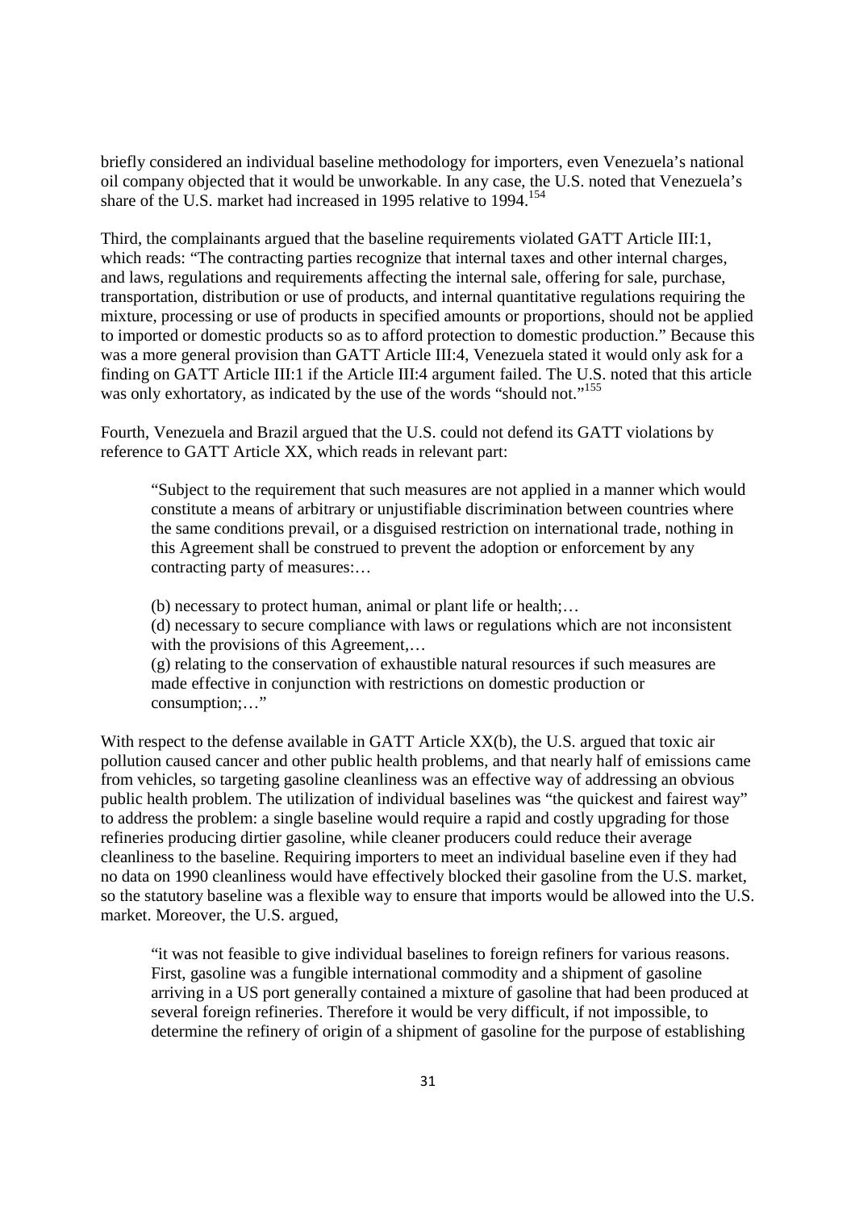briefly considered an individual baseline methodology for importers, even Venezuela's national oil company objected that it would be unworkable. In any case, the U.S. noted that Venezuela's share of the U.S. market had increased in 1995 relative to 1994.[154]

Third, the complainants argued that the baseline requirements violated GATT Article III:1, which reads: "The contracting parties recognize that internal taxes and other internal charges, and laws, regulations and requirements affecting the internal sale, offering for sale, purchase, transportation, distribution or use of products, and internal quantitative regulations requiring the mixture, processing or use of products in specified amounts or proportions, should not be applied to imported or domestic products so as to afford protection to domestic production." Because this was a more general provision than GATT Article III:4, Venezuela stated it would only ask for a finding on GATT Article III:1 if the Article III:4 argument failed. The U.S. noted that this article was only exhortatory, as indicated by the use of the words "should not."[155]

Fourth, Venezuela and Brazil argued that the U.S. could not defend its GATT violations by reference to GATT Article XX, which reads in relevant part:

> "Subject to the requirement that such measures are not applied in a manner which would constitute a means of arbitrary or unjustifiable discrimination between countries where the same conditions prevail, or a disguised restriction on international trade, nothing in this Agreement shall be construed to prevent the adoption or enforcement by any contracting party of measures:…
>
> (b) necessary to protect human, animal or plant life or health;…
> (d) necessary to secure compliance with laws or regulations which are not inconsistent with the provisions of this Agreement,…
> (g) relating to the conservation of exhaustible natural resources if such measures are made effective in conjunction with restrictions on domestic production or consumption;…"

With respect to the defense available in GATT Article XX(b), the U.S. argued that toxic air pollution caused cancer and other public health problems, and that nearly half of emissions came from vehicles, so targeting gasoline cleanliness was an effective way of addressing an obvious public health problem. The utilization of individual baselines was "the quickest and fairest way" to address the problem: a single baseline would require a rapid and costly upgrading for those refineries producing dirtier gasoline, while cleaner producers could reduce their average cleanliness to the baseline. Requiring importers to meet an individual baseline even if they had no data on 1990 cleanliness would have effectively blocked their gasoline from the U.S. market, so the statutory baseline was a flexible way to ensure that imports would be allowed into the U.S. market. Moreover, the U.S. argued,

> "it was not feasible to give individual baselines to foreign refiners for various reasons. First, gasoline was a fungible international commodity and a shipment of gasoline arriving in a US port generally contained a mixture of gasoline that had been produced at several foreign refineries. Therefore it would be very difficult, if not impossible, to determine the refinery of origin of a shipment of gasoline for the purpose of establishing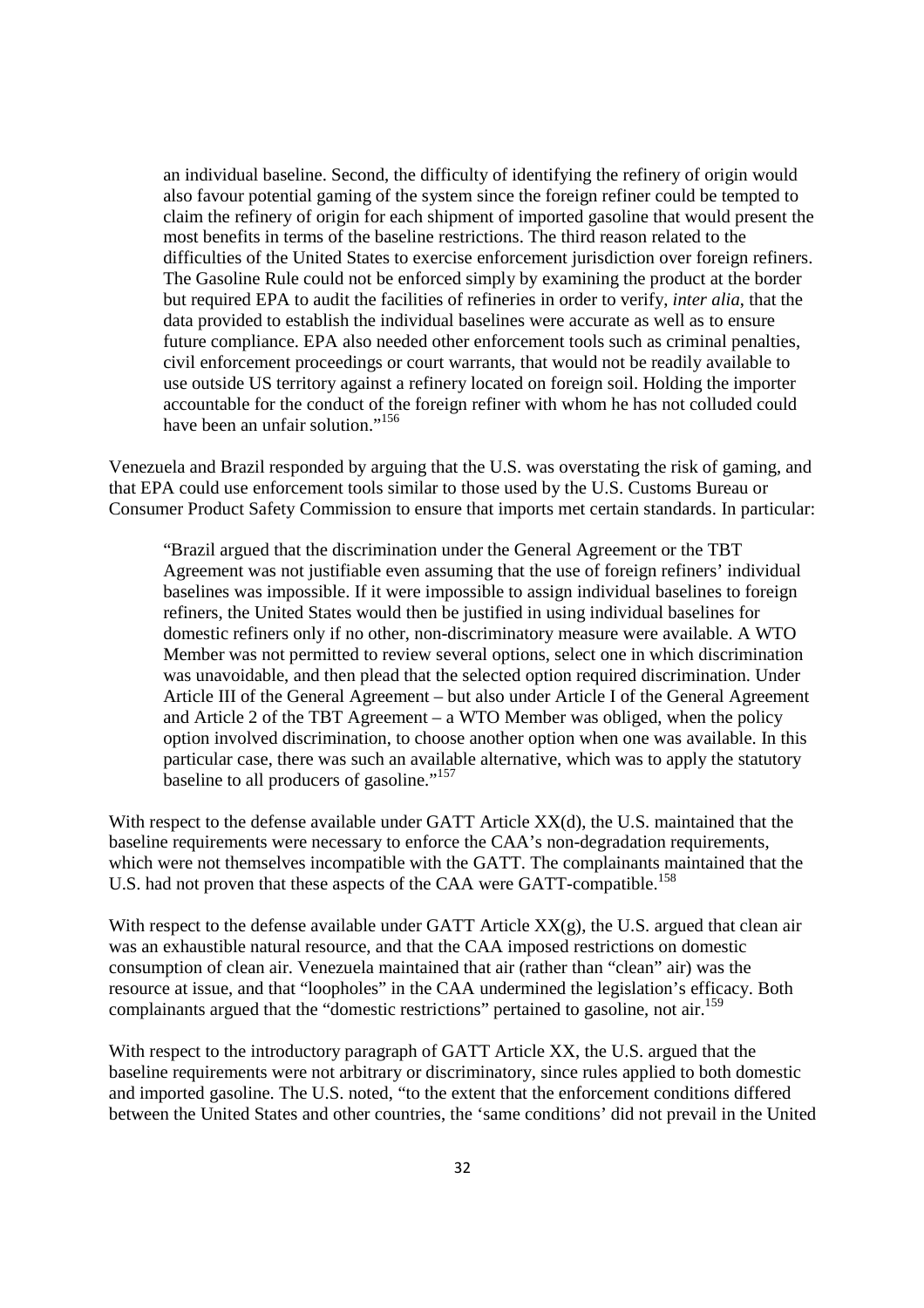> an individual baseline. Second, the difficulty of identifying the refinery of origin would also favour potential gaming of the system since the foreign refiner could be tempted to claim the refinery of origin for each shipment of imported gasoline that would present the most benefits in terms of the baseline restrictions. The third reason related to the difficulties of the United States to exercise enforcement jurisdiction over foreign refiners. The Gasoline Rule could not be enforced simply by examining the product at the border but required EPA to audit the facilities of refineries in order to verify, *inter alia*, that the data provided to establish the individual baselines were accurate as well as to ensure future compliance. EPA also needed other enforcement tools such as criminal penalties, civil enforcement proceedings or court warrants, that would not be readily available to use outside US territory against a refinery located on foreign soil. Holding the importer accountable for the conduct of the foreign refiner with whom he has not colluded could have been an unfair solution."[156]

Venezuela and Brazil responded by arguing that the U.S. was overstating the risk of gaming, and that EPA could use enforcement tools similar to those used by the U.S. Customs Bureau or Consumer Product Safety Commission to ensure that imports met certain standards. In particular:

> "Brazil argued that the discrimination under the General Agreement or the TBT Agreement was not justifiable even assuming that the use of foreign refiners' individual baselines was impossible. If it were impossible to assign individual baselines to foreign refiners, the United States would then be justified in using individual baselines for domestic refiners only if no other, non-discriminatory measure were available. A WTO Member was not permitted to review several options, select one in which discrimination was unavoidable, and then plead that the selected option required discrimination. Under Article III of the General Agreement – but also under Article I of the General Agreement and Article 2 of the TBT Agreement – a WTO Member was obliged, when the policy option involved discrimination, to choose another option when one was available. In this particular case, there was such an available alternative, which was to apply the statutory baseline to all producers of gasoline."[157]

With respect to the defense available under GATT Article XX(d), the U.S. maintained that the baseline requirements were necessary to enforce the CAA's non-degradation requirements, which were not themselves incompatible with the GATT. The complainants maintained that the U.S. had not proven that these aspects of the CAA were GATT-compatible.[158]

With respect to the defense available under GATT Article XX(g), the U.S. argued that clean air was an exhaustible natural resource, and that the CAA imposed restrictions on domestic consumption of clean air. Venezuela maintained that air (rather than "clean" air) was the resource at issue, and that "loopholes" in the CAA undermined the legislation's efficacy. Both complainants argued that the "domestic restrictions" pertained to gasoline, not air.[159]

With respect to the introductory paragraph of GATT Article XX, the U.S. argued that the baseline requirements were not arbitrary or discriminatory, since rules applied to both domestic and imported gasoline. The U.S. noted, "to the extent that the enforcement conditions differed between the United States and other countries, the 'same conditions' did not prevail in the United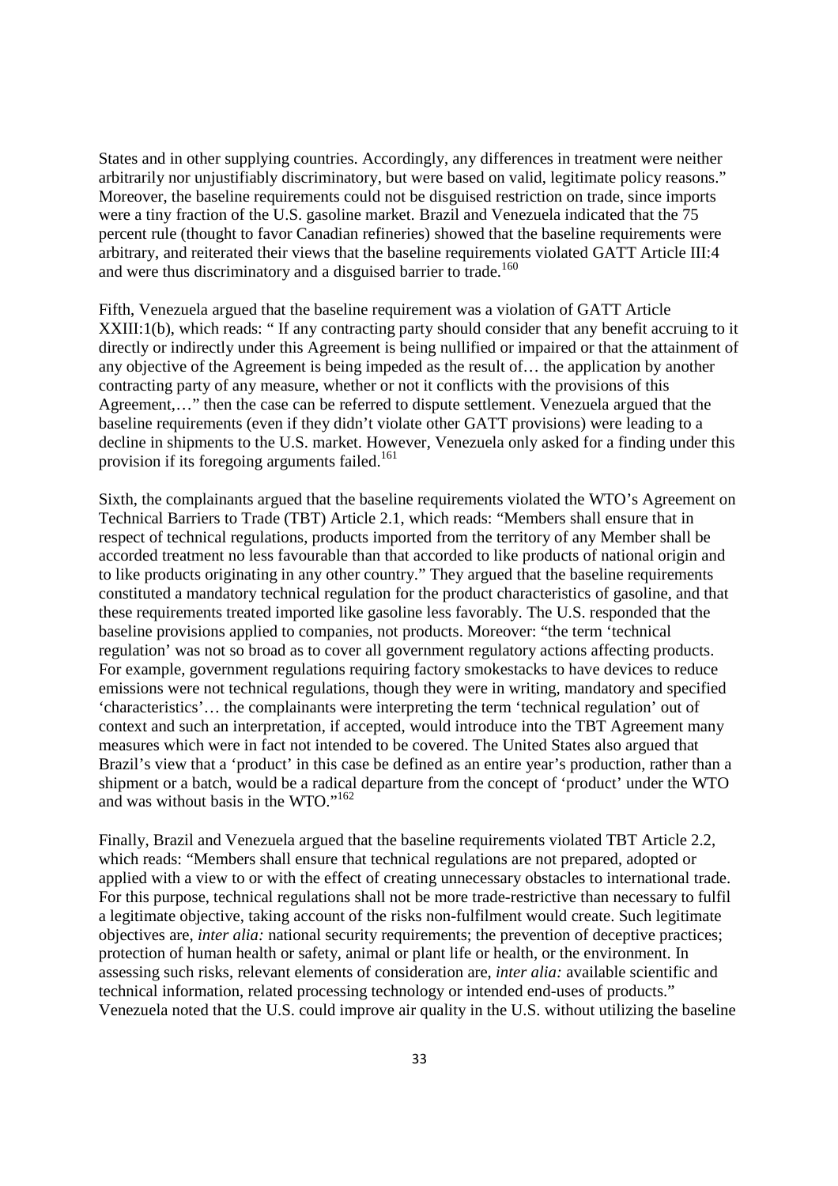States and in other supplying countries. Accordingly, any differences in treatment were neither arbitrarily nor unjustifiably discriminatory, but were based on valid, legitimate policy reasons." Moreover, the baseline requirements could not be disguised restriction on trade, since imports were a tiny fraction of the U.S. gasoline market. Brazil and Venezuela indicated that the 75 percent rule (thought to favor Canadian refineries) showed that the baseline requirements were arbitrary, and reiterated their views that the baseline requirements violated GATT Article III:4 and were thus discriminatory and a disguised barrier to trade.[160]

Fifth, Venezuela argued that the baseline requirement was a violation of GATT Article XXIII:1(b), which reads: " If any contracting party should consider that any benefit accruing to it directly or indirectly under this Agreement is being nullified or impaired or that the attainment of any objective of the Agreement is being impeded as the result of… the application by another contracting party of any measure, whether or not it conflicts with the provisions of this Agreement,…" then the case can be referred to dispute settlement. Venezuela argued that the baseline requirements (even if they didn't violate other GATT provisions) were leading to a decline in shipments to the U.S. market. However, Venezuela only asked for a finding under this provision if its foregoing arguments failed.[161]

Sixth, the complainants argued that the baseline requirements violated the WTO's Agreement on Technical Barriers to Trade (TBT) Article 2.1, which reads: "Members shall ensure that in respect of technical regulations, products imported from the territory of any Member shall be accorded treatment no less favourable than that accorded to like products of national origin and to like products originating in any other country." They argued that the baseline requirements constituted a mandatory technical regulation for the product characteristics of gasoline, and that these requirements treated imported like gasoline less favorably. The U.S. responded that the baseline provisions applied to companies, not products. Moreover: "the term 'technical regulation' was not so broad as to cover all government regulatory actions affecting products. For example, government regulations requiring factory smokestacks to have devices to reduce emissions were not technical regulations, though they were in writing, mandatory and specified 'characteristics'… the complainants were interpreting the term 'technical regulation' out of context and such an interpretation, if accepted, would introduce into the TBT Agreement many measures which were in fact not intended to be covered. The United States also argued that Brazil's view that a 'product' in this case be defined as an entire year's production, rather than a shipment or a batch, would be a radical departure from the concept of 'product' under the WTO and was without basis in the WTO."[162]

Finally, Brazil and Venezuela argued that the baseline requirements violated TBT Article 2.2, which reads: "Members shall ensure that technical regulations are not prepared, adopted or applied with a view to or with the effect of creating unnecessary obstacles to international trade. For this purpose, technical regulations shall not be more trade-restrictive than necessary to fulfil a legitimate objective, taking account of the risks non-fulfilment would create. Such legitimate objectives are, *inter alia:* national security requirements; the prevention of deceptive practices; protection of human health or safety, animal or plant life or health, or the environment. In assessing such risks, relevant elements of consideration are, *inter alia:* available scientific and technical information, related processing technology or intended end-uses of products." Venezuela noted that the U.S. could improve air quality in the U.S. without utilizing the baseline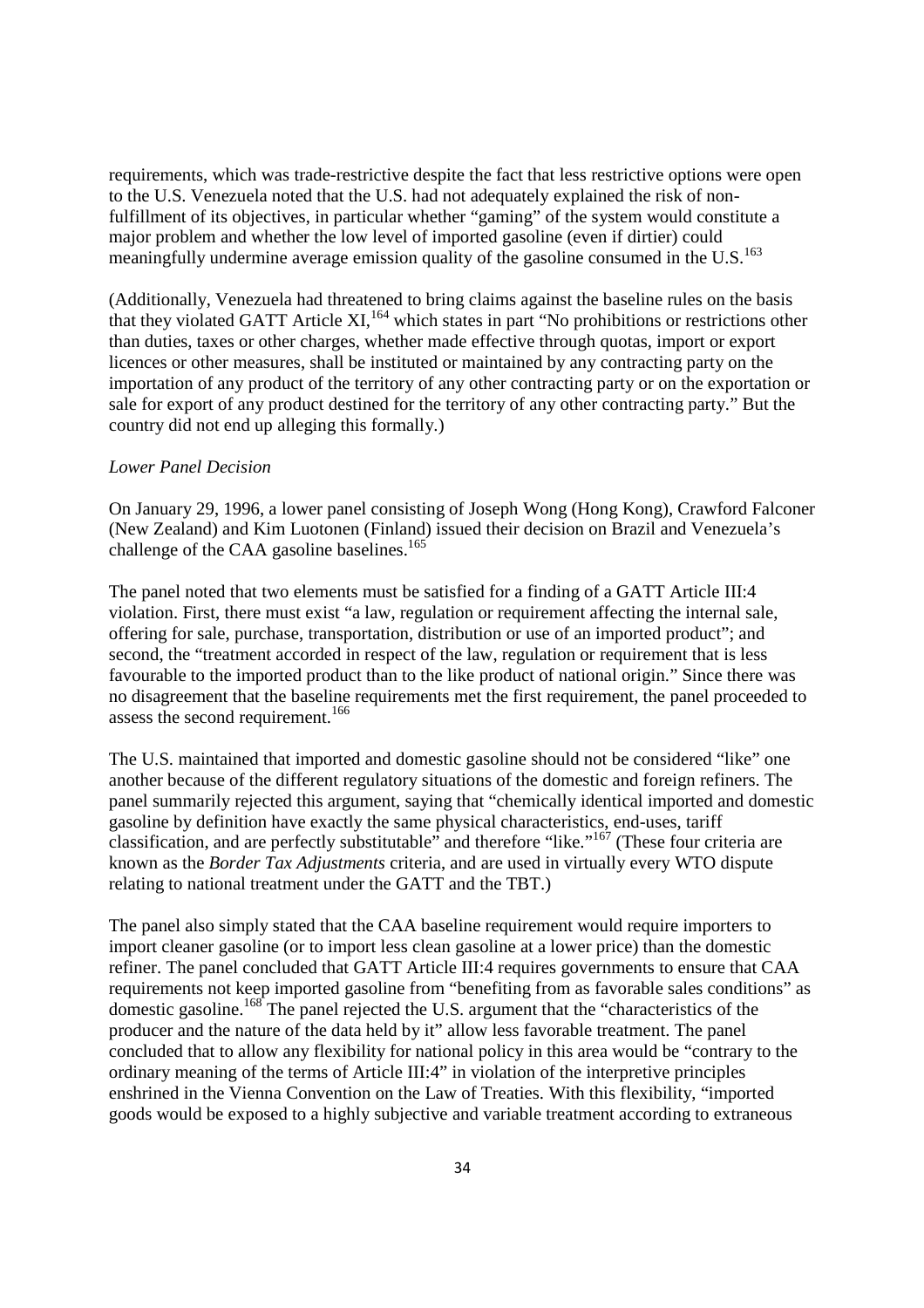requirements, which was trade-restrictive despite the fact that less restrictive options were open to the U.S. Venezuela noted that the U.S. had not adequately explained the risk of non-fulfillment of its objectives, in particular whether "gaming" of the system would constitute a major problem and whether the low level of imported gasoline (even if dirtier) could meaningfully undermine average emission quality of the gasoline consumed in the U.S.[163]

(Additionally, Venezuela had threatened to bring claims against the baseline rules on the basis that they violated GATT Article XI,[164] which states in part "No prohibitions or restrictions other than duties, taxes or other charges, whether made effective through quotas, import or export licences or other measures, shall be instituted or maintained by any contracting party on the importation of any product of the territory of any other contracting party or on the exportation or sale for export of any product destined for the territory of any other contracting party." But the country did not end up alleging this formally.)

*Lower Panel Decision*

On January 29, 1996, a lower panel consisting of Joseph Wong (Hong Kong), Crawford Falconer (New Zealand) and Kim Luotonen (Finland) issued their decision on Brazil and Venezuela's challenge of the CAA gasoline baselines.[165]

The panel noted that two elements must be satisfied for a finding of a GATT Article III:4 violation. First, there must exist "a law, regulation or requirement affecting the internal sale, offering for sale, purchase, transportation, distribution or use of an imported product"; and second, the "treatment accorded in respect of the law, regulation or requirement that is less favourable to the imported product than to the like product of national origin." Since there was no disagreement that the baseline requirements met the first requirement, the panel proceeded to assess the second requirement.[166]

The U.S. maintained that imported and domestic gasoline should not be considered "like" one another because of the different regulatory situations of the domestic and foreign refiners. The panel summarily rejected this argument, saying that "chemically identical imported and domestic gasoline by definition have exactly the same physical characteristics, end-uses, tariff classification, and are perfectly substitutable" and therefore "like."[167] (These four criteria are known as the *Border Tax Adjustments* criteria, and are used in virtually every WTO dispute relating to national treatment under the GATT and the TBT.)

The panel also simply stated that the CAA baseline requirement would require importers to import cleaner gasoline (or to import less clean gasoline at a lower price) than the domestic refiner. The panel concluded that GATT Article III:4 requires governments to ensure that CAA requirements not keep imported gasoline from "benefiting from as favorable sales conditions" as domestic gasoline.[168] The panel rejected the U.S. argument that the "characteristics of the producer and the nature of the data held by it" allow less favorable treatment. The panel concluded that to allow any flexibility for national policy in this area would be "contrary to the ordinary meaning of the terms of Article III:4" in violation of the interpretive principles enshrined in the Vienna Convention on the Law of Treaties. With this flexibility, "imported goods would be exposed to a highly subjective and variable treatment according to extraneous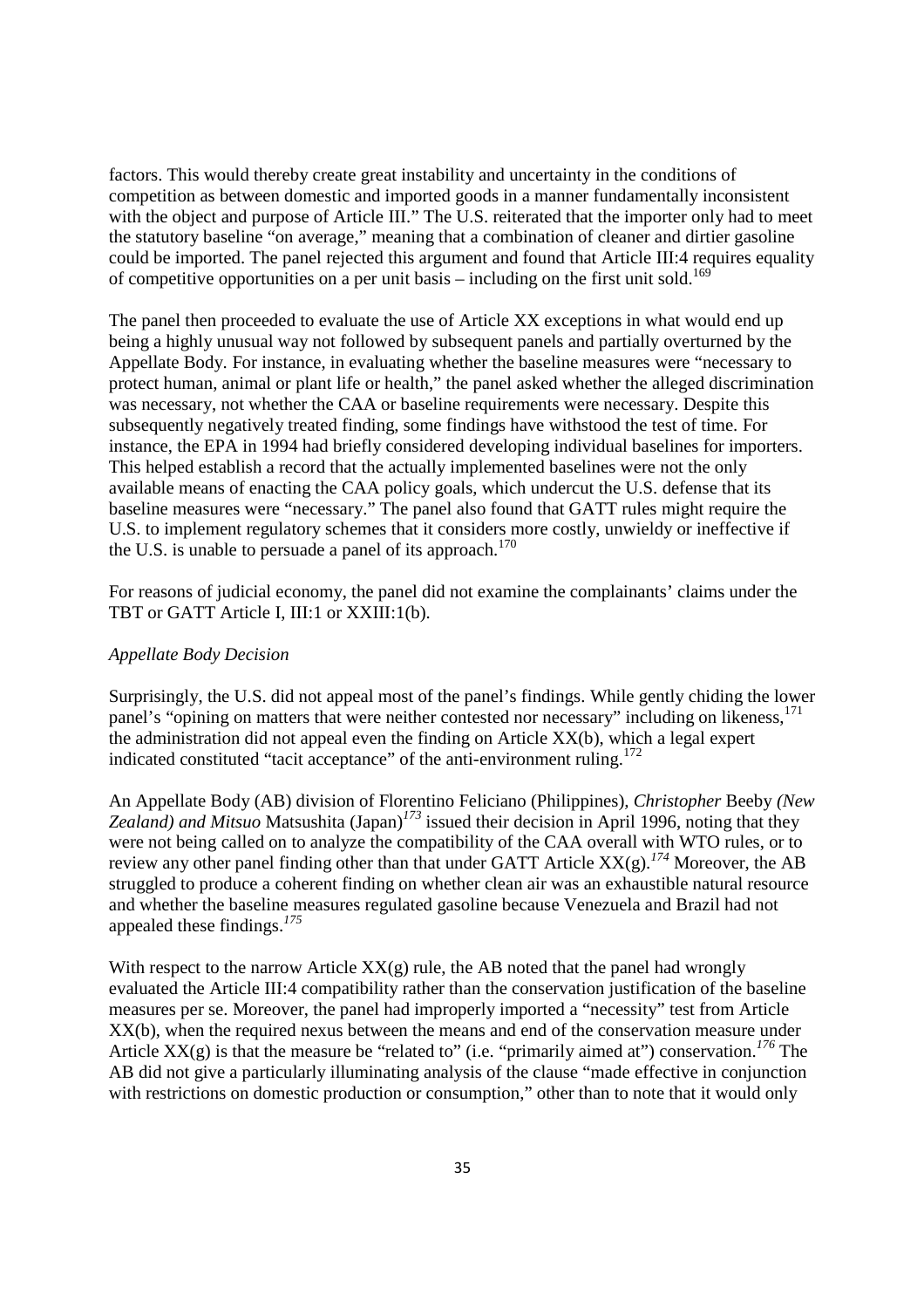factors. This would thereby create great instability and uncertainty in the conditions of competition as between domestic and imported goods in a manner fundamentally inconsistent with the object and purpose of Article III." The U.S. reiterated that the importer only had to meet the statutory baseline "on average," meaning that a combination of cleaner and dirtier gasoline could be imported. The panel rejected this argument and found that Article III:4 requires equality of competitive opportunities on a per unit basis – including on the first unit sold.[169]

The panel then proceeded to evaluate the use of Article XX exceptions in what would end up being a highly unusual way not followed by subsequent panels and partially overturned by the Appellate Body. For instance, in evaluating whether the baseline measures were "necessary to protect human, animal or plant life or health," the panel asked whether the alleged discrimination was necessary, not whether the CAA or baseline requirements were necessary. Despite this subsequently negatively treated finding, some findings have withstood the test of time. For instance, the EPA in 1994 had briefly considered developing individual baselines for importers. This helped establish a record that the actually implemented baselines were not the only available means of enacting the CAA policy goals, which undercut the U.S. defense that its baseline measures were "necessary." The panel also found that GATT rules might require the U.S. to implement regulatory schemes that it considers more costly, unwieldy or ineffective if the U.S. is unable to persuade a panel of its approach.[170]

For reasons of judicial economy, the panel did not examine the complainants' claims under the TBT or GATT Article I, III:1 or XXIII:1(b).

*Appellate Body Decision*

Surprisingly, the U.S. did not appeal most of the panel's findings. While gently chiding the lower panel's "opining on matters that were neither contested nor necessary" including on likeness,[171] the administration did not appeal even the finding on Article XX(b), which a legal expert indicated constituted "tacit acceptance" of the anti-environment ruling.[172]

An Appellate Body (AB) division of Florentino Feliciano (Philippines), *Christopher* Beeby *(New Zealand) and Mitsuo* Matsushita (Japan)*[173]* issued their decision in April 1996, noting that they were not being called on to analyze the compatibility of the CAA overall with WTO rules, or to review any other panel finding other than that under GATT Article XX(g).*[174]* Moreover, the AB struggled to produce a coherent finding on whether clean air was an exhaustible natural resource and whether the baseline measures regulated gasoline because Venezuela and Brazil had not appealed these findings.*[175]*

With respect to the narrow Article XX(g) rule, the AB noted that the panel had wrongly evaluated the Article III:4 compatibility rather than the conservation justification of the baseline measures per se. Moreover, the panel had improperly imported a "necessity" test from Article XX(b), when the required nexus between the means and end of the conservation measure under Article XX(g) is that the measure be "related to" (i.e. "primarily aimed at") conservation.*[176]* The AB did not give a particularly illuminating analysis of the clause "made effective in conjunction with restrictions on domestic production or consumption," other than to note that it would only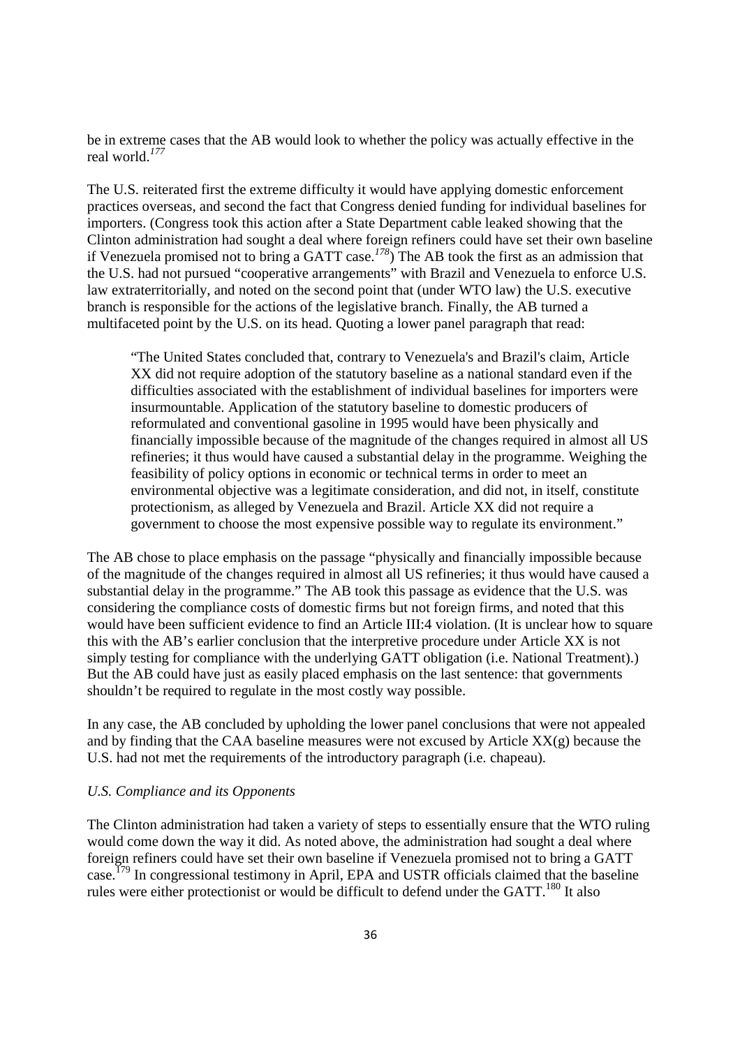be in extreme cases that the AB would look to whether the policy was actually effective in the real world.[177]

The U.S. reiterated first the extreme difficulty it would have applying domestic enforcement practices overseas, and second the fact that Congress denied funding for individual baselines for importers. (Congress took this action after a State Department cable leaked showing that the Clinton administration had sought a deal where foreign refiners could have set their own baseline if Venezuela promised not to bring a GATT case.[178]) The AB took the first as an admission that the U.S. had not pursued "cooperative arrangements" with Brazil and Venezuela to enforce U.S. law extraterritorially, and noted on the second point that (under WTO law) the U.S. executive branch is responsible for the actions of the legislative branch. Finally, the AB turned a multifaceted point by the U.S. on its head. Quoting a lower panel paragraph that read:

> "The United States concluded that, contrary to Venezuela's and Brazil's claim, Article XX did not require adoption of the statutory baseline as a national standard even if the difficulties associated with the establishment of individual baselines for importers were insurmountable. Application of the statutory baseline to domestic producers of reformulated and conventional gasoline in 1995 would have been physically and financially impossible because of the magnitude of the changes required in almost all US refineries; it thus would have caused a substantial delay in the programme. Weighing the feasibility of policy options in economic or technical terms in order to meet an environmental objective was a legitimate consideration, and did not, in itself, constitute protectionism, as alleged by Venezuela and Brazil. Article XX did not require a government to choose the most expensive possible way to regulate its environment."

The AB chose to place emphasis on the passage "physically and financially impossible because of the magnitude of the changes required in almost all US refineries; it thus would have caused a substantial delay in the programme." The AB took this passage as evidence that the U.S. was considering the compliance costs of domestic firms but not foreign firms, and noted that this would have been sufficient evidence to find an Article III:4 violation. (It is unclear how to square this with the AB's earlier conclusion that the interpretive procedure under Article XX is not simply testing for compliance with the underlying GATT obligation (i.e. National Treatment).) But the AB could have just as easily placed emphasis on the last sentence: that governments shouldn't be required to regulate in the most costly way possible.

In any case, the AB concluded by upholding the lower panel conclusions that were not appealed and by finding that the CAA baseline measures were not excused by Article XX(g) because the U.S. had not met the requirements of the introductory paragraph (i.e. chapeau).

*U.S. Compliance and its Opponents*

The Clinton administration had taken a variety of steps to essentially ensure that the WTO ruling would come down the way it did. As noted above, the administration had sought a deal where foreign refiners could have set their own baseline if Venezuela promised not to bring a GATT case.[179] In congressional testimony in April, EPA and USTR officials claimed that the baseline rules were either protectionist or would be difficult to defend under the GATT.[180] It also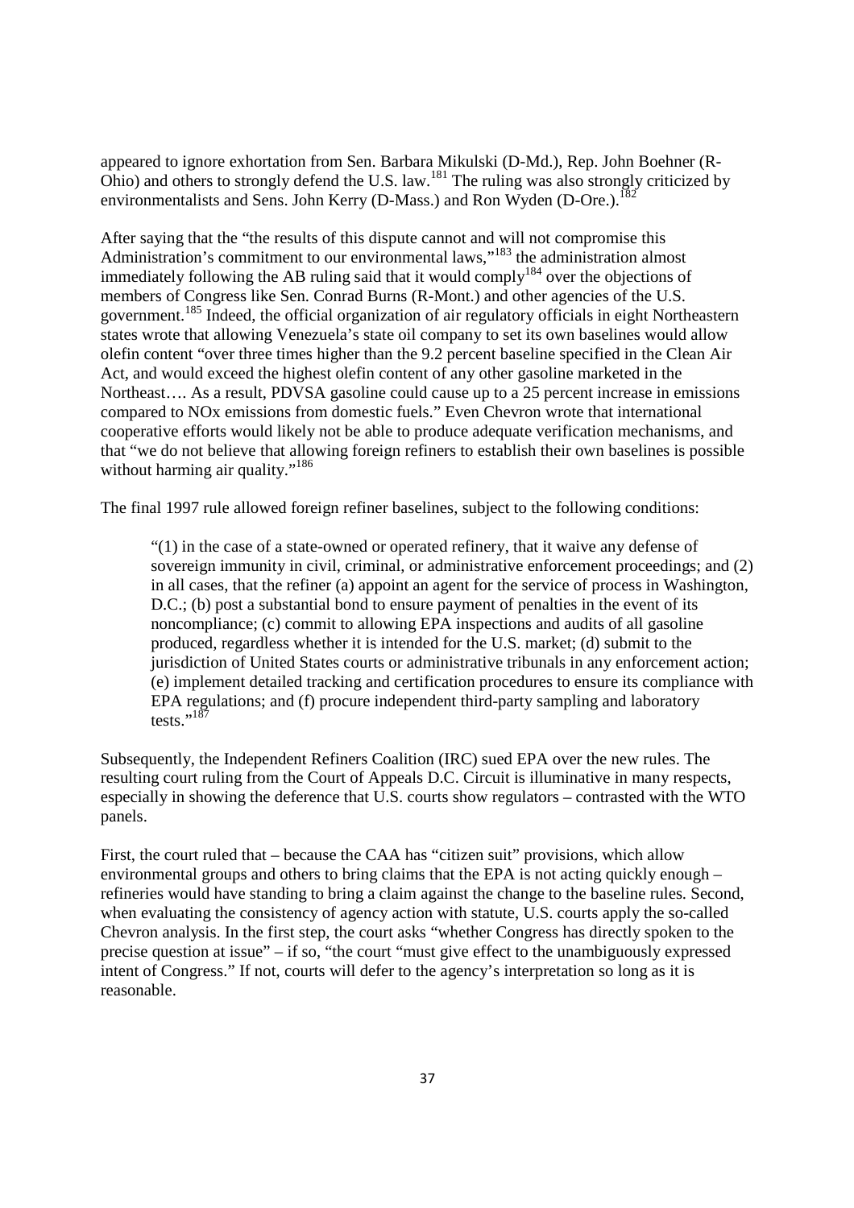appeared to ignore exhortation from Sen. Barbara Mikulski (D-Md.), Rep. John Boehner (R-Ohio) and others to strongly defend the U.S. law.[181] The ruling was also strongly criticized by environmentalists and Sens. John Kerry (D-Mass.) and Ron Wyden (D-Ore.).[182]

After saying that the "the results of this dispute cannot and will not compromise this Administration's commitment to our environmental laws,"[183] the administration almost immediately following the AB ruling said that it would comply[184] over the objections of members of Congress like Sen. Conrad Burns (R-Mont.) and other agencies of the U.S. government.[185] Indeed, the official organization of air regulatory officials in eight Northeastern states wrote that allowing Venezuela's state oil company to set its own baselines would allow olefin content "over three times higher than the 9.2 percent baseline specified in the Clean Air Act, and would exceed the highest olefin content of any other gasoline marketed in the Northeast…. As a result, PDVSA gasoline could cause up to a 25 percent increase in emissions compared to NOx emissions from domestic fuels." Even Chevron wrote that international cooperative efforts would likely not be able to produce adequate verification mechanisms, and that "we do not believe that allowing foreign refiners to establish their own baselines is possible without harming air quality."[186]

The final 1997 rule allowed foreign refiner baselines, subject to the following conditions:

> "(1) in the case of a state-owned or operated refinery, that it waive any defense of sovereign immunity in civil, criminal, or administrative enforcement proceedings; and (2) in all cases, that the refiner (a) appoint an agent for the service of process in Washington, D.C.; (b) post a substantial bond to ensure payment of penalties in the event of its noncompliance; (c) commit to allowing EPA inspections and audits of all gasoline produced, regardless whether it is intended for the U.S. market; (d) submit to the jurisdiction of United States courts or administrative tribunals in any enforcement action; (e) implement detailed tracking and certification procedures to ensure its compliance with EPA regulations; and (f) procure independent third-party sampling and laboratory tests."[187]

Subsequently, the Independent Refiners Coalition (IRC) sued EPA over the new rules. The resulting court ruling from the Court of Appeals D.C. Circuit is illuminative in many respects, especially in showing the deference that U.S. courts show regulators – contrasted with the WTO panels.

First, the court ruled that – because the CAA has "citizen suit" provisions, which allow environmental groups and others to bring claims that the EPA is not acting quickly enough – refineries would have standing to bring a claim against the change to the baseline rules. Second, when evaluating the consistency of agency action with statute, U.S. courts apply the so-called Chevron analysis. In the first step, the court asks "whether Congress has directly spoken to the precise question at issue" – if so, "the court "must give effect to the unambiguously expressed intent of Congress." If not, courts will defer to the agency's interpretation so long as it is reasonable.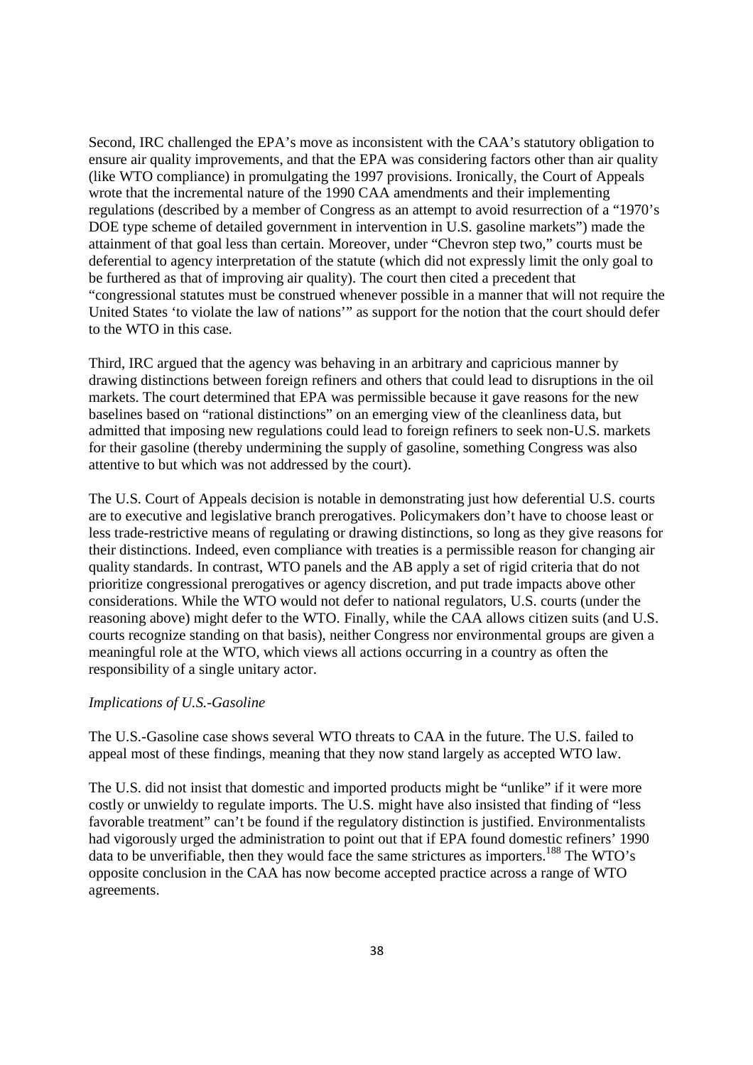Second, IRC challenged the EPA's move as inconsistent with the CAA's statutory obligation to ensure air quality improvements, and that the EPA was considering factors other than air quality (like WTO compliance) in promulgating the 1997 provisions. Ironically, the Court of Appeals wrote that the incremental nature of the 1990 CAA amendments and their implementing regulations (described by a member of Congress as an attempt to avoid resurrection of a "1970's DOE type scheme of detailed government in intervention in U.S. gasoline markets") made the attainment of that goal less than certain. Moreover, under "Chevron step two," courts must be deferential to agency interpretation of the statute (which did not expressly limit the only goal to be furthered as that of improving air quality). The court then cited a precedent that "congressional statutes must be construed whenever possible in a manner that will not require the United States 'to violate the law of nations'" as support for the notion that the court should defer to the WTO in this case.

Third, IRC argued that the agency was behaving in an arbitrary and capricious manner by drawing distinctions between foreign refiners and others that could lead to disruptions in the oil markets. The court determined that EPA was permissible because it gave reasons for the new baselines based on "rational distinctions" on an emerging view of the cleanliness data, but admitted that imposing new regulations could lead to foreign refiners to seek non-U.S. markets for their gasoline (thereby undermining the supply of gasoline, something Congress was also attentive to but which was not addressed by the court).

The U.S. Court of Appeals decision is notable in demonstrating just how deferential U.S. courts are to executive and legislative branch prerogatives. Policymakers don't have to choose least or less trade-restrictive means of regulating or drawing distinctions, so long as they give reasons for their distinctions. Indeed, even compliance with treaties is a permissible reason for changing air quality standards. In contrast, WTO panels and the AB apply a set of rigid criteria that do not prioritize congressional prerogatives or agency discretion, and put trade impacts above other considerations. While the WTO would not defer to national regulators, U.S. courts (under the reasoning above) might defer to the WTO. Finally, while the CAA allows citizen suits (and U.S. courts recognize standing on that basis), neither Congress nor environmental groups are given a meaningful role at the WTO, which views all actions occurring in a country as often the responsibility of a single unitary actor.

*Implications of U.S.-Gasoline*

The U.S.-Gasoline case shows several WTO threats to CAA in the future. The U.S. failed to appeal most of these findings, meaning that they now stand largely as accepted WTO law.

The U.S. did not insist that domestic and imported products might be "unlike" if it were more costly or unwieldy to regulate imports. The U.S. might have also insisted that finding of "less favorable treatment" can't be found if the regulatory distinction is justified. Environmentalists had vigorously urged the administration to point out that if EPA found domestic refiners' 1990 data to be unverifiable, then they would face the same strictures as importers.[188] The WTO's opposite conclusion in the CAA has now become accepted practice across a range of WTO agreements.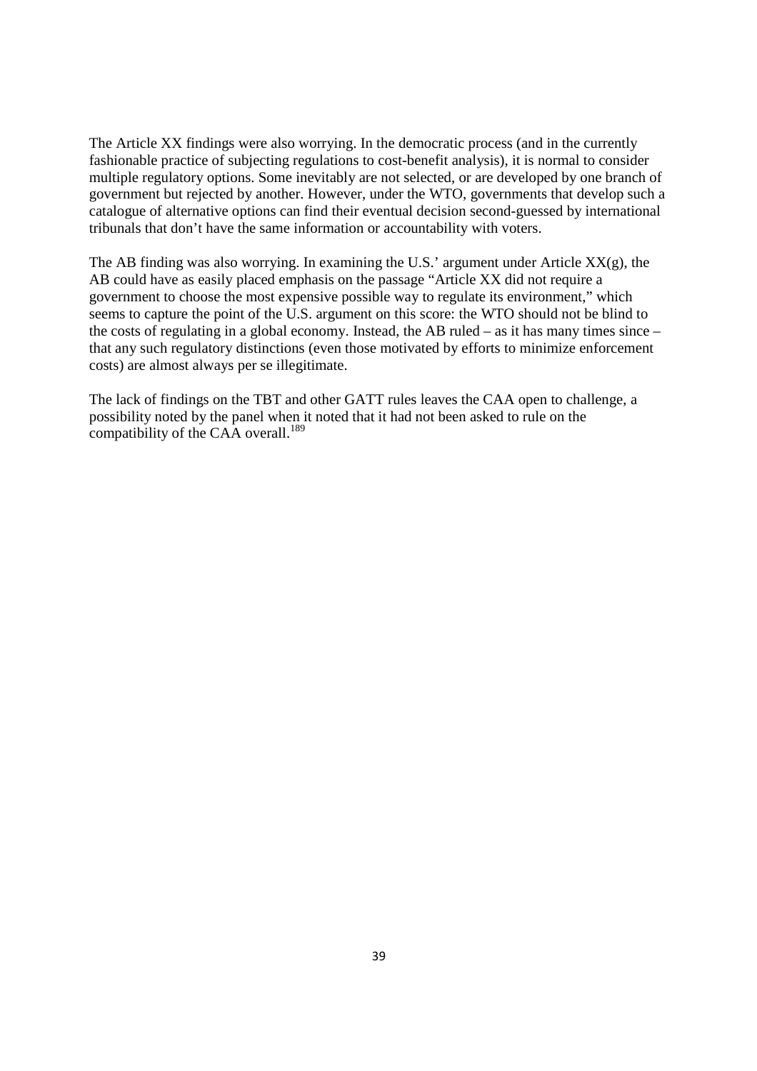The Article XX findings were also worrying. In the democratic process (and in the currently fashionable practice of subjecting regulations to cost-benefit analysis), it is normal to consider multiple regulatory options. Some inevitably are not selected, or are developed by one branch of government but rejected by another. However, under the WTO, governments that develop such a catalogue of alternative options can find their eventual decision second-guessed by international tribunals that don't have the same information or accountability with voters.

The AB finding was also worrying. In examining the U.S.' argument under Article XX(g), the AB could have as easily placed emphasis on the passage "Article XX did not require a government to choose the most expensive possible way to regulate its environment," which seems to capture the point of the U.S. argument on this score: the WTO should not be blind to the costs of regulating in a global economy. Instead, the AB ruled – as it has many times since – that any such regulatory distinctions (even those motivated by efforts to minimize enforcement costs) are almost always per se illegitimate.

The lack of findings on the TBT and other GATT rules leaves the CAA open to challenge, a possibility noted by the panel when it noted that it had not been asked to rule on the compatibility of the CAA overall.[189]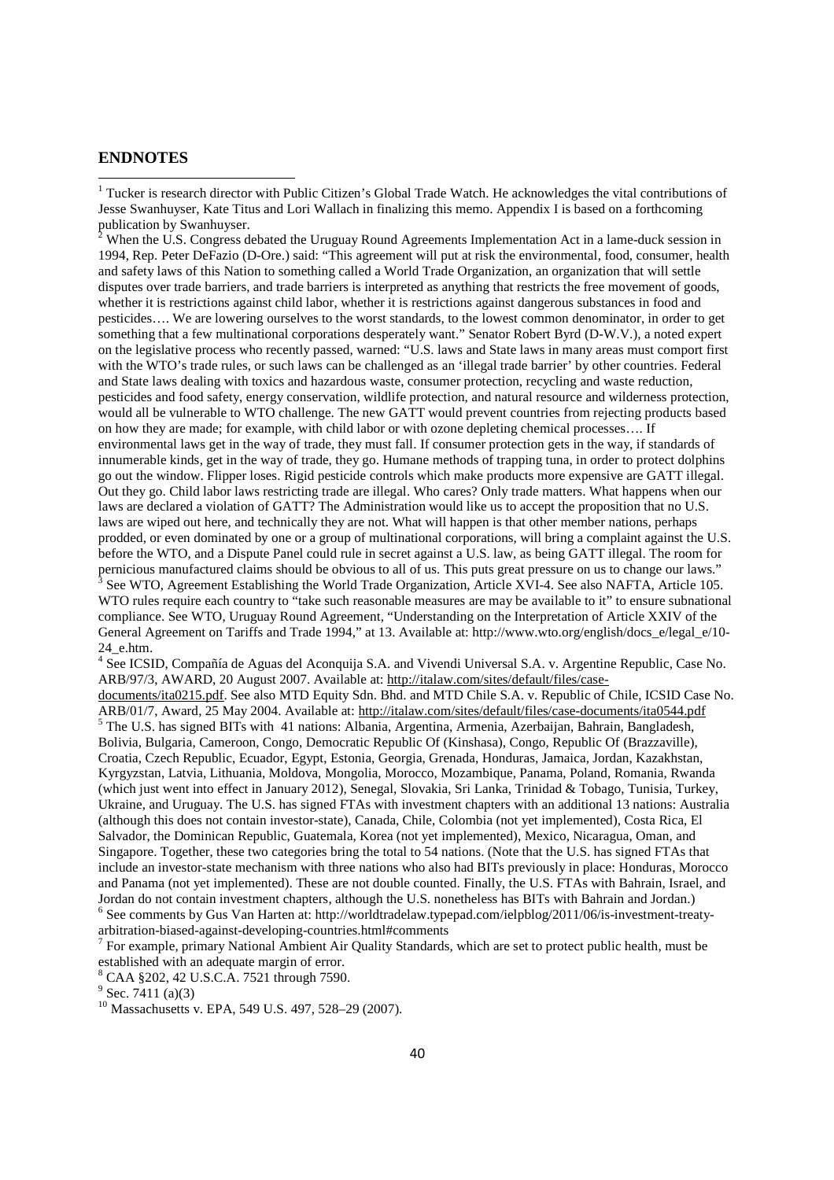## ENDNOTES

[1] Tucker is research director with Public Citizen's Global Trade Watch. He acknowledges the vital contributions of Jesse Swanhuyser, Kate Titus and Lori Wallach in finalizing this memo. Appendix I is based on a forthcoming publication by Swanhuyser.

[2] When the U.S. Congress debated the Uruguay Round Agreements Implementation Act in a lame-duck session in 1994, Rep. Peter DeFazio (D-Ore.) said: "This agreement will put at risk the environmental, food, consumer, health and safety laws of this Nation to something called a World Trade Organization, an organization that will settle disputes over trade barriers, and trade barriers is interpreted as anything that restricts the free movement of goods, whether it is restrictions against child labor, whether it is restrictions against dangerous substances in food and pesticides…. We are lowering ourselves to the worst standards, to the lowest common denominator, in order to get something that a few multinational corporations desperately want." Senator Robert Byrd (D-W.V.), a noted expert on the legislative process who recently passed, warned: "U.S. laws and State laws in many areas must comport first with the WTO's trade rules, or such laws can be challenged as an 'illegal trade barrier' by other countries. Federal and State laws dealing with toxics and hazardous waste, consumer protection, recycling and waste reduction, pesticides and food safety, energy conservation, wildlife protection, and natural resource and wilderness protection, would all be vulnerable to WTO challenge. The new GATT would prevent countries from rejecting products based on how they are made; for example, with child labor or with ozone depleting chemical processes…. If environmental laws get in the way of trade, they must fall. If consumer protection gets in the way, if standards of innumerable kinds, get in the way of trade, they go. Humane methods of trapping tuna, in order to protect dolphins go out the window. Flipper loses. Rigid pesticide controls which make products more expensive are GATT illegal. Out they go. Child labor laws restricting trade are illegal. Who cares? Only trade matters. What happens when our laws are declared a violation of GATT? The Administration would like us to accept the proposition that no U.S. laws are wiped out here, and technically they are not. What will happen is that other member nations, perhaps prodded, or even dominated by one or a group of multinational corporations, will bring a complaint against the U.S. before the WTO, and a Dispute Panel could rule in secret against a U.S. law, as being GATT illegal. The room for pernicious manufactured claims should be obvious to all of us. This puts great pressure on us to change our laws."

[3] See WTO, Agreement Establishing the World Trade Organization, Article XVI-4. See also NAFTA, Article 105. WTO rules require each country to "take such reasonable measures are may be available to it" to ensure subnational compliance. See WTO, Uruguay Round Agreement, "Understanding on the Interpretation of Article XXIV of the General Agreement on Tariffs and Trade 1994," at 13. Available at: http://www.wto.org/english/docs_e/legal_e/10-24_e.htm.

[4] See ICSID, Compañía de Aguas del Aconquija S.A. and Vivendi Universal S.A. v. Argentine Republic, Case No. ARB/97/3, AWARD, 20 August 2007. Available at: http://italaw.com/sites/default/files/case-documents/ita0215.pdf. See also MTD Equity Sdn. Bhd. and MTD Chile S.A. v. Republic of Chile, ICSID Case No. ARB/01/7, Award, 25 May 2004. Available at: http://italaw.com/sites/default/files/case-documents/ita0544.pdf

[5] The U.S. has signed BITs with 41 nations: Albania, Argentina, Armenia, Azerbaijan, Bahrain, Bangladesh, Bolivia, Bulgaria, Cameroon, Congo, Democratic Republic Of (Kinshasa), Congo, Republic Of (Brazzaville), Croatia, Czech Republic, Ecuador, Egypt, Estonia, Georgia, Grenada, Honduras, Jamaica, Jordan, Kazakhstan, Kyrgyzstan, Latvia, Lithuania, Moldova, Mongolia, Morocco, Mozambique, Panama, Poland, Romania, Rwanda (which just went into effect in January 2012), Senegal, Slovakia, Sri Lanka, Trinidad & Tobago, Tunisia, Turkey, Ukraine, and Uruguay. The U.S. has signed FTAs with investment chapters with an additional 13 nations: Australia (although this does not contain investor-state), Canada, Chile, Colombia (not yet implemented), Costa Rica, El Salvador, the Dominican Republic, Guatemala, Korea (not yet implemented), Mexico, Nicaragua, Oman, and Singapore. Together, these two categories bring the total to 54 nations. (Note that the U.S. has signed FTAs that include an investor-state mechanism with three nations who also had BITs previously in place: Honduras, Morocco and Panama (not yet implemented). These are not double counted. Finally, the U.S. FTAs with Bahrain, Israel, and Jordan do not contain investment chapters, although the U.S. nonetheless has BITs with Bahrain and Jordan.)

[6] See comments by Gus Van Harten at: http://worldtradelaw.typepad.com/ielpblog/2011/06/is-investment-treaty-arbitration-biased-against-developing-countries.html#comments

[7] For example, primary National Ambient Air Quality Standards, which are set to protect public health, must be established with an adequate margin of error.

[8] CAA §202, 42 U.S.C.A. 7521 through 7590.

[9] Sec. 7411 (a)(3)

[10] Massachusetts v. EPA, 549 U.S. 497, 528–29 (2007).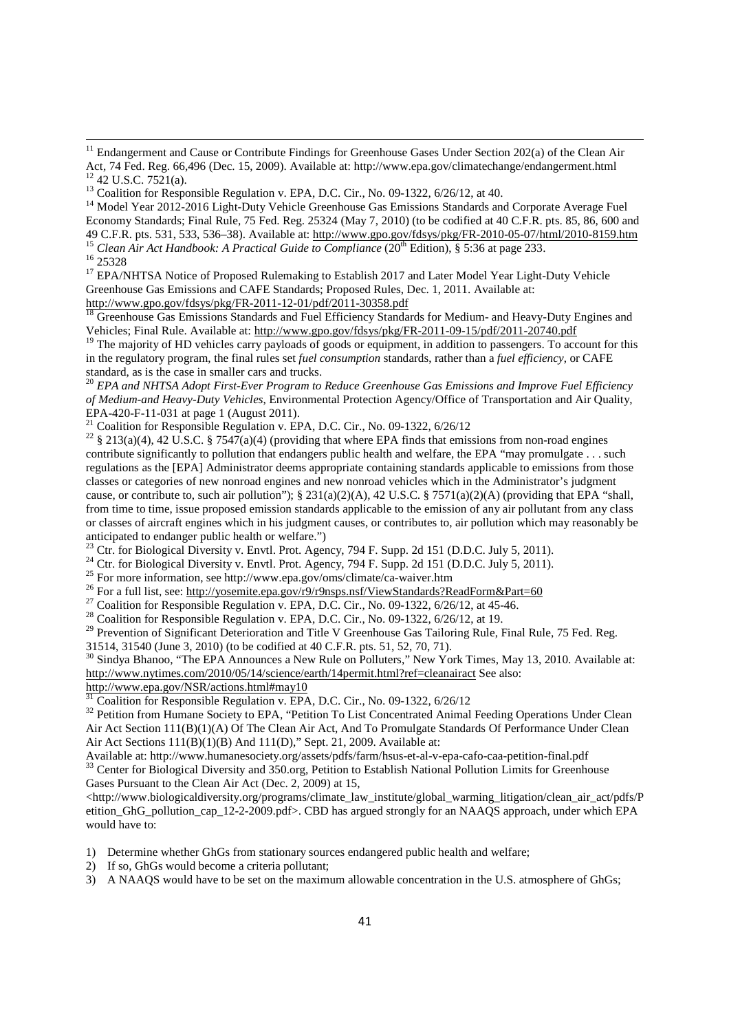[11] Endangerment and Cause or Contribute Findings for Greenhouse Gases Under Section 202(a) of the Clean Air Act, 74 Fed. Reg. 66,496 (Dec. 15, 2009). Available at: http://www.epa.gov/climatechange/endangerment.html

[12] 42 U.S.C. 7521(a).

[13] Coalition for Responsible Regulation v. EPA, D.C. Cir., No. 09-1322, 6/26/12, at 40.

[14] Model Year 2012-2016 Light-Duty Vehicle Greenhouse Gas Emissions Standards and Corporate Average Fuel Economy Standards; Final Rule, 75 Fed. Reg. 25324 (May 7, 2010) (to be codified at 40 C.F.R. pts. 85, 86, 600 and 49 C.F.R. pts. 531, 533, 536–38). Available at: http://www.gpo.gov/fdsys/pkg/FR-2010-05-07/html/2010-8159.htm

[15] *Clean Air Act Handbook: A Practical Guide to Compliance* (20th Edition), § 5:36 at page 233.

[16] 25328

[17] EPA/NHTSA Notice of Proposed Rulemaking to Establish 2017 and Later Model Year Light-Duty Vehicle Greenhouse Gas Emissions and CAFE Standards; Proposed Rules, Dec. 1, 2011. Available at: http://www.gpo.gov/fdsys/pkg/FR-2011-12-01/pdf/2011-30358.pdf

[18] Greenhouse Gas Emissions Standards and Fuel Efficiency Standards for Medium- and Heavy-Duty Engines and Vehicles; Final Rule. Available at: http://www.gpo.gov/fdsys/pkg/FR-2011-09-15/pdf/2011-20740.pdf

[19] The majority of HD vehicles carry payloads of goods or equipment, in addition to passengers. To account for this in the regulatory program, the final rules set *fuel consumption* standards, rather than a *fuel efficiency*, or CAFE standard, as is the case in smaller cars and trucks.

[20] *EPA and NHTSA Adopt First-Ever Program to Reduce Greenhouse Gas Emissions and Improve Fuel Efficiency of Medium-and Heavy-Duty Vehicles*, Environmental Protection Agency/Office of Transportation and Air Quality, EPA-420-F-11-031 at page 1 (August 2011).

[21] Coalition for Responsible Regulation v. EPA, D.C. Cir., No. 09-1322, 6/26/12

[22] § 213(a)(4), 42 U.S.C. § 7547(a)(4) (providing that where EPA finds that emissions from non-road engines contribute significantly to pollution that endangers public health and welfare, the EPA "may promulgate . . . such regulations as the [EPA] Administrator deems appropriate containing standards applicable to emissions from those classes or categories of new nonroad engines and new nonroad vehicles which in the Administrator's judgment cause, or contribute to, such air pollution"); § 231(a)(2)(A), 42 U.S.C. § 7571(a)(2)(A) (providing that EPA "shall, from time to time, issue proposed emission standards applicable to the emission of any air pollutant from any class or classes of aircraft engines which in his judgment causes, or contributes to, air pollution which may reasonably be anticipated to endanger public health or welfare.")

[23] Ctr. for Biological Diversity v. Envtl. Prot. Agency, 794 F. Supp. 2d 151 (D.D.C. July 5, 2011).

[24] Ctr. for Biological Diversity v. Envtl. Prot. Agency, 794 F. Supp. 2d 151 (D.D.C. July 5, 2011).

[25] For more information, see http://www.epa.gov/oms/climate/ca-waiver.htm

[26] For a full list, see: http://yosemite.epa.gov/r9/r9nsps.nsf/ViewStandards?ReadForm&Part=60

[27] Coalition for Responsible Regulation v. EPA, D.C. Cir., No. 09-1322, 6/26/12, at 45-46.

[28] Coalition for Responsible Regulation v. EPA, D.C. Cir., No. 09-1322, 6/26/12, at 19.

[29] Prevention of Significant Deterioration and Title V Greenhouse Gas Tailoring Rule, Final Rule, 75 Fed. Reg. 31514, 31540 (June 3, 2010) (to be codified at 40 C.F.R. pts. 51, 52, 70, 71).

[30] Sindya Bhanoo, "The EPA Announces a New Rule on Polluters," New York Times, May 13, 2010. Available at: http://www.nytimes.com/2010/05/14/science/earth/14permit.html?ref=cleanairact See also: http://www.epa.gov/NSR/actions.html#may10

[31] Coalition for Responsible Regulation v. EPA, D.C. Cir., No. 09-1322, 6/26/12

[32] Petition from Humane Society to EPA, "Petition To List Concentrated Animal Feeding Operations Under Clean Air Act Section 111(B)(1)(A) Of The Clean Air Act, And To Promulgate Standards Of Performance Under Clean Air Act Sections 111(B)(1)(B) And 111(D)," Sept. 21, 2009. Available at:
Available at: http://www.humanesociety.org/assets/pdfs/farm/hsus-et-al-v-epa-cafo-caa-petition-final.pdf

[33] Center for Biological Diversity and 350.org, Petition to Establish National Pollution Limits for Greenhouse Gases Pursuant to the Clean Air Act (Dec. 2, 2009) at 15, <http://www.biologicaldiversity.org/programs/climate_law_institute/global_warming_litigation/clean_air_act/pdfs/Petition_GhG_pollution_cap_12-2-2009.pdf>. CBD has argued strongly for an NAAQS approach, under which EPA would have to:

1) Determine whether GhGs from stationary sources endangered public health and welfare;
2) If so, GhGs would become a criteria pollutant;
3) A NAAQS would have to be set on the maximum allowable concentration in the U.S. atmosphere of GhGs;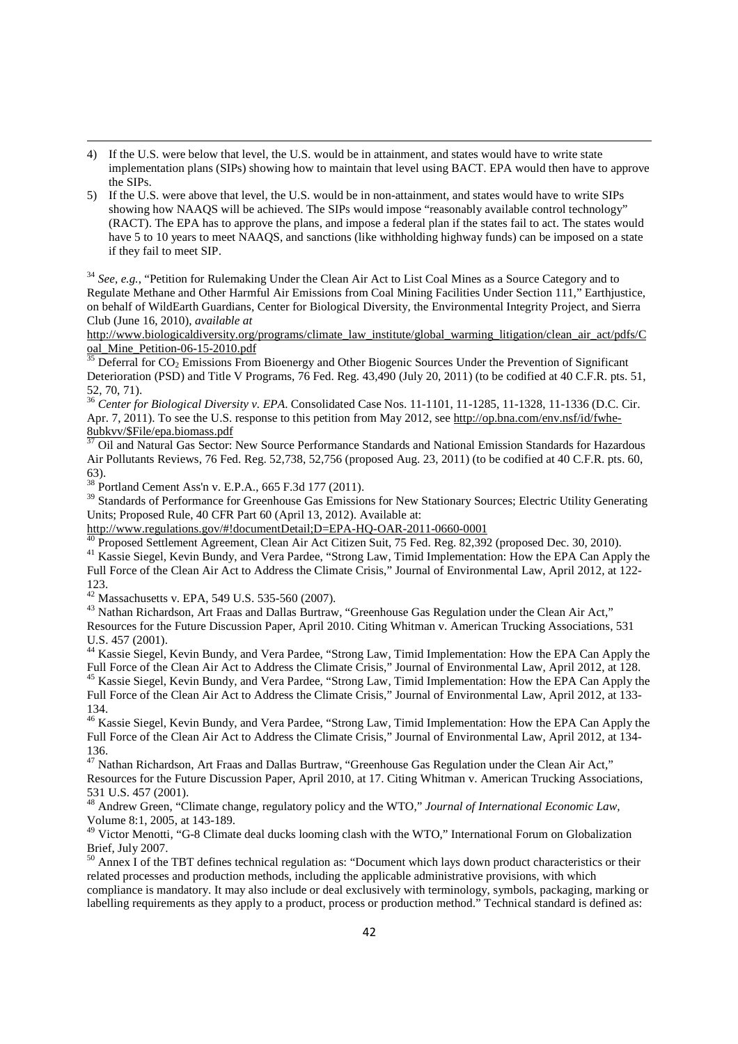4) If the U.S. were below that level, the U.S. would be in attainment, and states would have to write state implementation plans (SIPs) showing how to maintain that level using BACT. EPA would then have to approve the SIPs.
5) If the U.S. were above that level, the U.S. would be in non-attainment, and states would have to write SIPs showing how NAAQS will be achieved. The SIPs would impose "reasonably available control technology" (RACT). The EPA has to approve the plans, and impose a federal plan if the states fail to act. The states would have 5 to 10 years to meet NAAQS, and sanctions (like withholding highway funds) can be imposed on a state if they fail to meet SIP.

[34] *See, e.g.*, "Petition for Rulemaking Under the Clean Air Act to List Coal Mines as a Source Category and to Regulate Methane and Other Harmful Air Emissions from Coal Mining Facilities Under Section 111," Earthjustice, on behalf of WildEarth Guardians, Center for Biological Diversity, the Environmental Integrity Project, and Sierra Club (June 16, 2010), *available at* http://www.biologicaldiversity.org/programs/climate_law_institute/global_warming_litigation/clean_air_act/pdfs/Coal_Mine_Petition-06-15-2010.pdf

[35] Deferral for $CO_2$ Emissions From Bioenergy and Other Biogenic Sources Under the Prevention of Significant Deterioration (PSD) and Title V Programs, 76 Fed. Reg. 43,490 (July 20, 2011) (to be codified at 40 C.F.R. pts. 51, 52, 70, 71).

[36] *Center for Biological Diversity v. EPA*. Consolidated Case Nos. 11-1101, 11-1285, 11-1328, 11-1336 (D.C. Cir. Apr. 7, 2011). To see the U.S. response to this petition from May 2012, see http://op.bna.com/env.nsf/id/fwhe-8ubkvv/$File/epa.biomass.pdf

[37] Oil and Natural Gas Sector: New Source Performance Standards and National Emission Standards for Hazardous Air Pollutants Reviews, 76 Fed. Reg. 52,738, 52,756 (proposed Aug. 23, 2011) (to be codified at 40 C.F.R. pts. 60, 63).

[38] Portland Cement Ass'n v. E.P.A., 665 F.3d 177 (2011).

[39] Standards of Performance for Greenhouse Gas Emissions for New Stationary Sources; Electric Utility Generating Units; Proposed Rule, 40 CFR Part 60 (April 13, 2012). Available at: http://www.regulations.gov/#!documentDetail;D=EPA-HQ-OAR-2011-0660-0001

[40] Proposed Settlement Agreement, Clean Air Act Citizen Suit, 75 Fed. Reg. 82,392 (proposed Dec. 30, 2010).

[41] Kassie Siegel, Kevin Bundy, and Vera Pardee, "Strong Law, Timid Implementation: How the EPA Can Apply the Full Force of the Clean Air Act to Address the Climate Crisis," Journal of Environmental Law, April 2012, at 122-123.

[42] Massachusetts v. EPA, 549 U.S. 535-560 (2007).

[43] Nathan Richardson, Art Fraas and Dallas Burtraw, "Greenhouse Gas Regulation under the Clean Air Act," Resources for the Future Discussion Paper, April 2010. Citing Whitman v. American Trucking Associations, 531 U.S. 457 (2001).

[44] Kassie Siegel, Kevin Bundy, and Vera Pardee, "Strong Law, Timid Implementation: How the EPA Can Apply the Full Force of the Clean Air Act to Address the Climate Crisis," Journal of Environmental Law, April 2012, at 128.

[45] Kassie Siegel, Kevin Bundy, and Vera Pardee, "Strong Law, Timid Implementation: How the EPA Can Apply the Full Force of the Clean Air Act to Address the Climate Crisis," Journal of Environmental Law, April 2012, at 133-134.

[46] Kassie Siegel, Kevin Bundy, and Vera Pardee, "Strong Law, Timid Implementation: How the EPA Can Apply the Full Force of the Clean Air Act to Address the Climate Crisis," Journal of Environmental Law, April 2012, at 134-136.

[47] Nathan Richardson, Art Fraas and Dallas Burtraw, "Greenhouse Gas Regulation under the Clean Air Act," Resources for the Future Discussion Paper, April 2010, at 17. Citing Whitman v. American Trucking Associations, 531 U.S. 457 (2001).

[48] Andrew Green, "Climate change, regulatory policy and the WTO," *Journal of International Economic Law*, Volume 8:1, 2005, at 143-189.

[49] Victor Menotti, "G-8 Climate deal ducks looming clash with the WTO," International Forum on Globalization Brief, July 2007.

[50] Annex I of the TBT defines technical regulation as: "Document which lays down product characteristics or their related processes and production methods, including the applicable administrative provisions, with which compliance is mandatory. It may also include or deal exclusively with terminology, symbols, packaging, marking or labelling requirements as they apply to a product, process or production method." Technical standard is defined as: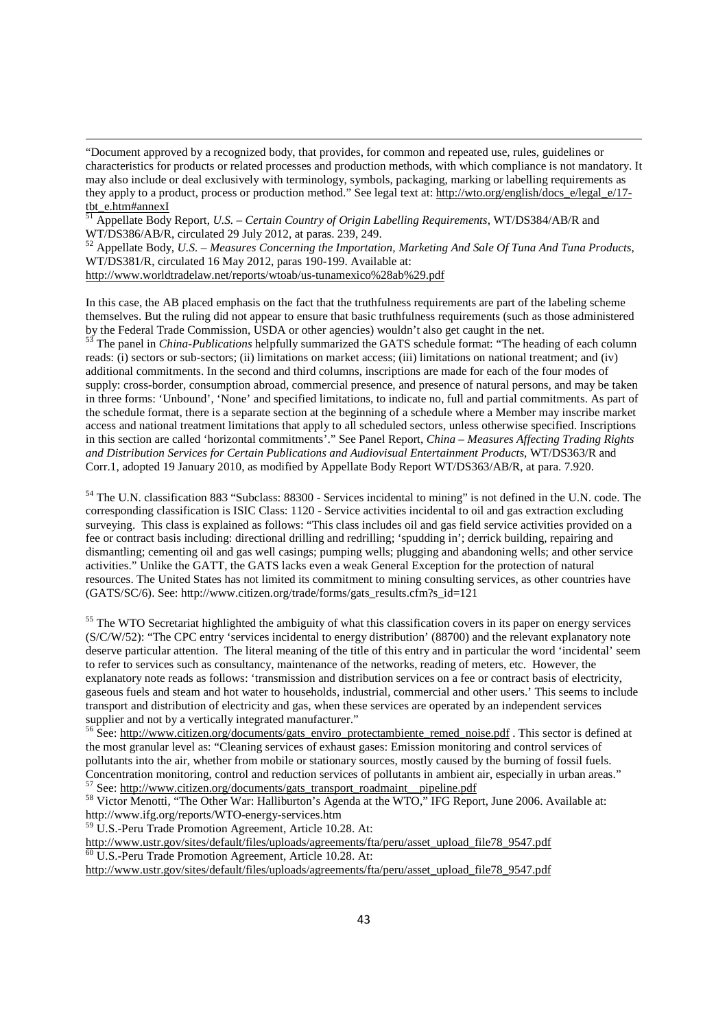"Document approved by a recognized body, that provides, for common and repeated use, rules, guidelines or characteristics for products or related processes and production methods, with which compliance is not mandatory. It may also include or deal exclusively with terminology, symbols, packaging, marking or labelling requirements as they apply to a product, process or production method." See legal text at: http://wto.org/english/docs_e/legal_e/17-tbt_e.htm#annexI

[51] Appellate Body Report, *U.S. – Certain Country of Origin Labelling Requirements,* WT/DS384/AB/R and WT/DS386/AB/R, circulated 29 July 2012, at paras. 239, 249.

[52] Appellate Body, *U.S. – Measures Concerning the Importation, Marketing And Sale Of Tuna And Tuna Products*, WT/DS381/R, circulated 16 May 2012, paras 190-199. Available at: http://www.worldtradelaw.net/reports/wtoab/us-tunamexico%28ab%29.pdf

In this case, the AB placed emphasis on the fact that the truthfulness requirements are part of the labeling scheme themselves. But the ruling did not appear to ensure that basic truthfulness requirements (such as those administered by the Federal Trade Commission, USDA or other agencies) wouldn't also get caught in the net.

[53] The panel in *China-Publications* helpfully summarized the GATS schedule format: "The heading of each column reads: (i) sectors or sub-sectors; (ii) limitations on market access; (iii) limitations on national treatment; and (iv) additional commitments. In the second and third columns, inscriptions are made for each of the four modes of supply: cross-border, consumption abroad, commercial presence, and presence of natural persons, and may be taken in three forms: 'Unbound', 'None' and specified limitations, to indicate no, full and partial commitments. As part of the schedule format, there is a separate section at the beginning of a schedule where a Member may inscribe market access and national treatment limitations that apply to all scheduled sectors, unless otherwise specified. Inscriptions in this section are called 'horizontal commitments'." See Panel Report, *China – Measures Affecting Trading Rights and Distribution Services for Certain Publications and Audiovisual Entertainment Products*, WT/DS363/R and Corr.1, adopted 19 January 2010, as modified by Appellate Body Report WT/DS363/AB/R, at para. 7.920.

[54] The U.N. classification 883 "Subclass: 88300 - Services incidental to mining" is not defined in the U.N. code. The corresponding classification is ISIC Class: 1120 - Service activities incidental to oil and gas extraction excluding surveying. This class is explained as follows: "This class includes oil and gas field service activities provided on a fee or contract basis including: directional drilling and redrilling; 'spudding in'; derrick building, repairing and dismantling; cementing oil and gas well casings; pumping wells; plugging and abandoning wells; and other service activities." Unlike the GATT, the GATS lacks even a weak General Exception for the protection of natural resources. The United States has not limited its commitment to mining consulting services, as other countries have (GATS/SC/6). See: http://www.citizen.org/trade/forms/gats_results.cfm?s_id=121

[55] The WTO Secretariat highlighted the ambiguity of what this classification covers in its paper on energy services (S/C/W/52): "The CPC entry 'services incidental to energy distribution' (88700) and the relevant explanatory note deserve particular attention. The literal meaning of the title of this entry and in particular the word 'incidental' seem to refer to services such as consultancy, maintenance of the networks, reading of meters, etc. However, the explanatory note reads as follows: 'transmission and distribution services on a fee or contract basis of electricity, gaseous fuels and steam and hot water to households, industrial, commercial and other users.' This seems to include transport and distribution of electricity and gas, when these services are operated by an independent services supplier and not by a vertically integrated manufacturer."

[56] See: http://www.citizen.org/documents/gats_enviro_protectambiente_remed_noise.pdf . This sector is defined at the most granular level as: "Cleaning services of exhaust gases: Emission monitoring and control services of pollutants into the air, whether from mobile or stationary sources, mostly caused by the burning of fossil fuels. Concentration monitoring, control and reduction services of pollutants in ambient air, especially in urban areas."

[57] See: http://www.citizen.org/documents/gats_transport_roadmaint__pipeline.pdf

[58] Victor Menotti, "The Other War: Halliburton's Agenda at the WTO," IFG Report, June 2006. Available at: http://www.ifg.org/reports/WTO-energy-services.htm

[59] U.S.-Peru Trade Promotion Agreement, Article 10.28. At: http://www.ustr.gov/sites/default/files/uploads/agreements/fta/peru/asset_upload_file78_9547.pdf

[60] U.S.-Peru Trade Promotion Agreement, Article 10.28. At: http://www.ustr.gov/sites/default/files/uploads/agreements/fta/peru/asset_upload_file78_9547.pdf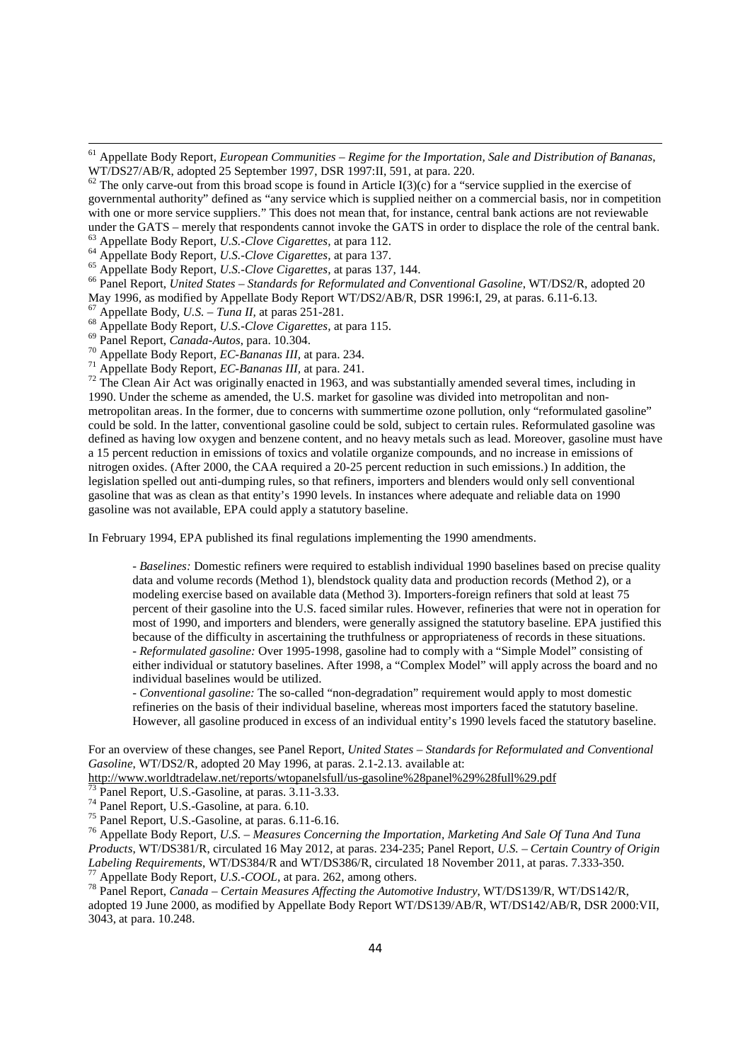[61] Appellate Body Report, *European Communities – Regime for the Importation, Sale and Distribution of Bananas*, WT/DS27/AB/R, adopted 25 September 1997, DSR 1997:II, 591, at para. 220.

[62] The only carve-out from this broad scope is found in Article I(3)(c) for a "service supplied in the exercise of governmental authority" defined as "any service which is supplied neither on a commercial basis, nor in competition with one or more service suppliers." This does not mean that, for instance, central bank actions are not reviewable under the GATS – merely that respondents cannot invoke the GATS in order to displace the role of the central bank.

[63] Appellate Body Report, *U.S.-Clove Cigarettes*, at para 112.

[64] Appellate Body Report, *U.S.-Clove Cigarettes*, at para 137.

[65] Appellate Body Report, *U.S.-Clove Cigarettes*, at paras 137, 144.

[66] Panel Report, *United States – Standards for Reformulated and Conventional Gasoline*, WT/DS2/R, adopted 20 May 1996, as modified by Appellate Body Report WT/DS2/AB/R, DSR 1996:I, 29, at paras. 6.11-6.13.

[67] Appellate Body, *U.S. – Tuna II*, at paras 251-281.

[68] Appellate Body Report, *U.S.-Clove Cigarettes*, at para 115.

[69] Panel Report, *Canada-Autos*, para. 10.304.

[70] Appellate Body Report, *EC-Bananas III*, at para. 234.

[71] Appellate Body Report, *EC-Bananas III*, at para. 241.

[72] The Clean Air Act was originally enacted in 1963, and was substantially amended several times, including in 1990. Under the scheme as amended, the U.S. market for gasoline was divided into metropolitan and non-metropolitan areas. In the former, due to concerns with summertime ozone pollution, only "reformulated gasoline" could be sold. In the latter, conventional gasoline could be sold, subject to certain rules. Reformulated gasoline was defined as having low oxygen and benzene content, and no heavy metals such as lead. Moreover, gasoline must have a 15 percent reduction in emissions of toxics and volatile organize compounds, and no increase in emissions of nitrogen oxides. (After 2000, the CAA required a 20-25 percent reduction in such emissions.) In addition, the legislation spelled out anti-dumping rules, so that refiners, importers and blenders would only sell conventional gasoline that was as clean as that entity's 1990 levels. In instances where adequate and reliable data on 1990 gasoline was not available, EPA could apply a statutory baseline.

In February 1994, EPA published its final regulations implementing the 1990 amendments.

> - *Baselines:* Domestic refiners were required to establish individual 1990 baselines based on precise quality data and volume records (Method 1), blendstock quality data and production records (Method 2), or a modeling exercise based on available data (Method 3). Importers-foreign refiners that sold at least 75 percent of their gasoline into the U.S. faced similar rules. However, refineries that were not in operation for most of 1990, and importers and blenders, were generally assigned the statutory baseline. EPA justified this because of the difficulty in ascertaining the truthfulness or appropriateness of records in these situations.
> - *Reformulated gasoline:* Over 1995-1998, gasoline had to comply with a "Simple Model" consisting of either individual or statutory baselines. After 1998, a "Complex Model" will apply across the board and no individual baselines would be utilized.
> - *Conventional gasoline:* The so-called "non-degradation" requirement would apply to most domestic refineries on the basis of their individual baseline, whereas most importers faced the statutory baseline. However, all gasoline produced in excess of an individual entity's 1990 levels faced the statutory baseline.

For an overview of these changes, see Panel Report, *United States – Standards for Reformulated and Conventional Gasoline*, WT/DS2/R, adopted 20 May 1996, at paras. 2.1-2.13. available at: http://www.worldtradelaw.net/reports/wtopanelsfull/us-gasoline%28panel%29%28full%29.pdf

[73] Panel Report, U.S.-Gasoline, at paras. 3.11-3.33.

[74] Panel Report, U.S.-Gasoline, at para. 6.10.

[75] Panel Report, U.S.-Gasoline, at paras. 6.11-6.16.

[76] Appellate Body Report, *U.S. – Measures Concerning the Importation, Marketing And Sale Of Tuna And Tuna Products*, WT/DS381/R, circulated 16 May 2012, at paras. 234-235; Panel Report, *U.S. – Certain Country of Origin Labeling Requirements*, WT/DS384/R and WT/DS386/R, circulated 18 November 2011, at paras. 7.333-350.

[77] Appellate Body Report, *U.S.-COOL*, at para. 262, among others.

[78] Panel Report, *Canada – Certain Measures Affecting the Automotive Industry*, WT/DS139/R, WT/DS142/R, adopted 19 June 2000, as modified by Appellate Body Report WT/DS139/AB/R, WT/DS142/AB/R, DSR 2000:VII, 3043, at para. 10.248.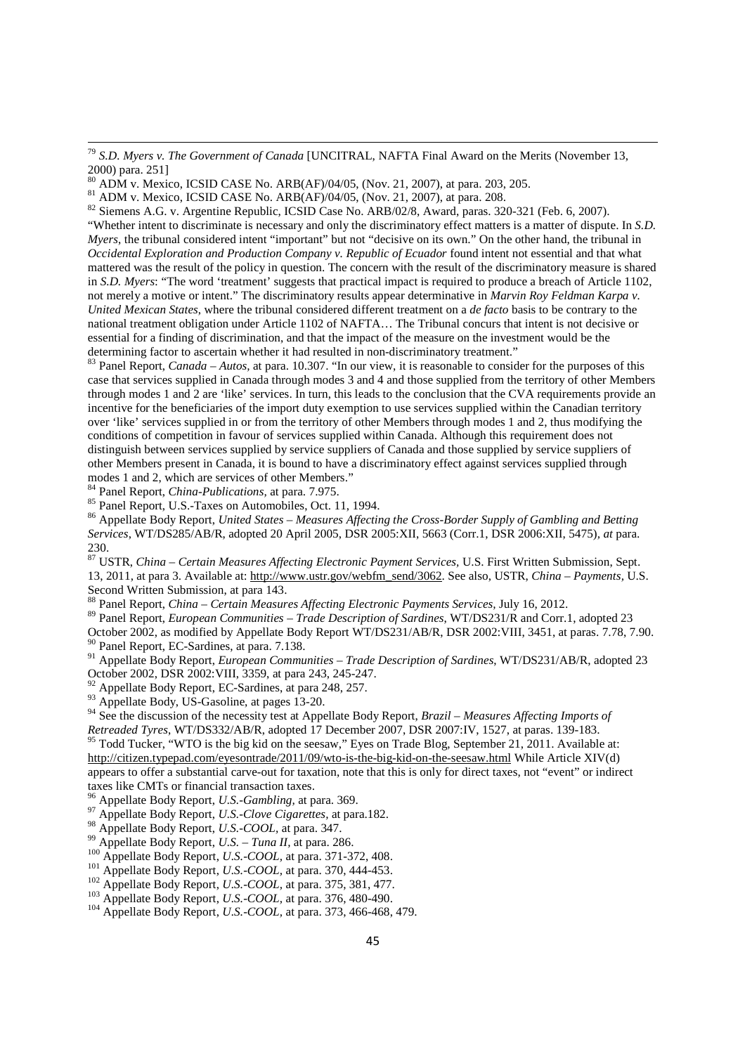[79] *S.D. Myers v. The Government of Canada* [UNCITRAL, NAFTA Final Award on the Merits (November 13, 2000) para. 251]

[80] ADM v. Mexico, ICSID CASE No. ARB(AF)/04/05, (Nov. 21, 2007), at para. 203, 205.

[81] ADM v. Mexico, ICSID CASE No. ARB(AF)/04/05, (Nov. 21, 2007), at para. 208.

[82] Siemens A.G. v. Argentine Republic, ICSID Case No. ARB/02/8, Award, paras. 320-321 (Feb. 6, 2007). "Whether intent to discriminate is necessary and only the discriminatory effect matters is a matter of dispute. In *S.D. Myers*, the tribunal considered intent "important" but not "decisive on its own." On the other hand, the tribunal in *Occidental Exploration and Production Company v. Republic of Ecuador* found intent not essential and that what mattered was the result of the policy in question. The concern with the result of the discriminatory measure is shared in *S.D. Myers*: "The word 'treatment' suggests that practical impact is required to produce a breach of Article 1102, not merely a motive or intent." The discriminatory results appear determinative in *Marvin Roy Feldman Karpa v. United Mexican States*, where the tribunal considered different treatment on a *de facto* basis to be contrary to the national treatment obligation under Article 1102 of NAFTA… The Tribunal concurs that intent is not decisive or essential for a finding of discrimination, and that the impact of the measure on the investment would be the determining factor to ascertain whether it had resulted in non-discriminatory treatment."

[83] Panel Report, *Canada – Autos*, at para. 10.307. "In our view, it is reasonable to consider for the purposes of this case that services supplied in Canada through modes 3 and 4 and those supplied from the territory of other Members through modes 1 and 2 are 'like' services. In turn, this leads to the conclusion that the CVA requirements provide an incentive for the beneficiaries of the import duty exemption to use services supplied within the Canadian territory over 'like' services supplied in or from the territory of other Members through modes 1 and 2, thus modifying the conditions of competition in favour of services supplied within Canada. Although this requirement does not distinguish between services supplied by service suppliers of Canada and those supplied by service suppliers of other Members present in Canada, it is bound to have a discriminatory effect against services supplied through modes 1 and 2, which are services of other Members."

[84] Panel Report, *China-Publications,* at para. 7.975.

[85] Panel Report, U.S.-Taxes on Automobiles, Oct. 11, 1994.

[86] Appellate Body Report, *United States – Measures Affecting the Cross-Border Supply of Gambling and Betting Services*, WT/DS285/AB/R, adopted 20 April 2005, DSR 2005:XII, 5663 (Corr.1, DSR 2006:XII, 5475), *at* para. 230.

[87] USTR, *China – Certain Measures Affecting Electronic Payment Services*, U.S. First Written Submission, Sept. 13, 2011, at para 3. Available at: http://www.ustr.gov/webfm_send/3062. See also, USTR, *China – Payments*, U.S. Second Written Submission, at para 143.

[88] Panel Report, *China – Certain Measures Affecting Electronic Payments Services*, July 16, 2012.

[89] Panel Report, *European Communities – Trade Description of Sardines*, WT/DS231/R and Corr.1, adopted 23 October 2002, as modified by Appellate Body Report WT/DS231/AB/R, DSR 2002:VIII, 3451, at paras. 7.78, 7.90.

[90] Panel Report, EC-Sardines, at para. 7.138.

[91] Appellate Body Report, *European Communities – Trade Description of Sardines*, WT/DS231/AB/R, adopted 23 October 2002, DSR 2002:VIII, 3359, at para 243, 245-247.

[92] Appellate Body Report, EC-Sardines, at para 248, 257.

[93] Appellate Body, US-Gasoline, at pages 13-20.

[94] See the discussion of the necessity test at Appellate Body Report, *Brazil – Measures Affecting Imports of Retreaded Tyres*, WT/DS332/AB/R, adopted 17 December 2007, DSR 2007:IV, 1527, at paras. 139-183.

[95] Todd Tucker, "WTO is the big kid on the seesaw," Eyes on Trade Blog, September 21, 2011. Available at: http://citizen.typepad.com/eyesontrade/2011/09/wto-is-the-big-kid-on-the-seesaw.html While Article XIV(d) appears to offer a substantial carve-out for taxation, note that this is only for direct taxes, not "event" or indirect taxes like CMTs or financial transaction taxes.

[96] Appellate Body Report, *U.S.-Gambling,* at para. 369.

[97] Appellate Body Report, *U.S.-Clove Cigarettes,* at para.182.

[98] Appellate Body Report, *U.S.-COOL,* at para. 347.

[99] Appellate Body Report, *U.S. – Tuna II*, at para. 286.

[100] Appellate Body Report, *U.S.-COOL,* at para. 371-372, 408.

[101] Appellate Body Report, *U.S.-COOL,* at para. 370, 444-453.

[102] Appellate Body Report, *U.S.-COOL,* at para. 375, 381, 477.

[103] Appellate Body Report, *U.S.-COOL,* at para. 376, 480-490.

[104] Appellate Body Report, *U.S.-COOL,* at para. 373, 466-468, 479.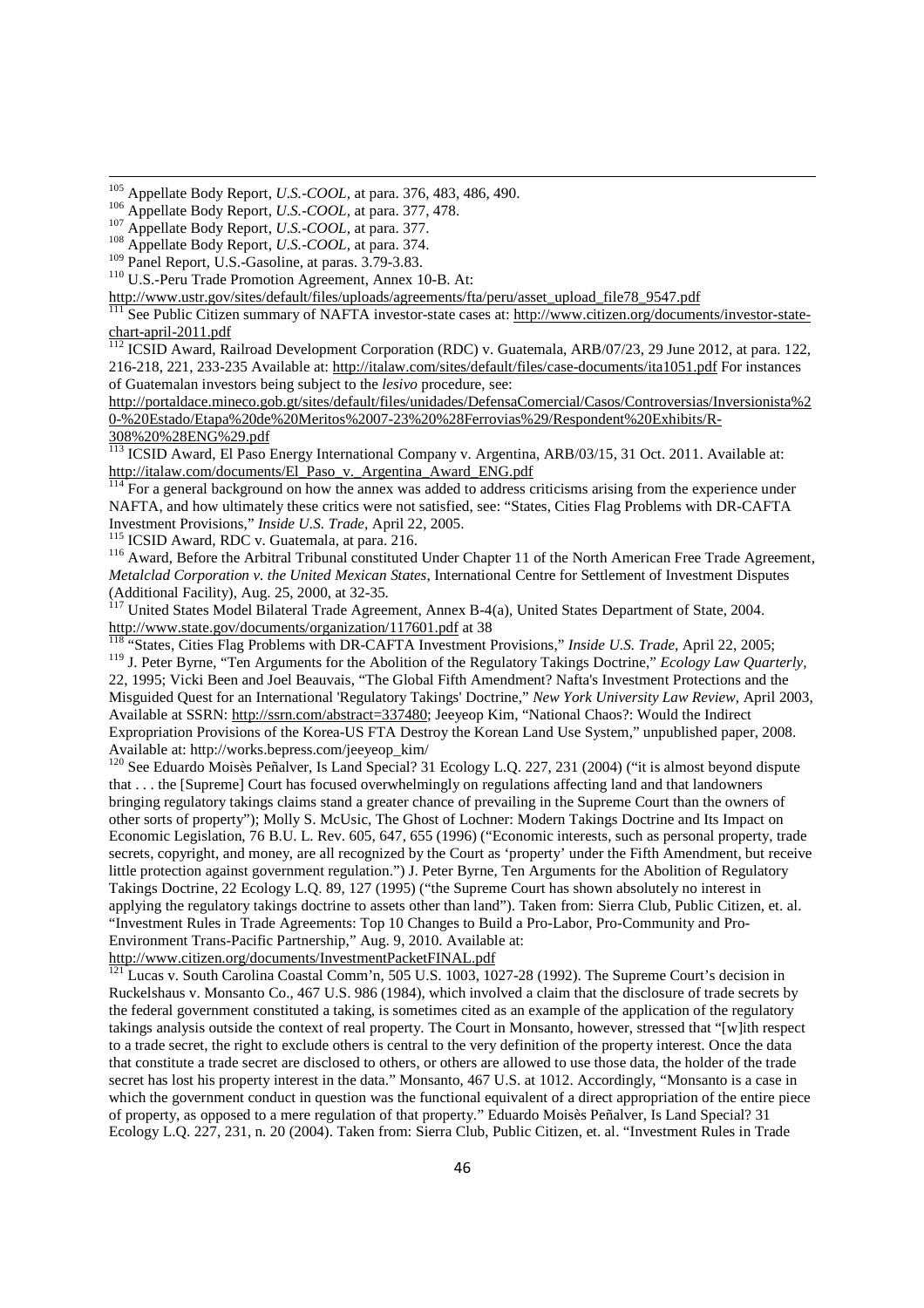[105] Appellate Body Report, *U.S.-COOL*, at para. 376, 483, 486, 490.

[106] Appellate Body Report, *U.S.-COOL*, at para. 377, 478.

[107] Appellate Body Report, *U.S.-COOL*, at para. 377.

[108] Appellate Body Report, *U.S.-COOL*, at para. 374.

[109] Panel Report, U.S.-Gasoline, at paras. 3.79-3.83.

[110] U.S.-Peru Trade Promotion Agreement, Annex 10-B. At: http://www.ustr.gov/sites/default/files/uploads/agreements/fta/peru/asset_upload_file78_9547.pdf

[111] See Public Citizen summary of NAFTA investor-state cases at: http://www.citizen.org/documents/investor-state-chart-april-2011.pdf

[112] ICSID Award, Railroad Development Corporation (RDC) v. Guatemala, ARB/07/23, 29 June 2012, at para. 122, 216-218, 221, 233-235 Available at: http://italaw.com/sites/default/files/case-documents/ita1051.pdf For instances of Guatemalan investors being subject to the *lesivo* procedure, see: http://portaldace.mineco.gob.gt/sites/default/files/unidades/DefensaComercial/Casos/Controversias/Inversionista%20-%20Estado/Etapa%20de%20Meritos%2007-23%20%28Ferrovias%29/Respondent%20Exhibits/R-308%20%28ENG%29.pdf

[113] ICSID Award, El Paso Energy International Company v. Argentina, ARB/03/15, 31 Oct. 2011. Available at: http://italaw.com/documents/El_Paso_v._Argentina_Award_ENG.pdf

[114] For a general background on how the annex was added to address criticisms arising from the experience under NAFTA, and how ultimately these critics were not satisfied, see: "States, Cities Flag Problems with DR-CAFTA Investment Provisions," *Inside U.S. Trade*, April 22, 2005.

[115] ICSID Award, RDC v. Guatemala, at para. 216.

[116] Award, Before the Arbitral Tribunal constituted Under Chapter 11 of the North American Free Trade Agreement, *Metalclad Corporation v. the United Mexican States*, International Centre for Settlement of Investment Disputes (Additional Facility), Aug. 25, 2000, at 32-35.

[117] United States Model Bilateral Trade Agreement, Annex B-4(a), United States Department of State, 2004. http://www.state.gov/documents/organization/117601.pdf at 38

[118] "States, Cities Flag Problems with DR-CAFTA Investment Provisions," *Inside U.S. Trade*, April 22, 2005;

[119] J. Peter Byrne, "Ten Arguments for the Abolition of the Regulatory Takings Doctrine," *Ecology Law Quarterly*, 22, 1995; Vicki Been and Joel Beauvais, "The Global Fifth Amendment? Nafta's Investment Protections and the Misguided Quest for an International 'Regulatory Takings' Doctrine," *New York University Law Review*, April 2003, Available at SSRN: http://ssrn.com/abstract=337480; Jeeyeop Kim, "National Chaos?: Would the Indirect Expropriation Provisions of the Korea-US FTA Destroy the Korean Land Use System," unpublished paper, 2008. Available at: http://works.bepress.com/jeeyeop_kim/

[120] See Eduardo Moisès Peñalver, Is Land Special? 31 Ecology L.Q. 227, 231 (2004) ("it is almost beyond dispute that . . . the [Supreme] Court has focused overwhelmingly on regulations affecting land and that landowners bringing regulatory takings claims stand a greater chance of prevailing in the Supreme Court than the owners of other sorts of property"); Molly S. McUsic, The Ghost of Lochner: Modern Takings Doctrine and Its Impact on Economic Legislation, 76 B.U. L. Rev. 605, 647, 655 (1996) ("Economic interests, such as personal property, trade secrets, copyright, and money, are all recognized by the Court as 'property' under the Fifth Amendment, but receive little protection against government regulation.") J. Peter Byrne, Ten Arguments for the Abolition of Regulatory Takings Doctrine, 22 Ecology L.Q. 89, 127 (1995) ("the Supreme Court has shown absolutely no interest in applying the regulatory takings doctrine to assets other than land"). Taken from: Sierra Club, Public Citizen, et. al. "Investment Rules in Trade Agreements: Top 10 Changes to Build a Pro-Labor, Pro-Community and Pro-Environment Trans-Pacific Partnership," Aug. 9, 2010. Available at: http://www.citizen.org/documents/InvestmentPacketFINAL.pdf

[121] Lucas v. South Carolina Coastal Comm'n, 505 U.S. 1003, 1027-28 (1992). The Supreme Court's decision in Ruckelshaus v. Monsanto Co., 467 U.S. 986 (1984), which involved a claim that the disclosure of trade secrets by the federal government constituted a taking, is sometimes cited as an example of the application of the regulatory takings analysis outside the context of real property. The Court in Monsanto, however, stressed that "[w]ith respect to a trade secret, the right to exclude others is central to the very definition of the property interest. Once the data that constitute a trade secret are disclosed to others, or others are allowed to use those data, the holder of the trade secret has lost his property interest in the data." Monsanto, 467 U.S. at 1012. Accordingly, "Monsanto is a case in which the government conduct in question was the functional equivalent of a direct appropriation of the entire piece of property, as opposed to a mere regulation of that property." Eduardo Moisès Peñalver, Is Land Special? 31 Ecology L.Q. 227, 231, n. 20 (2004). Taken from: Sierra Club, Public Citizen, et. al. "Investment Rules in Trade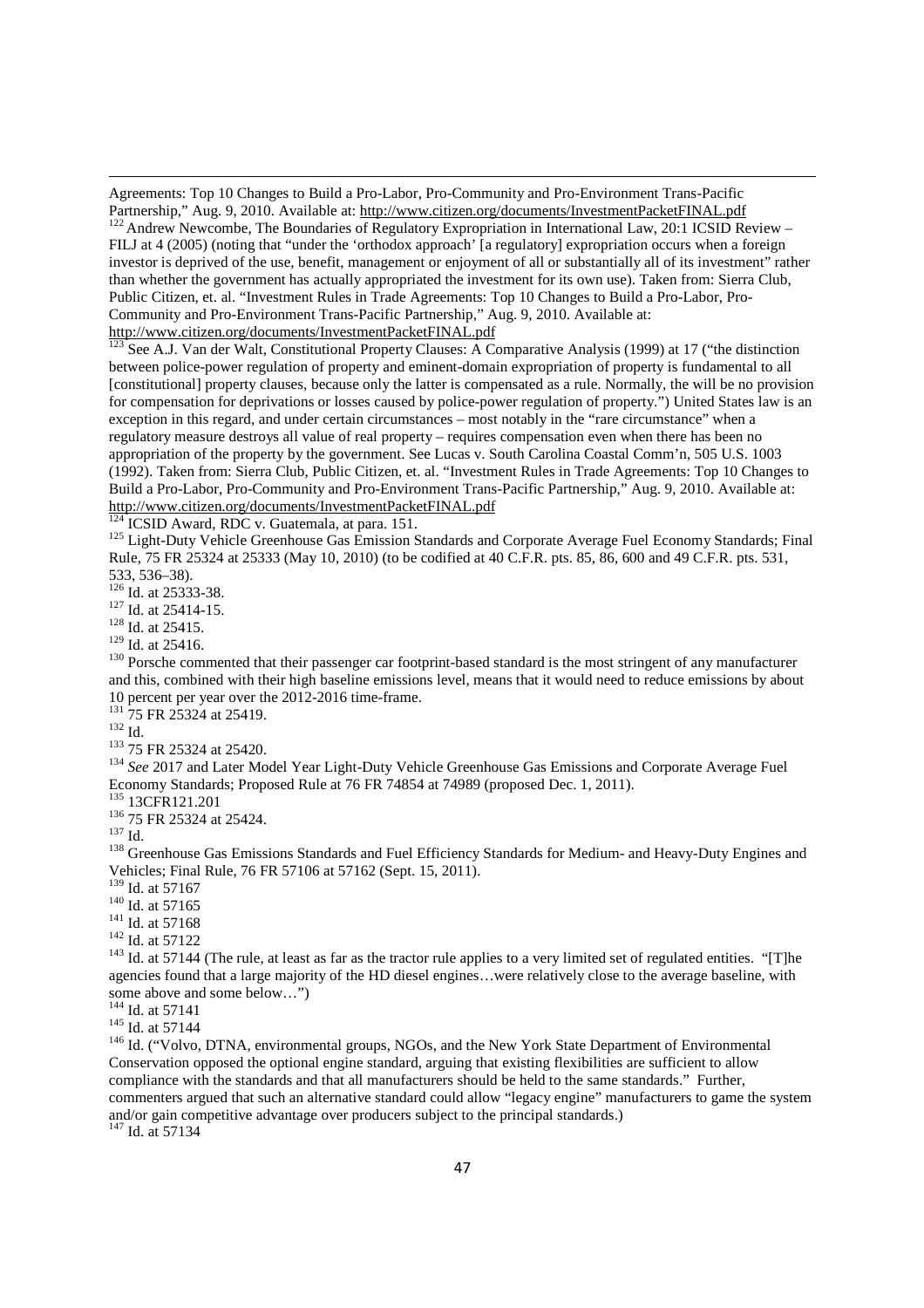Agreements: Top 10 Changes to Build a Pro-Labor, Pro-Community and Pro-Environment Trans-Pacific Partnership," Aug. 9, 2010. Available at: http://www.citizen.org/documents/InvestmentPacketFINAL.pdf

[122] Andrew Newcombe, The Boundaries of Regulatory Expropriation in International Law, 20:1 ICSID Review – FILJ at 4 (2005) (noting that "under the 'orthodox approach' [a regulatory] expropriation occurs when a foreign investor is deprived of the use, benefit, management or enjoyment of all or substantially all of its investment" rather than whether the government has actually appropriated the investment for its own use). Taken from: Sierra Club, Public Citizen, et. al. "Investment Rules in Trade Agreements: Top 10 Changes to Build a Pro-Labor, Pro-Community and Pro-Environment Trans-Pacific Partnership," Aug. 9, 2010. Available at: http://www.citizen.org/documents/InvestmentPacketFINAL.pdf

[123] See A.J. Van der Walt, Constitutional Property Clauses: A Comparative Analysis (1999) at 17 ("the distinction between police-power regulation of property and eminent-domain expropriation of property is fundamental to all [constitutional] property clauses, because only the latter is compensated as a rule. Normally, the will be no provision for compensation for deprivations or losses caused by police-power regulation of property.") United States law is an exception in this regard, and under certain circumstances – most notably in the "rare circumstance" when a regulatory measure destroys all value of real property – requires compensation even when there has been no appropriation of the property by the government. See Lucas v. South Carolina Coastal Comm'n, 505 U.S. 1003 (1992). Taken from: Sierra Club, Public Citizen, et. al. "Investment Rules in Trade Agreements: Top 10 Changes to Build a Pro-Labor, Pro-Community and Pro-Environment Trans-Pacific Partnership," Aug. 9, 2010. Available at: http://www.citizen.org/documents/InvestmentPacketFINAL.pdf

[124] ICSID Award, RDC v. Guatemala, at para. 151.

[125] Light-Duty Vehicle Greenhouse Gas Emission Standards and Corporate Average Fuel Economy Standards; Final Rule, 75 FR 25324 at 25333 (May 10, 2010) (to be codified at 40 C.F.R. pts. 85, 86, 600 and 49 C.F.R. pts. 531, 533, 536–38).

[126] Id. at 25333-38.

[127] Id. at 25414-15.

[128] Id. at 25415.

[129] Id. at 25416.

[130] Porsche commented that their passenger car footprint-based standard is the most stringent of any manufacturer and this, combined with their high baseline emissions level, means that it would need to reduce emissions by about 10 percent per year over the 2012-2016 time-frame.

[131] 75 FR 25324 at 25419.

[132] Id.

[133] 75 FR 25324 at 25420.

[134] *See* 2017 and Later Model Year Light-Duty Vehicle Greenhouse Gas Emissions and Corporate Average Fuel Economy Standards; Proposed Rule at 76 FR 74854 at 74989 (proposed Dec. 1, 2011).

[135] 13CFR121.201

[136] 75 FR 25324 at 25424.

[137] Id.

[138] Greenhouse Gas Emissions Standards and Fuel Efficiency Standards for Medium- and Heavy-Duty Engines and Vehicles; Final Rule, 76 FR 57106 at 57162 (Sept. 15, 2011).

[139] Id. at 57167

[140] Id. at 57165

[141] Id. at 57168

[142] Id. at 57122

[143] Id. at 57144 (The rule, at least as far as the tractor rule applies to a very limited set of regulated entities. "[T]he agencies found that a large majority of the HD diesel engines…were relatively close to the average baseline, with some above and some below…")

[144] Id. at 57141

[145] Id. at 57144

[146] Id. ("Volvo, DTNA, environmental groups, NGOs, and the New York State Department of Environmental Conservation opposed the optional engine standard, arguing that existing flexibilities are sufficient to allow compliance with the standards and that all manufacturers should be held to the same standards." Further, commenters argued that such an alternative standard could allow "legacy engine" manufacturers to game the system and/or gain competitive advantage over producers subject to the principal standards.)

[147] Id. at 57134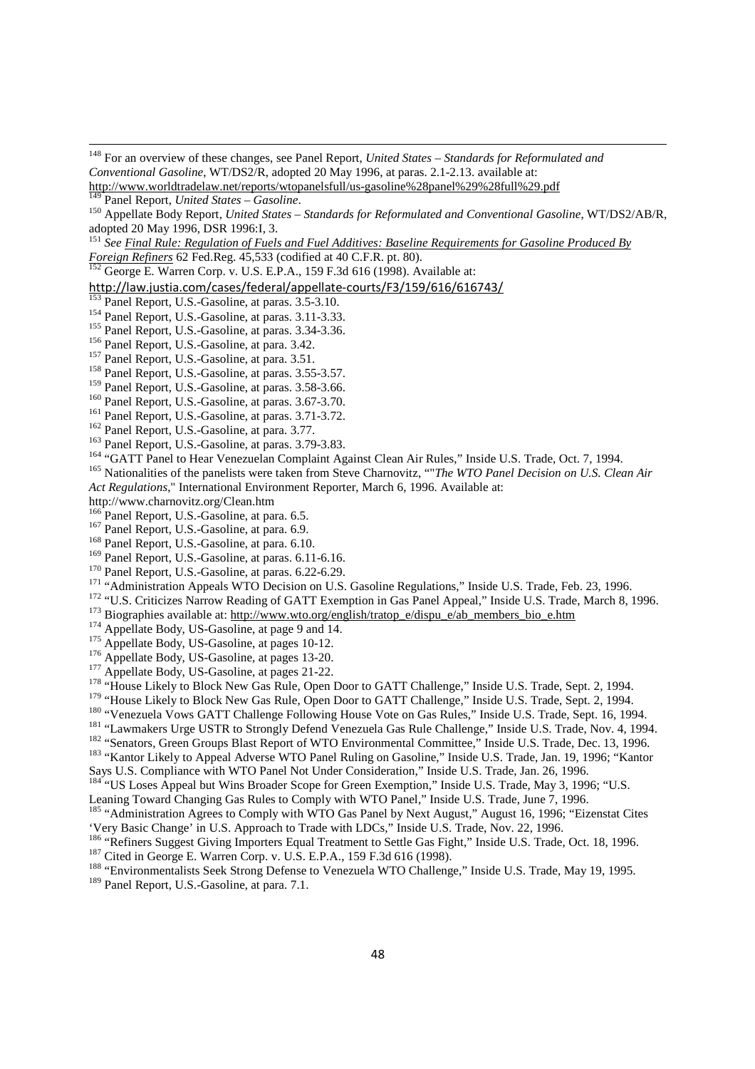[148] For an overview of these changes, see Panel Report, *United States – Standards for Reformulated and Conventional Gasoline*, WT/DS2/R, adopted 20 May 1996, at paras. 2.1-2.13. available at: http://www.worldtradelaw.net/reports/wtopanelsfull/us-gasoline%28panel%29%28full%29.pdf

[149] Panel Report, *United States – Gasoline*.

[150] Appellate Body Report, *United States – Standards for Reformulated and Conventional Gasoline*, WT/DS2/AB/R, adopted 20 May 1996, DSR 1996:I, 3.

[151] *See* Final Rule: Regulation of Fuels and Fuel Additives: Baseline Requirements for Gasoline Produced By Foreign Refiners 62 Fed.Reg. 45,533 (codified at 40 C.F.R. pt. 80).

[152] George E. Warren Corp. v. U.S. E.P.A., 159 F.3d 616 (1998). Available at: http://law.justia.com/cases/federal/appellate-courts/F3/159/616/616743/

[153] Panel Report, U.S.-Gasoline, at paras. 3.5-3.10.

[154] Panel Report, U.S.-Gasoline, at paras. 3.11-3.33.

[155] Panel Report, U.S.-Gasoline, at paras. 3.34-3.36.

[156] Panel Report, U.S.-Gasoline, at para. 3.42.

[157] Panel Report, U.S.-Gasoline, at para. 3.51.

[158] Panel Report, U.S.-Gasoline, at paras. 3.55-3.57.

[159] Panel Report, U.S.-Gasoline, at paras. 3.58-3.66.

[160] Panel Report, U.S.-Gasoline, at paras. 3.67-3.70.

[161] Panel Report, U.S.-Gasoline, at paras. 3.71-3.72.

[162] Panel Report, U.S.-Gasoline, at para. 3.77.

[163] Panel Report, U.S.-Gasoline, at paras. 3.79-3.83.

[164] "GATT Panel to Hear Venezuelan Complaint Against Clean Air Rules," Inside U.S. Trade, Oct. 7, 1994.

[165] Nationalities of the panelists were taken from Steve Charnovitz, ""*The WTO Panel Decision on U.S. Clean Air Act Regulations*," International Environment Reporter, March 6, 1996. Available at: http://www.charnovitz.org/Clean.htm

[166] Panel Report, U.S.-Gasoline, at para. 6.5.

[167] Panel Report, U.S.-Gasoline, at para. 6.9.

[168] Panel Report, U.S.-Gasoline, at para. 6.10.

[169] Panel Report, U.S.-Gasoline, at paras. 6.11-6.16.

[170] Panel Report, U.S.-Gasoline, at paras. 6.22-6.29.

[171] "Administration Appeals WTO Decision on U.S. Gasoline Regulations," Inside U.S. Trade, Feb. 23, 1996.

[172] "U.S. Criticizes Narrow Reading of GATT Exemption in Gas Panel Appeal," Inside U.S. Trade, March 8, 1996.

[173] Biographies available at: http://www.wto.org/english/tratop_e/dispu_e/ab_members_bio_e.htm

[174] Appellate Body, US-Gasoline, at page 9 and 14.

[175] Appellate Body, US-Gasoline, at pages 10-12.

[176] Appellate Body, US-Gasoline, at pages 13-20.

[177] Appellate Body, US-Gasoline, at pages 21-22.

[178] "House Likely to Block New Gas Rule, Open Door to GATT Challenge," Inside U.S. Trade, Sept. 2, 1994.

[179] "House Likely to Block New Gas Rule, Open Door to GATT Challenge," Inside U.S. Trade, Sept. 2, 1994.

[180] "Venezuela Vows GATT Challenge Following House Vote on Gas Rules," Inside U.S. Trade, Sept. 16, 1994.

[181] "Lawmakers Urge USTR to Strongly Defend Venezuela Gas Rule Challenge," Inside U.S. Trade, Nov. 4, 1994.

[182] "Senators, Green Groups Blast Report of WTO Environmental Committee," Inside U.S. Trade, Dec. 13, 1996.

[183] "Kantor Likely to Appeal Adverse WTO Panel Ruling on Gasoline," Inside U.S. Trade, Jan. 19, 1996; "Kantor Says U.S. Compliance with WTO Panel Not Under Consideration," Inside U.S. Trade, Jan. 26, 1996.

[184] "US Loses Appeal but Wins Broader Scope for Green Exemption," Inside U.S. Trade, May 3, 1996; "U.S. Leaning Toward Changing Gas Rules to Comply with WTO Panel," Inside U.S. Trade, June 7, 1996.

[185] "Administration Agrees to Comply with WTO Gas Panel by Next August," August 16, 1996; "Eizenstat Cites 'Very Basic Change' in U.S. Approach to Trade with LDCs," Inside U.S. Trade, Nov. 22, 1996.

[186] "Refiners Suggest Giving Importers Equal Treatment to Settle Gas Fight," Inside U.S. Trade, Oct. 18, 1996.

[187] Cited in George E. Warren Corp. v. U.S. E.P.A., 159 F.3d 616 (1998).

[188] "Environmentalists Seek Strong Defense to Venezuela WTO Challenge," Inside U.S. Trade, May 19, 1995.

[189] Panel Report, U.S.-Gasoline, at para. 7.1.